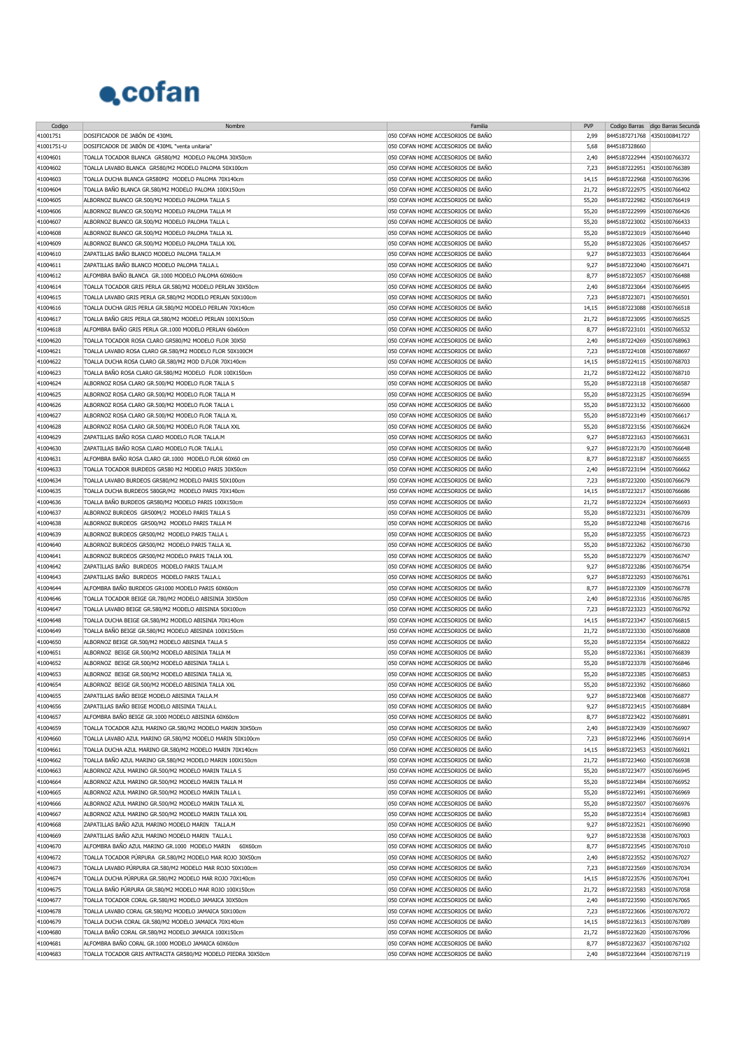cofan

| Codigo | Nombre | Familia | PVP | Codigo Barras | digo Barras Secunda |
|---|---|---|---|---|---|
| 41001751 | DOSIFICADOR DE JABÓN DE 430ML | 050 COFAN HOME ACCESORIOS DE BAÑO | 2,99 | 8445187271768 | 4350100841727 |
| 41001751-U | DOSIFICADOR DE JABÓN DE 430ML "venta unitaria" | 050 COFAN HOME ACCESORIOS DE BAÑO | 5,68 | 8445187328660 | |
| 41004601 | TOALLA TOCADOR BLANCA GR580/M2 MODELO PALOMA 30X50cm | 050 COFAN HOME ACCESORIOS DE BAÑO | 2,40 | 8445187222944 | 4350100766372 |
| 41004602 | TOALLA LAVABO BLANCA GR580/M2 MODELO PALOMA 50X100cm | 050 COFAN HOME ACCESORIOS DE BAÑO | 7,23 | 8445187222951 | 4350100766389 |
| 41004603 | TOALLA DUCHA BLANCA GR580M2 MODELO PALOMA 70X140cm | 050 COFAN HOME ACCESORIOS DE BAÑO | 14,15 | 8445187222968 | 4350100766396 |
| 41004604 | TOALLA BAÑO BLANCA GR.580/M2 MODELO PALOMA 100X150cm | 050 COFAN HOME ACCESORIOS DE BAÑO | 21,72 | 8445187222975 | 4350100766402 |
| 41004605 | ALBORNOZ BLANCO GR.500/M2 MODELO PALOMA TALLA S | 050 COFAN HOME ACCESORIOS DE BAÑO | 55,20 | 8445187222982 | 4350100766419 |
| 41004606 | ALBORNOZ BLANCO GR.500/M2 MODELO PALOMA TALLA M | 050 COFAN HOME ACCESORIOS DE BAÑO | 55,20 | 8445187222999 | 4350100766426 |
| 41004607 | ALBORNOZ BLANCO GR.500/M2 MODELO PALOMA TALLA L | 050 COFAN HOME ACCESORIOS DE BAÑO | 55,20 | 8445187223002 | 4350100766433 |
| 41004608 | ALBORNOZ BLANCO GR.500/M2 MODELO PALOMA TALLA XL | 050 COFAN HOME ACCESORIOS DE BAÑO | 55,20 | 8445187223019 | 4350100766440 |
| 41004609 | ALBORNOZ BLANCO GR.500/M2 MODELO PALOMA TALLA XXL | 050 COFAN HOME ACCESORIOS DE BAÑO | 55,20 | 8445187223026 | 4350100766457 |
| 41004610 | ZAPATILLAS BAÑO BLANCO MODELO PALOMA TALLA.M | 050 COFAN HOME ACCESORIOS DE BAÑO | 9,27 | 8445187223033 | 4350100766464 |
| 41004611 | ZAPATILLAS BAÑO BLANCO MODELO PALOMA TALLA.L | 050 COFAN HOME ACCESORIOS DE BAÑO | 9,27 | 8445187223040 | 4350100766471 |
| 41004612 | ALFOMBRA BAÑO BLANCA GR.1000 MODELO PALOMA 60X60cm | 050 COFAN HOME ACCESORIOS DE BAÑO | 8,77 | 8445187223057 | 4350100766488 |
| 41004614 | TOALLA TOCADOR GRIS PERLA GR.580/M2 MODELO PERLAN 30X50cm | 050 COFAN HOME ACCESORIOS DE BAÑO | 2,40 | 8445187223064 | 4350100766495 |
| 41004615 | TOALLA LAVABO GRIS PERLA GR.580/M2 MODELO PERLAN 50X100cm | 050 COFAN HOME ACCESORIOS DE BAÑO | 7,23 | 8445187223071 | 4350100766501 |
| 41004616 | TOALLA DUCHA GRIS PERLA GR.580/M2 MODELO PERLAN 70X140cm | 050 COFAN HOME ACCESORIOS DE BAÑO | 14,15 | 8445187223088 | 4350100766518 |
| 41004617 | TOALLA BAÑO GRIS PERLA GR.580/M2 MODELO PERLAN 100X150cm | 050 COFAN HOME ACCESORIOS DE BAÑO | 21,72 | 8445187223095 | 4350100766525 |
| 41004618 | ALFOMBRA BAÑO GRIS PERLA GR.1000 MODELO PERLAN 60x60cm | 050 COFAN HOME ACCESORIOS DE BAÑO | 8,77 | 8445187223101 | 4350100766532 |
| 41004620 | TOALLA TOCADOR ROSA CLARO GR580/M2 MODELO FLOR 30X50 | 050 COFAN HOME ACCESORIOS DE BAÑO | 2,40 | 8445187224269 | 4350100768963 |
| 41004621 | TOALLA LAVABO ROSA CLARO GR.580/M2 MODELO FLOR 50X100CM | 050 COFAN HOME ACCESORIOS DE BAÑO | 7,23 | 8445187224108 | 4350100768697 |
| 41004622 | TOALLA DUCHA ROSA CLARO GR.580/M2 MOD D.FLOR 70X140cm | 050 COFAN HOME ACCESORIOS DE BAÑO | 14,15 | 8445187224115 | 4350100768703 |
| 41004623 | TOALLA BAÑO ROSA CLARO GR.580/M2 MODELO FLOR 100X150cm | 050 COFAN HOME ACCESORIOS DE BAÑO | 21,72 | 8445187224122 | 4350100768710 |
| 41004624 | ALBORNOZ ROSA CLARO GR.500/M2 MODELO FLOR TALLA S | 050 COFAN HOME ACCESORIOS DE BAÑO | 55,20 | 8445187223118 | 4350100766587 |
| 41004625 | ALBORNOZ ROSA CLARO GR.500/M2 MODELO FLOR TALLA M | 050 COFAN HOME ACCESORIOS DE BAÑO | 55,20 | 8445187223125 | 4350100766594 |
| 41004626 | ALBORNOZ ROSA CLARO GR.500/M2 MODELO FLOR TALLA L | 050 COFAN HOME ACCESORIOS DE BAÑO | 55,20 | 8445187223132 | 4350100766600 |
| 41004627 | ALBORNOZ ROSA CLARO GR.500/M2 MODELO FLOR TALLA XL | 050 COFAN HOME ACCESORIOS DE BAÑO | 55,20 | 8445187223149 | 4350100766617 |
| 41004628 | ALBORNOZ ROSA CLARO GR.500/M2 MODELO FLOR TALLA XXL | 050 COFAN HOME ACCESORIOS DE BAÑO | 55,20 | 8445187223156 | 4350100766624 |
| 41004629 | ZAPATILLAS BAÑO ROSA CLARO MODELO FLOR TALLA.M | 050 COFAN HOME ACCESORIOS DE BAÑO | 9,27 | 8445187223163 | 4350100766631 |
| 41004630 | ZAPATILLAS BAÑO ROSA CLARO MODELO FLOR TALLA.L | 050 COFAN HOME ACCESORIOS DE BAÑO | 9,27 | 8445187223170 | 4350100766648 |
| 41004631 | ALFOMBRA BAÑO ROSA CLARO GR.1000 MODELO FLOR 60X60 cm | 050 COFAN HOME ACCESORIOS DE BAÑO | 8,77 | 8445187223187 | 4350100766655 |
| 41004633 | TOALLA TOCADOR BURDEOS GR580 M2 MODELO PARIS 30X50cm | 050 COFAN HOME ACCESORIOS DE BAÑO | 2,40 | 8445187223194 | 4350100766662 |
| 41004634 | TOALLA LAVABO BURDEOS GR580/M2 MODELO PARIS 50X100cm | 050 COFAN HOME ACCESORIOS DE BAÑO | 7,23 | 8445187223200 | 4350100766679 |
| 41004635 | TOALLA DUCHA BURDEOS 580GR/M2 MODELO PARIS 70X140cm | 050 COFAN HOME ACCESORIOS DE BAÑO | 14,15 | 8445187223217 | 4350100766686 |
| 41004636 | TOALLA BAÑO BURDEOS GR580/M2 MODELO PARIS 100X150cm | 050 COFAN HOME ACCESORIOS DE BAÑO | 21,72 | 8445187223224 | 4350100766693 |
| 41004637 | ALBORNOZ BURDEOS GR500M/2 MODELO PARIS TALLA S | 050 COFAN HOME ACCESORIOS DE BAÑO | 55,20 | 8445187223231 | 4350100766709 |
| 41004638 | ALBORNOZ BURDEOS GR500/M2 MODELO PARIS TALLA M | 050 COFAN HOME ACCESORIOS DE BAÑO | 55,20 | 8445187223248 | 4350100766716 |
| 41004639 | ALBORNOZ BURDEOS GR500/M2 MODELO PARIS TALLA L | 050 COFAN HOME ACCESORIOS DE BAÑO | 55,20 | 8445187223255 | 4350100766723 |
| 41004640 | ALBORNOZ BURDEOS GR500/M2 MODELO PARIS TALLA XL | 050 COFAN HOME ACCESORIOS DE BAÑO | 55,20 | 8445187223262 | 4350100766730 |
| 41004641 | ALBORNOZ BURDEOS GR500/M2 MODELO PARIS TALLA XXL | 050 COFAN HOME ACCESORIOS DE BAÑO | 55,20 | 8445187223279 | 4350100766747 |
| 41004642 | ZAPATILLAS BAÑO BURDEOS MODELO PARIS TALLA.M | 050 COFAN HOME ACCESORIOS DE BAÑO | 9,27 | 8445187223286 | 4350100766754 |
| 41004643 | ZAPATILLAS BAÑO BURDEOS MODELO PARIS TALLA.L | 050 COFAN HOME ACCESORIOS DE BAÑO | 9,27 | 8445187223293 | 4350100766761 |
| 41004644 | ALFOMBRA BAÑO BURDEOS GR1000 MODELO PARIS 60X60cm | 050 COFAN HOME ACCESORIOS DE BAÑO | 8,77 | 8445187223309 | 4350100766778 |
| 41004646 | TOALLA TOCADOR BEIGE GR.780/M2 MODELO ABISINIA 30X50cm | 050 COFAN HOME ACCESORIOS DE BAÑO | 2,40 | 8445187223316 | 4350100766785 |
| 41004647 | TOALLA LAVABO BEIGE GR.580/M2 MODELO ABISINIA 50X100cm | 050 COFAN HOME ACCESORIOS DE BAÑO | 7,23 | 8445187223323 | 4350100766792 |
| 41004648 | TOALLA DUCHA BEIGE GR.580/M2 MODELO ABISINIA 70X140cm | 050 COFAN HOME ACCESORIOS DE BAÑO | 14,15 | 8445187223347 | 4350100766815 |
| 41004649 | TOALLA BAÑO BEIGE GR.580/M2 MODELO ABISINIA 100X150cm | 050 COFAN HOME ACCESORIOS DE BAÑO | 21,72 | 8445187223330 | 4350100766808 |
| 41004650 | ALBORNOZ BEIGE GR.500/M2 MODELO ABISINIA TALLA S | 050 COFAN HOME ACCESORIOS DE BAÑO | 55,20 | 8445187223354 | 4350100766822 |
| 41004651 | ALBORNOZ BEIGE GR.500/M2 MODELO ABISINIA TALLA M | 050 COFAN HOME ACCESORIOS DE BAÑO | 55,20 | 8445187223361 | 4350100766839 |
| 41004652 | ALBORNOZ BEIGE GR.500/M2 MODELO ABISINIA TALLA L | 050 COFAN HOME ACCESORIOS DE BAÑO | 55,20 | 8445187223378 | 4350100766846 |
| 41004653 | ALBORNOZ BEIGE GR.500/M2 MODELO ABISINIA TALLA XL | 050 COFAN HOME ACCESORIOS DE BAÑO | 55,20 | 8445187223385 | 4350100766853 |
| 41004654 | ALBORNOZ BEIGE GR.500/M2 MODELO ABISINIA TALLA XXL | 050 COFAN HOME ACCESORIOS DE BAÑO | 55,20 | 8445187223392 | 4350100766860 |
| 41004655 | ZAPATILLAS BAÑO BEIGE MODELO ABISINIA TALLA.M | 050 COFAN HOME ACCESORIOS DE BAÑO | 9,27 | 8445187223408 | 4350100766877 |
| 41004656 | ZAPATILLAS BAÑO BEIGE MODELO ABISINIA TALLA.L | 050 COFAN HOME ACCESORIOS DE BAÑO | 9,27 | 8445187223415 | 4350100766884 |
| 41004657 | ALFOMBRA BAÑO BEIGE GR.1000 MODELO ABISINIA 60X60cm | 050 COFAN HOME ACCESORIOS DE BAÑO | 8,77 | 8445187223422 | 4350100766891 |
| 41004659 | TOALLA TOCADOR AZUL MARINO GR.580/M2 MODELO MARIN 30X50cm | 050 COFAN HOME ACCESORIOS DE BAÑO | 2,40 | 8445187223439 | 4350100766907 |
| 41004660 | TOALLA LAVABO AZUL MARINO GR.580/M2 MODELO MARIN 50X100cm | 050 COFAN HOME ACCESORIOS DE BAÑO | 7,23 | 8445187223446 | 4350100766914 |
| 41004661 | TOALLA DUCHA AZUL MARINO GR.580/M2 MODELO MARIN 70X140cm | 050 COFAN HOME ACCESORIOS DE BAÑO | 14,15 | 8445187223453 | 4350100766921 |
| 41004662 | TOALLA BAÑO AZUL MARINO GR.580/M2 MODELO MARIN 100X150cm | 050 COFAN HOME ACCESORIOS DE BAÑO | 21,72 | 8445187223460 | 4350100766938 |
| 41004663 | ALBORNOZ AZUL MARINO GR.500/M2 MODELO MARIN TALLA S | 050 COFAN HOME ACCESORIOS DE BAÑO | 55,20 | 8445187223477 | 4350100766945 |
| 41004664 | ALBORNOZ AZUL MARINO GR.500/M2 MODELO MARIN TALLA M | 050 COFAN HOME ACCESORIOS DE BAÑO | 55,20 | 8445187223484 | 4350100766952 |
| 41004665 | ALBORNOZ AZUL MARINO GR.500/M2 MODELO MARIN TALLA L | 050 COFAN HOME ACCESORIOS DE BAÑO | 55,20 | 8445187223491 | 4350100766969 |
| 41004666 | ALBORNOZ AZUL MARINO GR.500/M2 MODELO MARIN TALLA XL | 050 COFAN HOME ACCESORIOS DE BAÑO | 55,20 | 8445187223507 | 4350100766976 |
| 41004667 | ALBORNOZ AZUL MARINO GR.500/M2 MODELO MARIN TALLA XXL | 050 COFAN HOME ACCESORIOS DE BAÑO | 55,20 | 8445187223514 | 4350100766983 |
| 41004668 | ZAPATILLAS BAÑO AZUL MARINO MODELO MARIN TALLA.M | 050 COFAN HOME ACCESORIOS DE BAÑO | 9,27 | 8445187223521 | 4350100766990 |
| 41004669 | ZAPATILLAS BAÑO AZUL MARINO MODELO MARIN TALLA.L | 050 COFAN HOME ACCESORIOS DE BAÑO | 9,27 | 8445187223538 | 4350100767003 |
| 41004670 | ALFOMBRA BAÑO AZUL MARINO GR.1000 MODELO MARIN 60X60cm | 050 COFAN HOME ACCESORIOS DE BAÑO | 8,77 | 8445187223545 | 4350100767010 |
| 41004672 | TOALLA TOCADOR PÚRPURA GR.580/M2 MODELO MAR ROJO 30X50cm | 050 COFAN HOME ACCESORIOS DE BAÑO | 2,40 | 8445187223552 | 4350100767027 |
| 41004673 | TOALLA LAVABO PÚRPURA GR.580/M2 MODELO MAR ROJO 50X100cm | 050 COFAN HOME ACCESORIOS DE BAÑO | 7,23 | 8445187223569 | 4350100767034 |
| 41004674 | TOALLA DUCHA PÚRPURA GR.580/M2 MODELO MAR ROJO 70X140cm | 050 COFAN HOME ACCESORIOS DE BAÑO | 14,15 | 8445187223576 | 4350100767041 |
| 41004675 | TOALLA BAÑO PÚRPURA GR.580/M2 MODELO MAR ROJO 100X150cm | 050 COFAN HOME ACCESORIOS DE BAÑO | 21,72 | 8445187223583 | 4350100767058 |
| 41004677 | TOALLA TOCADOR CORAL GR.580/M2 MODELO JAMAICA 30X50cm | 050 COFAN HOME ACCESORIOS DE BAÑO | 2,40 | 8445187223590 | 4350100767065 |
| 41004678 | TOALLA LAVABO CORAL GR.580/M2 MODELO JAMAICA 50X100cm | 050 COFAN HOME ACCESORIOS DE BAÑO | 7,23 | 8445187223606 | 4350100767072 |
| 41004679 | TOALLA DUCHA CORAL GR.580/M2 MODELO JAMAICA 70X140cm | 050 COFAN HOME ACCESORIOS DE BAÑO | 14,15 | 8445187223613 | 4350100767089 |
| 41004680 | TOALLA BAÑO CORAL GR.580/M2 MODELO JAMAICA 100X150cm | 050 COFAN HOME ACCESORIOS DE BAÑO | 21,72 | 8445187223620 | 4350100767096 |
| 41004681 | ALFOMBRA BAÑO CORAL GR.1000 MODELO JAMAICA 60X60cm | 050 COFAN HOME ACCESORIOS DE BAÑO | 8,77 | 8445187223637 | 4350100767102 |
| 41004683 | TOALLA TOCADOR GRIS ANTRACITA GR580/M2 MODELO PIEDRA 30X50cm | 050 COFAN HOME ACCESORIOS DE BAÑO | 2,40 | 8445187223644 | 4350100767119 |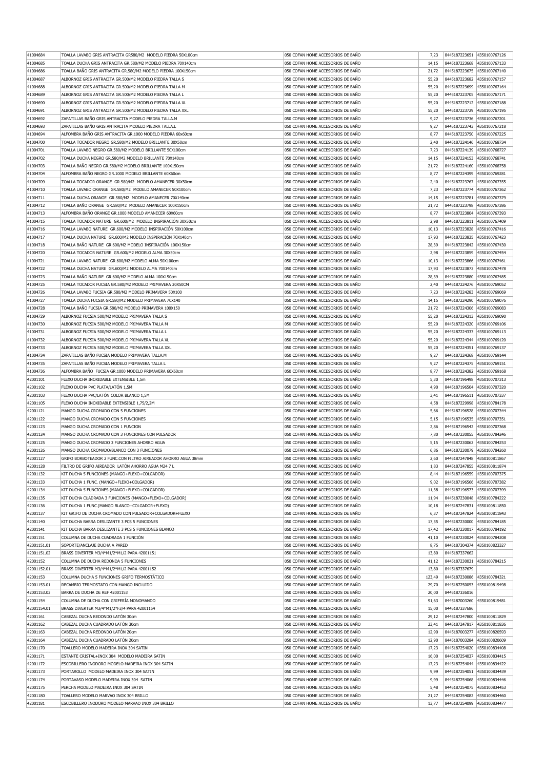| | | | | | |
|---|---|---|---|---|---|
| 41004684 | TOALLA LAVABO GRIS ANTRACITA GR580/M2 MODELO PIEDRA 50X100cm | 050 COFAN HOME ACCESORIOS DE BAÑO | 7,23 | 8445187223651 | 4350100767126 |
| 41004685 | TOALLA DUCHA GRIS ANTRACITA GR.580/M2 MODELO PIEDRA 70X140cm | 050 COFAN HOME ACCESORIOS DE BAÑO | 14,15 | 8445187223668 | 4350100767133 |
| 41004686 | TOALLA BAÑO GRIS ANTRACITA GR.580/M2 MODELO PIEDRA 100X150cm | 050 COFAN HOME ACCESORIOS DE BAÑO | 21,72 | 8445187223675 | 4350100767140 |
| 41004687 | ALBORNOZ GRIS ANTRACITA GR.500/M2 MODELO PIEDRA TALLA S | 050 COFAN HOME ACCESORIOS DE BAÑO | 55,20 | 8445187223682 | 4350100767157 |
| 41004688 | ALBORNOZ GRIS ANTRACITA GR.500/M2 MODELO PIEDRA TALLA M | 050 COFAN HOME ACCESORIOS DE BAÑO | 55,20 | 8445187223699 | 4350100767164 |
| 41004689 | ALBORNOZ GRIS ANTRACITA GR.500/M2 MODELO PIEDRA TALLA L | 050 COFAN HOME ACCESORIOS DE BAÑO | 55,20 | 8445187223705 | 4350100767171 |
| 41004690 | ALBORNOZ GRIS ANTRACITA GR.500/M2 MODELO PIEDRA TALLA XL | 050 COFAN HOME ACCESORIOS DE BAÑO | 55,20 | 8445187223712 | 4350100767188 |
| 41004691 | ALBORNOZ GRIS ANTRACITA GR.500/M2 MODELO PIEDRA TALLA XXL | 050 COFAN HOME ACCESORIOS DE BAÑO | 55,20 | 8445187223729 | 4350100767195 |
| 41004692 | ZAPATILLAS BAÑO GRIS ANTRACITA MODELO PIEDRA TALLA.M | 050 COFAN HOME ACCESORIOS DE BAÑO | 9,27 | 8445187223736 | 4350100767201 |
| 41004693 | ZAPATILLAS BAÑO GRIS ANTRACITA MODELO PIEDRA TALLA.L | 050 COFAN HOME ACCESORIOS DE BAÑO | 9,27 | 8445187223743 | 4350100767218 |
| 41004694 | ALFOMBRA BAÑO GRIS ANTRACITA GR.1000 MODELO PIEDRA 60x60cm | 050 COFAN HOME ACCESORIOS DE BAÑO | 8,77 | 8445187223750 | 4350100767225 |
| 41004700 | TOALLA TOCADOR NEGRO GR.580/M2 MODELO BRILLANTE 30X50cm | 050 COFAN HOME ACCESORIOS DE BAÑO | 2,40 | 8445187224146 | 4350100768734 |
| 41004701 | TOALLA LAVABO NEGRO GR.580/M2 MODELO BRILLANTE 50X100cm | 050 COFAN HOME ACCESORIOS DE BAÑO | 7,23 | 8445187224139 | 4350100768727 |
| 41004702 | TOALLA DUCHA NEGRO GR.580/M2 MODELO BRILLANTE 70X140cm | 050 COFAN HOME ACCESORIOS DE BAÑO | 14,15 | 8445187224153 | 4350100768741 |
| 41004703 | TOALLA BAÑO NEGRO GR.580/M2 MODELO BRILLANTE 100X150cm | 050 COFAN HOME ACCESORIOS DE BAÑO | 21,72 | 8445187224160 | 4350100768758 |
| 41004704 | ALFOMBRA BAÑO NEGRO GR.1000 MODELO BRILLANTE 60X60cm | 050 COFAN HOME ACCESORIOS DE BAÑO | 8,77 | 8445187224399 | 4350100769281 |
| 41004709 | TOALLA TOCADOR ORANGE GR.580/M2 MODELO AMANECER 30X50cm | 050 COFAN HOME ACCESORIOS DE BAÑO | 2,40 | 8445187223767 | 4350100767355 |
| 41004710 | TOALLA LAVABO ORANGE GR.580/M2 MODELO AMANECER 50X100cm | 050 COFAN HOME ACCESORIOS DE BAÑO | 7,23 | 8445187223774 | 4350100767362 |
| 41004711 | TOALLA DUCHA ORANGE GR.580/M2 MODELO AMANECER 70X140cm | 050 COFAN HOME ACCESORIOS DE BAÑO | 14,15 | 8445187223781 | 4350100767379 |
| 41004712 | TOALLA BAÑO ORANGE GR.580/M2 MODELO AMANECER 100X150cm | 050 COFAN HOME ACCESORIOS DE BAÑO | 21,72 | 8445187223798 | 4350100767386 |
| 41004713 | ALFOMBRA BAÑO ORANGE GR.1000 MODELO AMANECER 60X60cm | 050 COFAN HOME ACCESORIOS DE BAÑO | 8,77 | 8445187223804 | 4350100767393 |
| 41004715 | TOALLA TOCADOR NATURE GR.600/M2 MODELO INSPIRACIÓN 30X50cm | 050 COFAN HOME ACCESORIOS DE BAÑO | 2,98 | 8445187223811 | 4350100767409 |
| 41004716 | TOALLA LAVABO NATURE GR.600/M2 MODELO INSPIRACIÓN 50X100cm | 050 COFAN HOME ACCESORIOS DE BAÑO | 10,13 | 8445187223828 | 4350100767416 |
| 41004717 | TOALLA DUCHA NATURE GR.600/M2 MODELO INSPIRACIÓN 70X140cm | 050 COFAN HOME ACCESORIOS DE BAÑO | 17,93 | 8445187223835 | 4350100767423 |
| 41004718 | TOALLA BAÑO NATURE GR.600/M2 MODELO INSPIRACIÓN 100X150cm | 050 COFAN HOME ACCESORIOS DE BAÑO | 28,39 | 8445187223842 | 4350100767430 |
| 41004720 | TOALLA TOCADOR NATURE GR.600/M2 MODELO ALMA 30X50cm | 050 COFAN HOME ACCESORIOS DE BAÑO | 2,98 | 8445187223859 | 4350100767454 |
| 41004721 | TOALLA LAVABO NATURE GR.600/M2 MODELO ALMA 50X100cm | 050 COFAN HOME ACCESORIOS DE BAÑO | 10,13 | 8445187223866 | 4350100767461 |
| 41004722 | TOALLA DUCHA NATURE GR.600/M2 MODELO ALMA 70X140cm | 050 COFAN HOME ACCESORIOS DE BAÑO | 17,93 | 8445187223873 | 4350100767478 |
| 41004723 | TOALLA BAÑO NATURE GR.600/M2 MODELO ALMA 100X150cm | 050 COFAN HOME ACCESORIOS DE BAÑO | 28,39 | 8445187223880 | 4350100767485 |
| 41004725 | TOALLA TOCADOR FUCSIA GR.580/M2 MODELO PRIMAVERA 30X50CM | 050 COFAN HOME ACCESORIOS DE BAÑO | 2,40 | 8445187224276 | 4350100769052 |
| 41004726 | TOALLA LAVABO FUCSIA GR.580/M2 MODELO PRIMAVERA 50X100 | 050 COFAN HOME ACCESORIOS DE BAÑO | 7,23 | 8445187224283 | 4350100769069 |
| 41004727 | TOALLA DUCHA FUCSIA GR.580/M2 MODELO PRIMAVERA 70X140 | 050 COFAN HOME ACCESORIOS DE BAÑO | 14,15 | 8445187224290 | 4350100769076 |
| 41004728 | TOALLA BAÑO FUCSIA GR.580/M2 MODELO PRIMAVERA 100X150 | 050 COFAN HOME ACCESORIOS DE BAÑO | 21,72 | 8445187224306 | 4350100769083 |
| 41004729 | ALBORNOZ FUCSIA 500/M2 MODELO PRIMAVERA TALLA S | 050 COFAN HOME ACCESORIOS DE BAÑO | 55,20 | 8445187224313 | 4350100769090 |
| 41004730 | ALBORNOZ FUCSIA 500/M2 MODELO PRIMAVERA TALLA M | 050 COFAN HOME ACCESORIOS DE BAÑO | 55,20 | 8445187224320 | 4350100769106 |
| 41004731 | ALBORNOZ FUCSIA 500/M2 MODELO PRIMAVERA TALLA L | 050 COFAN HOME ACCESORIOS DE BAÑO | 55,20 | 8445187224337 | 4350100769113 |
| 41004732 | ALBORNOZ FUCSIA 500/M2 MODELO PRIMAVERA TALLA XL | 050 COFAN HOME ACCESORIOS DE BAÑO | 55,20 | 8445187224344 | 4350100769120 |
| 41004733 | ALBORNOZ FUCSIA 500/M2 MODELO PRIMAVERA TALLA XXL | 050 COFAN HOME ACCESORIOS DE BAÑO | 55,20 | 8445187224351 | 4350100769137 |
| 41004734 | ZAPATILLAS BAÑO FUCSIA MODELO PRIMAVERA TALLA.M | 050 COFAN HOME ACCESORIOS DE BAÑO | 9,27 | 8445187224368 | 4350100769144 |
| 41004735 | ZAPATILLAS BAÑO FUCSIA MODELO PRIMAVERA TALLA L | 050 COFAN HOME ACCESORIOS DE BAÑO | 9,27 | 8445187224375 | 4350100769151 |
| 41004736 | ALFOMBRA BAÑO FUCSIA GR.1000 MODELO PRIMAVERA 60X60cm | 050 COFAN HOME ACCESORIOS DE BAÑO | 8,77 | 8445187224382 | 4350100769168 |
| 42001101 | FLEXO DUCHA INOXIDABLE EXTENSIBLE 1,5m | 050 COFAN HOME ACCESORIOS DE BAÑO | 5,30 | 8445187196498 | 4350100707313 |
| 42001102 | FLEXO DUCHA PVC PLATA/LATÓN 1,5M | 050 COFAN HOME ACCESORIOS DE BAÑO | 4,90 | 8445187196504 | 4350100707320 |
| 42001103 | FLEXO DUCHA PVC/LATÓN COLOR BLANCO 1,5M | 050 COFAN HOME ACCESORIOS DE BAÑO | 3,41 | 8445187196511 | 4350100707337 |
| 42001105 | FLEXO DUCHA INOXIDABLE EXTENSIBLE 1,75/2,2M | 050 COFAN HOME ACCESORIOS DE BAÑO | 4,58 | 8445187229998 | 4350100784178 |
| 42001121 | MANGO DUCHA CROMADO CON 5 FUNCIONES | 050 COFAN HOME ACCESORIOS DE BAÑO | 5,66 | 8445187196528 | 4350100707344 |
| 42001122 | MANGO DUCHA CROMADO CON 5 FUNCIONES | 050 COFAN HOME ACCESORIOS DE BAÑO | 5,15 | 8445187196535 | 4350100707351 |
| 42001123 | MANGO DUCHA CROMADO CON 1 FUNCION | 050 COFAN HOME ACCESORIOS DE BAÑO | 2,86 | 8445187196542 | 4350100707368 |
| 42001124 | MANGO DUCHA CROMADO CON 3 FUNCIONES CON PULSADOR | 050 COFAN HOME ACCESORIOS DE BAÑO | 7,80 | 8445187230055 | 4350100784246 |
| 42001125 | MANGO DUCHA CROMADO 3 FUNCIONES AHORRO AGUA | 050 COFAN HOME ACCESORIOS DE BAÑO | 5,15 | 8445187230062 | 4350100784253 |
| 42001126 | MANGO DUCHA CROMADO/BLANCO CON 3 FUNCIONES | 050 COFAN HOME ACCESORIOS DE BAÑO | 6,86 | 8445187230079 | 4350100784260 |
| 42001127 | GRIFO BORBOTEADOR 2 FUNC.CON FILTRO AIREADOR AHORRO AGUA 38mm | 050 COFAN HOME ACCESORIOS DE BAÑO | 2,60 | 8445187247848 | 4350100811867 |
| 42001128 | FILTRO DE GRIFO AIREADOR LATÓN AHORRO AGUA M24 7 L | 050 COFAN HOME ACCESORIOS DE BAÑO | 1,83 | 8445187247855 | 4350100811874 |
| 42001132 | KIT DUCHA 5 FUNCIONES (MANGO+FLEXO+COLGADOR) | 050 COFAN HOME ACCESORIOS DE BAÑO | 8,44 | 8445187196559 | 4350100707375 |
| 42001133 | KIT DUCHA 1 FUNC. (MANGO+FLEXO+COLGADOR) | 050 COFAN HOME ACCESORIOS DE BAÑO | 9,02 | 8445187196566 | 4350100707382 |
| 42001134 | KIT DUCHA 5 FUNCIONES (MANGO+FLEXO+COLGADOR) | 050 COFAN HOME ACCESORIOS DE BAÑO | 11,38 | 8445187196573 | 4350100707399 |
| 42001135 | KIT DUCHA CUADRADA 3 FUNCIONES (MANGO+FLEXO+COLGADOR) | 050 COFAN HOME ACCESORIOS DE BAÑO | 11,94 | 8445187230048 | 4350100784222 |
| 42001136 | KIT DUCHA 1 FUNC.(MANGO BLANCO+COLGADOR+FLEXO) | 050 COFAN HOME ACCESORIOS DE BAÑO | 10,18 | 8445187247831 | 4350100811850 |
| 42001137 | KIT GRIFO DE DUCHA CROMADO CON PULSADOR+COLGADOR+FLEXO | 050 COFAN HOME ACCESORIOS DE BAÑO | 6,37 | 8445187247824 | 4350100811843 |
| 42001140 | KIT DUCHA BARRA DESLIZANTE 3 PCS 5 FUNCIONES | 050 COFAN HOME ACCESORIOS DE BAÑO | 17,55 | 8445187230000 | 4350100784185 |
| 42001141 | KIT DUCHA BARRA DESLIZANTE 3 PCS 5 FUNCIONES BLANCO | 050 COFAN HOME ACCESORIOS DE BAÑO | 17,42 | 8445187230017 | 4350100784192 |
| 42001151 | COLUMNA DE DUCHA CUADRADA 1 FUNCIÓN | 050 COFAN HOME ACCESORIOS DE BAÑO | 41,10 | 8445187230024 | 4350100784208 |
| 42001151.01 | SOPORTE/ANCLAJE DUCHA A PARED | 050 COFAN HOME ACCESORIOS DE BAÑO | 8,75 | 8445187304374 | 4350100823327 |
| 42001151.02 | BRASS DIVERTER M3/4*M1/2*M1/2 PARA 42001151 | 050 COFAN HOME ACCESORIOS DE BAÑO | 13,80 | 8445187337662 | |
| 42001152 | COLUMNA DE DUCHA REDONDA 5 FUNCIONES | 050 COFAN HOME ACCESORIOS DE BAÑO | 41,12 | 8445187230031 | 4350100784215 |
| 42001152.01 | BRASS DIVERTER M3/4*M1/2*M1/2 PARA 42001152 | 050 COFAN HOME ACCESORIOS DE BAÑO | 13,80 | 8445187337679 | |
| 42001153 | COLUMNA DUCHA 5 FUNCIONES GRIFO TERMOSTÁTICO | 050 COFAN HOME ACCESORIOS DE BAÑO | 123,49 | 8445187230086 | 4350100784321 |
| 42001153.01 | RECAMBIO TERMOSTATO CON MANGO INCLUIDO | 050 COFAN HOME ACCESORIOS DE BAÑO | 29,70 | 8445187250053 | 4350100819498 |
| 42001153.03 | BARRA DE DUCHA DE REF 42001153 | 050 COFAN HOME ACCESORIOS DE BAÑO | 20,00 | 8445187336016 | |
| 42001154 | COLUMNA DE DUCHA CON GRIFERÍA MONOMANDO | 050 COFAN HOME ACCESORIOS DE BAÑO | 91,63 | 8445187003260 | 4350100819481 |
| 42001154.01 | BRASS DIVERTER M3/4*M1/2*F3/4 PARA 42001154 | 050 COFAN HOME ACCESORIOS DE BAÑO | 15,00 | 8445187337686 | |
| 42001161 | CABEZAL DUCHA REDONDO LATÓN 30cm | 050 COFAN HOME ACCESORIOS DE BAÑO | 29,12 | 8445187247800 | 4350100811829 |
| 42001162 | CABEZAL DUCHA CUADRADO LATÓN 30cm | 050 COFAN HOME ACCESORIOS DE BAÑO | 33,41 | 8445187247817 | 4350100811836 |
| 42001163 | CABEZAL DUCHA REDONDO LATÓN 20cm | 050 COFAN HOME ACCESORIOS DE BAÑO | 12,90 | 8445187003277 | 4350100820593 |
| 42001164 | CABEZAL DUCHA CUADRADO LATÓN 20cm | 050 COFAN HOME ACCESORIOS DE BAÑO | 12,90 | 8445187003284 | 4350100820609 |
| 42001170 | TOALLERO MODELO MADEIRA INOX 304 SATIN | 050 COFAN HOME ACCESORIOS DE BAÑO | 17,23 | 8445187254020 | 4350100834408 |
| 42001171 | ESTANTE CRISTAL+INOX 304 MODELO MADEIRA SATIN | 050 COFAN HOME ACCESORIOS DE BAÑO | 16,00 | 8445187254037 | 4350100834415 |
| 42001172 | ESCOBILLERO INODORO MODELO MADEIRA INOX 304 SATIN | 050 COFAN HOME ACCESORIOS DE BAÑO | 17,23 | 8445187254044 | 4350100834422 |
| 42001173 | PORTAROLLO MODELO MADEIRA INOX 304 SATIN | 050 COFAN HOME ACCESORIOS DE BAÑO | 9,99 | 8445187254051 | 4350100834439 |
| 42001174 | PORTAVASO MODELO MADEIRA INOX 304 SATIN | 050 COFAN HOME ACCESORIOS DE BAÑO | 9,99 | 8445187254068 | 4350100834446 |
| 42001175 | PERCHA MODELO MADEIRA INOX 304 SATIN | 050 COFAN HOME ACCESORIOS DE BAÑO | 5,48 | 8445187254075 | 4350100834453 |
| 42001180 | TOALLERO MODELO MARVAO INOX 304 BRILLO | 050 COFAN HOME ACCESORIOS DE BAÑO | 21,27 | 8445187254082 | 4350100834460 |
| 42001181 | ESCOBILLERO INODORO MODELO MARVAO INOX 304 BRILLO | 050 COFAN HOME ACCESORIOS DE BAÑO | 13,77 | 8445187254099 | 4350100834477 |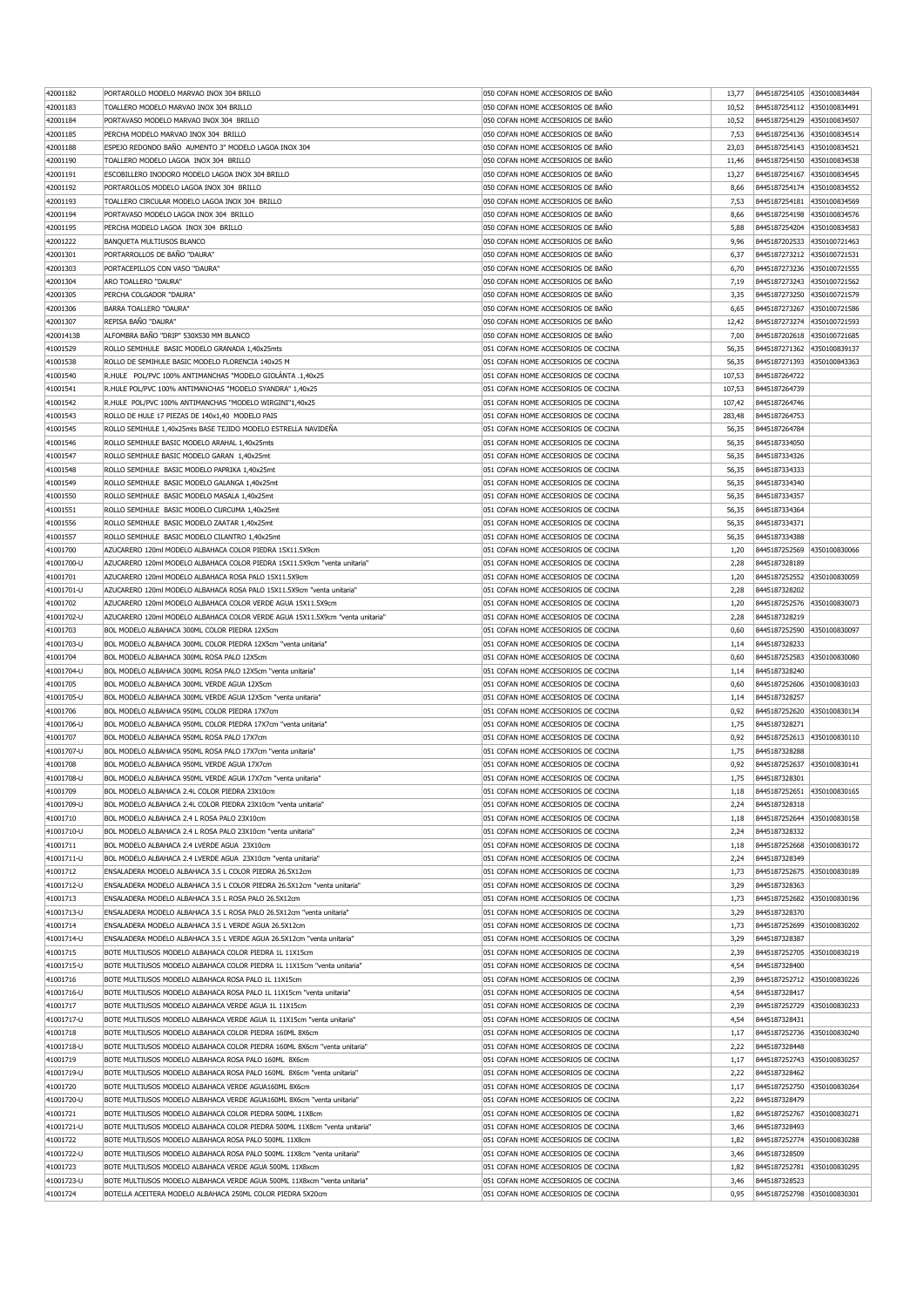| | | | | | |
|---|---|---|---|---|---|
| 42001182 | PORTAROLLO MODELO MARVAO INOX 304 BRILLO | 050 COFAN HOME ACCESORIOS DE BAÑO | 13,77 | 8445187254105 | 4350100834484 |
| 42001183 | TOALLERO MODELO MARVAO INOX 304 BRILLO | 050 COFAN HOME ACCESORIOS DE BAÑO | 10,52 | 8445187254112 | 4350100834491 |
| 42001184 | PORTAVASO MODELO MARVAO INOX 304 BRILLO | 050 COFAN HOME ACCESORIOS DE BAÑO | 10,52 | 8445187254129 | 4350100834507 |
| 42001185 | PERCHA MODELO MARVAO INOX 304 BRILLO | 050 COFAN HOME ACCESORIOS DE BAÑO | 7,53 | 8445187254136 | 4350100834514 |
| 42001188 | ESPEJO REDONDO BAÑO AUMENTO 3" MODELO LAGOA INOX 304 | 050 COFAN HOME ACCESORIOS DE BAÑO | 23,03 | 8445187254143 | 4350100834521 |
| 42001190 | TOALLERO MODELO LAGOA INOX 304 BRILLO | 050 COFAN HOME ACCESORIOS DE BAÑO | 11,46 | 8445187254150 | 4350100834538 |
| 42001191 | ESCOBILLERO INODORO MODELO LAGOA INOX 304 BRILLO | 050 COFAN HOME ACCESORIOS DE BAÑO | 13,27 | 8445187254167 | 4350100834545 |
| 42001192 | PORTAROLLOS MODELO LAGOA INOX 304 BRILLO | 050 COFAN HOME ACCESORIOS DE BAÑO | 8,66 | 8445187254174 | 4350100834552 |
| 42001193 | TOALLERO CIRCULAR MODELO LAGOA INOX 304 BRILLO | 050 COFAN HOME ACCESORIOS DE BAÑO | 7,53 | 8445187254181 | 4350100834569 |
| 42001194 | PORTAVASO MODELO LAGOA INOX 304 BRILLO | 050 COFAN HOME ACCESORIOS DE BAÑO | 8,66 | 8445187254198 | 4350100834576 |
| 42001195 | PERCHA MODELO LAGOA INOX 304 BRILLO | 050 COFAN HOME ACCESORIOS DE BAÑO | 5,88 | 8445187254204 | 4350100834583 |
| 42001222 | BANQUETA MULTIUSOS BLANCO | 050 COFAN HOME ACCESORIOS DE BAÑO | 9,96 | 8445187202533 | 4350100721463 |
| 42001301 | PORTARROLLOS DE BAÑO "DAURA" | 050 COFAN HOME ACCESORIOS DE BAÑO | 6,37 | 8445187273212 | 4350100721531 |
| 42001303 | PORTACEPILLOS CON VASO "DAURA" | 050 COFAN HOME ACCESORIOS DE BAÑO | 6,70 | 8445187273236 | 4350100721555 |
| 42001304 | ARO TOALLERO "DAURA" | 050 COFAN HOME ACCESORIOS DE BAÑO | 7,19 | 8445187273243 | 4350100721562 |
| 42001305 | PERCHA COLGADOR "DAURA" | 050 COFAN HOME ACCESORIOS DE BAÑO | 3,35 | 8445187273250 | 4350100721579 |
| 42001306 | BARRA TOALLERO "DAURA" | 050 COFAN HOME ACCESORIOS DE BAÑO | 6,65 | 8445187273267 | 4350100721586 |
| 42001307 | REPISA BAÑO "DAURA" | 050 COFAN HOME ACCESORIOS DE BAÑO | 12,42 | 8445187273274 | 4350100721593 |
| 42001413B | ALFOMBRA BAÑO "DRIP" 530X530 MM BLANCO | 050 COFAN HOME ACCESORIOS DE BAÑO | 7,00 | 8445187202618 | 4350100721685 |
| 41001529 | ROLLO SEMIHULE BASIC MODELO GRANADA 1,40x25mts | 051 COFAN HOME ACCESORIOS DE COCINA | 56,35 | 8445187271362 | 4350100839137 |
| 41001538 | ROLLO DE SEMIHULE BASIC MODELO FLORENCIA 140x25 M | 051 COFAN HOME ACCESORIOS DE COCINA | 56,35 | 8445187271393 | 4350100843363 |
| 41001540 | R.HULE POL/PVC 100% ANTIMANCHAS "MODELO GIOLÁNTA .1,40x25 | 051 COFAN HOME ACCESORIOS DE COCINA | 107,53 | 8445187264722 | |
| 41001541 | R.HULE POL/PVC 100% ANTIMANCHAS "MODELO SYANDRA" 1,40x25 | 051 COFAN HOME ACCESORIOS DE COCINA | 107,53 | 8445187264739 | |
| 41001542 | R.HULE POL/PVC 100% ANTIMANCHAS "MODELO WIRGINI"1,40x25 | 051 COFAN HOME ACCESORIOS DE COCINA | 107,42 | 8445187264746 | |
| 41001543 | ROLLO DE HULE 17 PIEZAS DE 140x1,40 MODELO PAIS | 051 COFAN HOME ACCESORIOS DE COCINA | 283,48 | 8445187264753 | |
| 41001545 | ROLLO SEMIHULE 1,40x25mts BASE TEJIDO MODELO ESTRELLA NAVIDEÑA | 051 COFAN HOME ACCESORIOS DE COCINA | 56,35 | 8445187264784 | |
| 41001546 | ROLLO SEMIHULE BASIC MODELO ARAHAL 1,40x25mts | 051 COFAN HOME ACCESORIOS DE COCINA | 56,35 | 8445187334050 | |
| 41001547 | ROLLO SEMIHULE BASIC MODELO GARAN 1,40x25mt | 051 COFAN HOME ACCESORIOS DE COCINA | 56,35 | 8445187334326 | |
| 41001548 | ROLLO SEMIHULE BASIC MODELO PAPRIKA 1,40x25mt | 051 COFAN HOME ACCESORIOS DE COCINA | 56,35 | 8445187334333 | |
| 41001549 | ROLLO SEMIHULE BASIC MODELO GALANGA 1,40x25mt | 051 COFAN HOME ACCESORIOS DE COCINA | 56,35 | 8445187334340 | |
| 41001550 | ROLLO SEMIHULE BASIC MODELO MASALA 1,40x25mt | 051 COFAN HOME ACCESORIOS DE COCINA | 56,35 | 8445187334357 | |
| 41001551 | ROLLO SEMIHULE BASIC MODELO CURCUMA 1,40x25mt | 051 COFAN HOME ACCESORIOS DE COCINA | 56,35 | 8445187334364 | |
| 41001556 | ROLLO SEMIHULE BASIC MODELO ZAATAR 1,40x25mt | 051 COFAN HOME ACCESORIOS DE COCINA | 56,35 | 8445187334371 | |
| 41001557 | ROLLO SEMIHULE BASIC MODELO CILANTRO 1,40x25mt | 051 COFAN HOME ACCESORIOS DE COCINA | 56,35 | 8445187334388 | |
| 41001700 | AZUCARERO 120ml MODELO ALBAHACA COLOR PIEDRA 15X11.5X9cm | 051 COFAN HOME ACCESORIOS DE COCINA | 1,20 | 8445187252569 | 4350100830066 |
| 41001700-U | AZUCARERO 120ml MODELO ALBAHACA COLOR PIEDRA 15X11.5X9cm "venta unitaria" | 051 COFAN HOME ACCESORIOS DE COCINA | 2,28 | 8445187328189 | |
| 41001701 | AZUCARERO 120ml MODELO ALBAHACA ROSA PALO 15X11.5X9cm | 051 COFAN HOME ACCESORIOS DE COCINA | 1,20 | 8445187252552 | 4350100830059 |
| 41001701-U | AZUCARERO 120ml MODELO ALBAHACA ROSA PALO 15X11.5X9cm "venta unitaria" | 051 COFAN HOME ACCESORIOS DE COCINA | 2,28 | 8445187328202 | |
| 41001702 | AZUCARERO 120ml MODELO ALBAHACA COLOR VERDE AGUA 15X11.5X9cm | 051 COFAN HOME ACCESORIOS DE COCINA | 1,20 | 8445187252576 | 4350100830073 |
| 41001702-U | AZUCARERO 120ml MODELO ALBAHACA COLOR VERDE AGUA 15X11.5X9cm "venta unitaria" | 051 COFAN HOME ACCESORIOS DE COCINA | 2,28 | 8445187328219 | |
| 41001703 | BOL MODELO ALBAHACA 300ML COLOR PIEDRA 12X5cm | 051 COFAN HOME ACCESORIOS DE COCINA | 0,60 | 8445187252590 | 4350100830097 |
| 41001703-U | BOL MODELO ALBAHACA 300ML COLOR PIEDRA 12X5cm "venta unitaria" | 051 COFAN HOME ACCESORIOS DE COCINA | 1,14 | 8445187328233 | |
| 41001704 | BOL MODELO ALBAHACA 300ML ROSA PALO 12X5cm | 051 COFAN HOME ACCESORIOS DE COCINA | 0,60 | 8445187252583 | 4350100830080 |
| 41001704-U | BOL MODELO ALBAHACA 300ML ROSA PALO 12X5cm "venta unitaria" | 051 COFAN HOME ACCESORIOS DE COCINA | 1,14 | 8445187328240 | |
| 41001705 | BOL MODELO ALBAHACA 300ML VERDE AGUA 12X5cm | 051 COFAN HOME ACCESORIOS DE COCINA | 0,60 | 8445187252606 | 4350100830103 |
| 41001705-U | BOL MODELO ALBAHACA 300ML VERDE AGUA 12X5cm "venta unitaria" | 051 COFAN HOME ACCESORIOS DE COCINA | 1,14 | 8445187328257 | |
| 41001706 | BOL MODELO ALBAHACA 950ML COLOR PIEDRA 17X7cm | 051 COFAN HOME ACCESORIOS DE COCINA | 0,92 | 8445187252620 | 4350100830134 |
| 41001706-U | BOL MODELO ALBAHACA 950ML COLOR PIEDRA 17X7cm "venta unitaria" | 051 COFAN HOME ACCESORIOS DE COCINA | 1,75 | 8445187328271 | |
| 41001707 | BOL MODELO ALBAHACA 950ML ROSA PALO 17X7cm | 051 COFAN HOME ACCESORIOS DE COCINA | 0,92 | 8445187252613 | 4350100830110 |
| 41001707-U | BOL MODELO ALBAHACA 950ML ROSA PALO 17X7cm "venta unitaria" | 051 COFAN HOME ACCESORIOS DE COCINA | 1,75 | 8445187328288 | |
| 41001708 | BOL MODELO ALBAHACA 950ML VERDE AGUA 17X7cm | 051 COFAN HOME ACCESORIOS DE COCINA | 0,92 | 8445187252637 | 4350100830141 |
| 41001708-U | BOL MODELO ALBAHACA 950ML VERDE AGUA 17X7cm "venta unitaria" | 051 COFAN HOME ACCESORIOS DE COCINA | 1,75 | 8445187328301 | |
| 41001709 | BOL MODELO ALBAHACA 2.4L COLOR PIEDRA 23X10cm | 051 COFAN HOME ACCESORIOS DE COCINA | 1,18 | 8445187252651 | 4350100830165 |
| 41001709-U | BOL MODELO ALBAHACA 2.4L COLOR PIEDRA 23X10cm "venta unitaria" | 051 COFAN HOME ACCESORIOS DE COCINA | 2,24 | 8445187328318 | |
| 41001710 | BOL MODELO ALBAHACA 2.4 L ROSA PALO 23X10cm | 051 COFAN HOME ACCESORIOS DE COCINA | 1,18 | 8445187252644 | 4350100830158 |
| 41001710-U | BOL MODELO ALBAHACA 2.4 L ROSA PALO 23X10cm "venta unitaria" | 051 COFAN HOME ACCESORIOS DE COCINA | 2,24 | 8445187328332 | |
| 41001711 | BOL MODELO ALBAHACA 2.4 LVERDE AGUA 23X10cm | 051 COFAN HOME ACCESORIOS DE COCINA | 1,18 | 8445187252668 | 4350100830172 |
| 41001711-U | BOL MODELO ALBAHACA 2.4 LVERDE AGUA 23X10cm "venta unitaria" | 051 COFAN HOME ACCESORIOS DE COCINA | 2,24 | 8445187328349 | |
| 41001712 | ENSALADERA MODELO ALBAHACA 3.5 L COLOR PIEDRA 26.5X12cm | 051 COFAN HOME ACCESORIOS DE COCINA | 1,73 | 8445187252675 | 4350100830189 |
| 41001712-U | ENSALADERA MODELO ALBAHACA 3.5 L COLOR PIEDRA 26.5X12cm "venta unitaria" | 051 COFAN HOME ACCESORIOS DE COCINA | 3,29 | 8445187328363 | |
| 41001713 | ENSALADERA MODELO ALBAHACA 3.5 L ROSA PALO 26.5X12cm | 051 COFAN HOME ACCESORIOS DE COCINA | 1,73 | 8445187252682 | 4350100830196 |
| 41001713-U | ENSALADERA MODELO ALBAHACA 3.5 L ROSA PALO 26.5X12cm "venta unitaria" | 051 COFAN HOME ACCESORIOS DE COCINA | 3,29 | 8445187328370 | |
| 41001714 | ENSALADERA MODELO ALBAHACA 3.5 L VERDE AGUA 26.5X12cm | 051 COFAN HOME ACCESORIOS DE COCINA | 1,73 | 8445187252699 | 4350100830202 |
| 41001714-U | ENSALADERA MODELO ALBAHACA 3.5 L VERDE AGUA 26.5X12cm "venta unitaria" | 051 COFAN HOME ACCESORIOS DE COCINA | 3,29 | 8445187328387 | |
| 41001715 | BOTE MULTIUSOS MODELO ALBAHACA COLOR PIEDRA 1L 11X15cm | 051 COFAN HOME ACCESORIOS DE COCINA | 2,39 | 8445187252705 | 4350100830219 |
| 41001715-U | BOTE MULTIUSOS MODELO ALBAHACA COLOR PIEDRA 1L 11X15cm "venta unitaria" | 051 COFAN HOME ACCESORIOS DE COCINA | 4,54 | 8445187328400 | |
| 41001716 | BOTE MULTIUSOS MODELO ALBAHACA ROSA PALO 1L 11X15cm | 051 COFAN HOME ACCESORIOS DE COCINA | 2,39 | 8445187252712 | 4350100830226 |
| 41001716-U | BOTE MULTIUSOS MODELO ALBAHACA ROSA PALO 1L 11X15cm "venta unitaria" | 051 COFAN HOME ACCESORIOS DE COCINA | 4,54 | 8445187328417 | |
| 41001717 | BOTE MULTIUSOS MODELO ALBAHACA VERDE AGUA 1L 11X15cm | 051 COFAN HOME ACCESORIOS DE COCINA | 2,39 | 8445187252729 | 4350100830233 |
| 41001717-U | BOTE MULTIUSOS MODELO ALBAHACA VERDE AGUA 1L 11X15cm "venta unitaria" | 051 COFAN HOME ACCESORIOS DE COCINA | 4,54 | 8445187328431 | |
| 41001718 | BOTE MULTIUSOS MODELO ALBAHACA COLOR PIEDRA 160ML 8X6cm | 051 COFAN HOME ACCESORIOS DE COCINA | 1,17 | 8445187252736 | 4350100830240 |
| 41001718-U | BOTE MULTIUSOS MODELO ALBAHACA COLOR PIEDRA 160ML 8X6cm "venta unitaria" | 051 COFAN HOME ACCESORIOS DE COCINA | 2,22 | 8445187328448 | |
| 41001719 | BOTE MULTIUSOS MODELO ALBAHACA ROSA PALO 160ML 8X6cm | 051 COFAN HOME ACCESORIOS DE COCINA | 1,17 | 8445187252743 | 4350100830257 |
| 41001719-U | BOTE MULTIUSOS MODELO ALBAHACA ROSA PALO 160ML 8X6cm "venta unitaria" | 051 COFAN HOME ACCESORIOS DE COCINA | 2,22 | 8445187328462 | |
| 41001720 | BOTE MULTIUSOS MODELO ALBAHACA VERDE AGUA160ML 8X6cm | 051 COFAN HOME ACCESORIOS DE COCINA | 1,17 | 8445187252750 | 4350100830264 |
| 41001720-U | BOTE MULTIUSOS MODELO ALBAHACA VERDE AGUA160ML 8X6cm "venta unitaria" | 051 COFAN HOME ACCESORIOS DE COCINA | 2,22 | 8445187328479 | |
| 41001721 | BOTE MULTIUSOS MODELO ALBAHACA COLOR PIEDRA 500ML 11X8cm | 051 COFAN HOME ACCESORIOS DE COCINA | 1,82 | 8445187252767 | 4350100830271 |
| 41001721-U | BOTE MULTIUSOS MODELO ALBAHACA COLOR PIEDRA 500ML 11X8cm "venta unitaria" | 051 COFAN HOME ACCESORIOS DE COCINA | 3,46 | 8445187328493 | |
| 41001722 | BOTE MULTIUSOS MODELO ALBAHACA ROSA PALO 500ML 11X8cm | 051 COFAN HOME ACCESORIOS DE COCINA | 1,82 | 8445187252774 | 4350100830288 |
| 41001722-U | BOTE MULTIUSOS MODELO ALBAHACA ROSA PALO 500ML 11X8cm "venta unitaria" | 051 COFAN HOME ACCESORIOS DE COCINA | 3,46 | 8445187328509 | |
| 41001723 | BOTE MULTIUSOS MODELO ALBAHACA VERDE AGUA 500ML 11X8xcm | 051 COFAN HOME ACCESORIOS DE COCINA | 1,82 | 8445187252781 | 4350100830295 |
| 41001723-U | BOTE MULTIUSOS MODELO ALBAHACA VERDE AGUA 500ML 11X8cm "venta unitaria" | 051 COFAN HOME ACCESORIOS DE COCINA | 3,46 | 8445187328523 | |
| 41001724 | BOTELLA ACEITERA MODELO ALBAHACA 250ML COLOR PIEDRA 5X20cm | 051 COFAN HOME ACCESORIOS DE COCINA | 0,95 | 8445187252798 | 4350100830301 |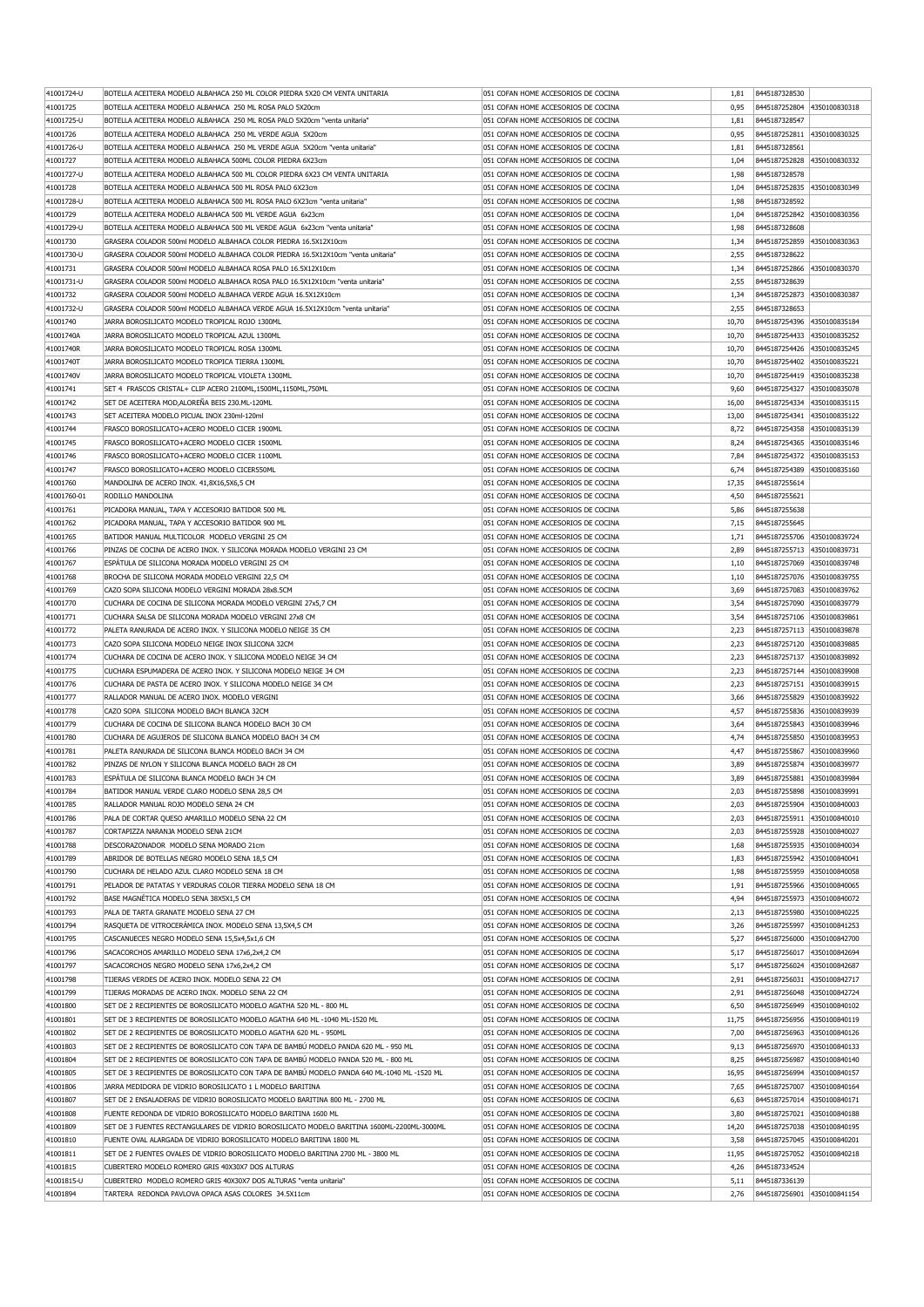| | | | | | |
|---|---|---|---|---|---|
| 41001724-U | BOTELLA ACEITERA MODELO ALBAHACA 250 ML COLOR PIEDRA 5X20 CM VENTA UNITARIA | 051 COFAN HOME ACCESORIOS DE COCINA | 1,81 | 8445187328530 | |
| 41001725 | BOTELLA ACEITERA MODELO ALBAHACA 250 ML ROSA PALO 5X20cm | 051 COFAN HOME ACCESORIOS DE COCINA | 0,95 | 8445187252804 | 4350100830318 |
| 41001725-U | BOTELLA ACEITERA MODELO ALBAHACA 250 ML ROSA PALO 5X20cm "venta unitaria" | 051 COFAN HOME ACCESORIOS DE COCINA | 1,81 | 8445187328547 | |
| 41001726 | BOTELLA ACEITERA MODELO ALBAHACA 250 ML VERDE AGUA 5X20cm | 051 COFAN HOME ACCESORIOS DE COCINA | 0,95 | 8445187252811 | 4350100830325 |
| 41001726-U | BOTELLA ACEITERA MODELO ALBAHACA 250 ML VERDE AGUA 5X20cm "venta unitaria" | 051 COFAN HOME ACCESORIOS DE COCINA | 1,81 | 8445187328561 | |
| 41001727 | BOTELLA ACEITERA MODELO ALBAHACA 500ML COLOR PIEDRA 6X23cm | 051 COFAN HOME ACCESORIOS DE COCINA | 1,04 | 8445187252828 | 4350100830332 |
| 41001727-U | BOTELLA ACEITERA MODELO ALBAHACA 500 ML COLOR PIEDRA 6X23 CM VENTA UNITARIA | 051 COFAN HOME ACCESORIOS DE COCINA | 1,98 | 8445187328578 | |
| 41001728 | BOTELLA ACEITERA MODELO ALBAHACA 500 ML ROSA PALO 6X23cm | 051 COFAN HOME ACCESORIOS DE COCINA | 1,04 | 8445187252835 | 4350100830349 |
| 41001728-U | BOTELLA ACEITERA MODELO ALBAHACA 500 ML ROSA PALO 6X23cm "venta unitaria" | 051 COFAN HOME ACCESORIOS DE COCINA | 1,98 | 8445187328592 | |
| 41001729 | BOTELLA ACEITERA MODELO ALBAHACA 500 ML VERDE AGUA 6x23cm | 051 COFAN HOME ACCESORIOS DE COCINA | 1,04 | 8445187252842 | 4350100830356 |
| 41001729-U | BOTELLA ACEITERA MODELO ALBAHACA 500 ML VERDE AGUA 6x23cm "venta unitaria" | 051 COFAN HOME ACCESORIOS DE COCINA | 1,98 | 8445187328608 | |
| 41001730 | GRASERA COLADOR 500ml MODELO ALBAHACA COLOR PIEDRA 16.5X12X10cm | 051 COFAN HOME ACCESORIOS DE COCINA | 1,34 | 8445187252859 | 4350100830363 |
| 41001730-U | GRASERA COLADOR 500ml MODELO ALBAHACA COLOR PIEDRA 16.5X12X10cm "venta unitaria" | 051 COFAN HOME ACCESORIOS DE COCINA | 2,55 | 8445187328622 | |
| 41001731 | GRASERA COLADOR 500ml MODELO ALBAHACA ROSA PALO 16.5X12X10cm | 051 COFAN HOME ACCESORIOS DE COCINA | 1,34 | 8445187252866 | 4350100830370 |
| 41001731-U | GRASERA COLADOR 500ml MODELO ALBAHACA ROSA PALO 16.5X12X10cm "venta unitaria" | 051 COFAN HOME ACCESORIOS DE COCINA | 2,55 | 8445187328639 | |
| 41001732 | GRASERA COLADOR 500ml MODELO ALBAHACA VERDE AGUA 16.5X12X10cm | 051 COFAN HOME ACCESORIOS DE COCINA | 1,34 | 8445187252873 | 4350100830387 |
| 41001732-U | GRASERA COLADOR 500ml MODELO ALBAHACA VERDE AGUA 16.5X12X10cm "venta unitaria" | 051 COFAN HOME ACCESORIOS DE COCINA | 2,55 | 8445187328653 | |
| 41001740 | JARRA BOROSILICATO MODELO TROPICAL ROJO 1300ML | 051 COFAN HOME ACCESORIOS DE COCINA | 10,70 | 8445187254396 | 4350100835184 |
| 41001740A | JARRA BOROSILICATO MODELO TROPICAL AZUL 1300ML | 051 COFAN HOME ACCESORIOS DE COCINA | 10,70 | 8445187254433 | 4350100835252 |
| 41001740R | JARRA BOROSILICATO MODELO TROPICAL ROSA 1300ML | 051 COFAN HOME ACCESORIOS DE COCINA | 10,70 | 8445187254426 | 4350100835245 |
| 41001740T | JARRA BOROSILICATO MODELO TROPICA TIERRA 1300ML | 051 COFAN HOME ACCESORIOS DE COCINA | 10,70 | 8445187254402 | 4350100835221 |
| 41001740V | JARRA BOROSILICATO MODELO TROPICAL VIOLETA 1300ML | 051 COFAN HOME ACCESORIOS DE COCINA | 10,70 | 8445187254419 | 4350100835238 |
| 41001741 | SET 4 FRASCOS CRISTAL+ CLIP ACERO 2100ML,1500ML,1150ML,750ML | 051 COFAN HOME ACCESORIOS DE COCINA | 9,60 | 8445187254327 | 4350100835078 |
| 41001742 | SET DE ACEITERA MOD,ALOREÑA BEIS 230.ML-120ML | 051 COFAN HOME ACCESORIOS DE COCINA | 16,00 | 8445187254334 | 4350100835115 |
| 41001743 | SET ACEITERA MODELO PICUAL INOX 230ml-120ml | 051 COFAN HOME ACCESORIOS DE COCINA | 13,00 | 8445187254341 | 4350100835122 |
| 41001744 | FRASCO BOROSILICATO+ACERO MODELO CICER 1900ML | 051 COFAN HOME ACCESORIOS DE COCINA | 8,72 | 8445187254358 | 4350100835139 |
| 41001745 | FRASCO BOROSILICATO+ACERO MODELO CICER 1500ML | 051 COFAN HOME ACCESORIOS DE COCINA | 8,24 | 8445187254365 | 4350100835146 |
| 41001746 | FRASCO BOROSILICATO+ACERO MODELO CICER 1100ML | 051 COFAN HOME ACCESORIOS DE COCINA | 7,84 | 8445187254372 | 4350100835153 |
| 41001747 | FRASCO BOROSILICATO+ACERO MODELO CICER550ML | 051 COFAN HOME ACCESORIOS DE COCINA | 6,74 | 8445187254389 | 4350100835160 |
| 41001760 | MANDOLINA DE ACERO INOX. 41,8X16,5X6,5 CM | 051 COFAN HOME ACCESORIOS DE COCINA | 17,35 | 8445187255614 | |
| 41001760-01 | RODILLO MANDOLINA | 051 COFAN HOME ACCESORIOS DE COCINA | 4,50 | 8445187255621 | |
| 41001761 | PICADORA MANUAL, TAPA Y ACCESORIO BATIDOR 500 ML | 051 COFAN HOME ACCESORIOS DE COCINA | 5,86 | 8445187255638 | |
| 41001762 | PICADORA MANUAL, TAPA Y ACCESORIO BATIDOR 900 ML | 051 COFAN HOME ACCESORIOS DE COCINA | 7,15 | 8445187255645 | |
| 41001765 | BATIDOR MANUAL MULTICOLOR MODELO VERGINI 25 CM | 051 COFAN HOME ACCESORIOS DE COCINA | 1,71 | 8445187255706 | 4350100839724 |
| 41001766 | PINZAS DE COCINA DE ACERO INOX. Y SILICONA MORADA MODELO VERGINI 23 CM | 051 COFAN HOME ACCESORIOS DE COCINA | 2,89 | 8445187255713 | 4350100839731 |
| 41001767 | ESPÁTULA DE SILICONA MORADA MODELO VERGINI 25 CM | 051 COFAN HOME ACCESORIOS DE COCINA | 1,10 | 8445187257069 | 4350100839748 |
| 41001768 | BROCHA DE SILICONA MORADA MODELO VERGINI 22,5 CM | 051 COFAN HOME ACCESORIOS DE COCINA | 1,10 | 8445187257076 | 4350100839755 |
| 41001769 | CAZO SOPA SILICONA MODELO VERGINI MORADA 28x8.5CM | 051 COFAN HOME ACCESORIOS DE COCINA | 3,69 | 8445187257083 | 4350100839762 |
| 41001770 | CUCHARA DE COCINA DE SILICONA MORADA MODELO VERGINI 27x5,7 CM | 051 COFAN HOME ACCESORIOS DE COCINA | 3,54 | 8445187257090 | 4350100839779 |
| 41001771 | CUCHARA SALSA DE SILICONA MORADA MODELO VERGINI 27x8 CM | 051 COFAN HOME ACCESORIOS DE COCINA | 3,54 | 8445187257106 | 4350100839861 |
| 41001772 | PALETA RANURADA DE ACERO INOX. Y SILICONA MODELO NEIGE 35 CM | 051 COFAN HOME ACCESORIOS DE COCINA | 2,23 | 8445187257113 | 4350100839878 |
| 41001773 | CAZO SOPA SILICONA MODELO NEIGE INOX SILICONA 32CM | 051 COFAN HOME ACCESORIOS DE COCINA | 2,23 | 8445187257120 | 4350100839885 |
| 41001774 | CUCHARA DE COCINA DE ACERO INOX. Y SILICONA MODELO NEIGE 34 CM | 051 COFAN HOME ACCESORIOS DE COCINA | 2,23 | 8445187257137 | 4350100839892 |
| 41001775 | CUCHARA ESPUMADERA DE ACERO INOX. Y SILICONA MODELO NEIGE 34 CM | 051 COFAN HOME ACCESORIOS DE COCINA | 2,23 | 8445187257144 | 4350100839908 |
| 41001776 | CUCHARA DE PASTA DE ACERO INOX. Y SILICONA MODELO NEIGE 34 CM | 051 COFAN HOME ACCESORIOS DE COCINA | 2,23 | 8445187257151 | 4350100839915 |
| 41001777 | RALLADOR MANUAL DE ACERO INOX. MODELO VERGINI | 051 COFAN HOME ACCESORIOS DE COCINA | 3,66 | 8445187255829 | 4350100839922 |
| 41001778 | CAZO SOPA SILICONA MODELO BACH BLANCA 32CM | 051 COFAN HOME ACCESORIOS DE COCINA | 4,57 | 8445187255836 | 4350100839939 |
| 41001779 | CUCHARA DE COCINA DE SILICONA BLANCA MODELO BACH 30 CM | 051 COFAN HOME ACCESORIOS DE COCINA | 3,64 | 8445187255843 | 4350100839946 |
| 41001780 | CUCHARA DE AGUJEROS DE SILICONA BLANCA MODELO BACH 34 CM | 051 COFAN HOME ACCESORIOS DE COCINA | 4,74 | 8445187255850 | 4350100839953 |
| 41001781 | PALETA RANURADA DE SILICONA BLANCA MODELO BACH 34 CM | 051 COFAN HOME ACCESORIOS DE COCINA | 4,47 | 8445187255867 | 4350100839960 |
| 41001782 | PINZAS DE NYLON Y SILICONA BLANCA MODELO BACH 28 CM | 051 COFAN HOME ACCESORIOS DE COCINA | 3,89 | 8445187255874 | 4350100839977 |
| 41001783 | ESPÁTULA DE SILICONA BLANCA MODELO BACH 34 CM | 051 COFAN HOME ACCESORIOS DE COCINA | 3,89 | 8445187255881 | 4350100839984 |
| 41001784 | BATIDOR MANUAL VERDE CLARO MODELO SENA 28,5 CM | 051 COFAN HOME ACCESORIOS DE COCINA | 2,03 | 8445187255898 | 4350100839991 |
| 41001785 | RALLADOR MANUAL ROJO MODELO SENA 24 CM | 051 COFAN HOME ACCESORIOS DE COCINA | 2,03 | 8445187255904 | 4350100840003 |
| 41001786 | PALA DE CORTAR QUESO AMARILLO MODELO SENA 22 CM | 051 COFAN HOME ACCESORIOS DE COCINA | 2,03 | 8445187255911 | 4350100840010 |
| 41001787 | CORTAPIZZA NARANJA MODELO SENA 21CM | 051 COFAN HOME ACCESORIOS DE COCINA | 2,03 | 8445187255928 | 4350100840027 |
| 41001788 | DESCORAZONADOR MODELO SENA MORADO 21cm | 051 COFAN HOME ACCESORIOS DE COCINA | 1,68 | 8445187255935 | 4350100840034 |
| 41001789 | ABRIDOR DE BOTELLAS NEGRO MODELO SENA 18,5 CM | 051 COFAN HOME ACCESORIOS DE COCINA | 1,83 | 8445187255942 | 4350100840041 |
| 41001790 | CUCHARA DE HELADO AZUL CLARO MODELO SENA 18 CM | 051 COFAN HOME ACCESORIOS DE COCINA | 1,98 | 8445187255959 | 4350100840058 |
| 41001791 | PELADOR DE PATATAS Y VERDURAS COLOR TIERRA MODELO SENA 18 CM | 051 COFAN HOME ACCESORIOS DE COCINA | 1,91 | 8445187255966 | 4350100840065 |
| 41001792 | BASE MAGNÉTICA MODELO SENA 38X5X1,5 CM | 051 COFAN HOME ACCESORIOS DE COCINA | 4,94 | 8445187255973 | 4350100840072 |
| 41001793 | PALA DE TARTA GRANATE MODELO SENA 27 CM | 051 COFAN HOME ACCESORIOS DE COCINA | 2,13 | 8445187255980 | 4350100840225 |
| 41001794 | RASQUETA DE VITROCERÁMICA INOX. MODELO SENA 13,5X4,5 CM | 051 COFAN HOME ACCESORIOS DE COCINA | 3,26 | 8445187255997 | 4350100841253 |
| 41001795 | CASCANUECES NEGRO MODELO SENA 15,5x4,5x1,6 CM | 051 COFAN HOME ACCESORIOS DE COCINA | 5,27 | 8445187256000 | 4350100842700 |
| 41001796 | SACACORCHOS AMARILLO MODELO SENA 17x6,2x4,2 CM | 051 COFAN HOME ACCESORIOS DE COCINA | 5,17 | 8445187256017 | 4350100842694 |
| 41001797 | SACACORCHOS NEGRO MODELO SENA 17x6,2x4,2 CM | 051 COFAN HOME ACCESORIOS DE COCINA | 5,17 | 8445187256024 | 4350100842687 |
| 41001798 | TIJERAS VERDES DE ACERO INOX. MODELO SENA 22 CM | 051 COFAN HOME ACCESORIOS DE COCINA | 2,91 | 8445187256031 | 4350100842717 |
| 41001799 | TIJERAS MORADAS DE ACERO INOX. MODELO SENA 22 CM | 051 COFAN HOME ACCESORIOS DE COCINA | 2,91 | 8445187256048 | 4350100842724 |
| 41001800 | SET DE 2 RECIPIENTES DE BOROSILICATO MODELO AGATHA 520 ML - 800 ML | 051 COFAN HOME ACCESORIOS DE COCINA | 6,50 | 8445187256949 | 4350100840102 |
| 41001801 | SET DE 3 RECIPIENTES DE BOROSILICATO MODELO AGATHA 640 ML -1040 ML-1520 ML | 051 COFAN HOME ACCESORIOS DE COCINA | 11,75 | 8445187256956 | 4350100840119 |
| 41001802 | SET DE 2 RECIPIENTES DE BOROSILICATO MODELO AGATHA 620 ML - 950ML | 051 COFAN HOME ACCESORIOS DE COCINA | 7,00 | 8445187256963 | 4350100840126 |
| 41001803 | SET DE 2 RECIPIENTES DE BOROSILICATO CON TAPA DE BAMBÚ MODELO PANDA 620 ML - 950 ML | 051 COFAN HOME ACCESORIOS DE COCINA | 9,13 | 8445187256970 | 4350100840133 |
| 41001804 | SET DE 2 RECIPIENTES DE BOROSILICATO CON TAPA DE BAMBÚ MODELO PANDA 520 ML - 800 ML | 051 COFAN HOME ACCESORIOS DE COCINA | 8,25 | 8445187256987 | 4350100840140 |
| 41001805 | SET DE 3 RECIPIENTES DE BOROSILICATO CON TAPA DE BAMBÚ MODELO PANDA 640 ML-1040 ML -1520 ML | 051 COFAN HOME ACCESORIOS DE COCINA | 16,95 | 8445187256994 | 4350100840157 |
| 41001806 | JARRA MEDIDORA DE VIDRIO BOROSILICATO 1 L MODELO BARITINA | 051 COFAN HOME ACCESORIOS DE COCINA | 7,65 | 8445187257007 | 4350100840164 |
| 41001807 | SET DE 2 ENSALADERAS DE VIDRIO BOROSILICATO MODELO BARITINA 800 ML - 2700 ML | 051 COFAN HOME ACCESORIOS DE COCINA | 6,63 | 8445187257014 | 4350100840171 |
| 41001808 | FUENTE REDONDA DE VIDRIO BOROSILICATO MODELO BARITINA 1600 ML | 051 COFAN HOME ACCESORIOS DE COCINA | 3,80 | 8445187257021 | 4350100840188 |
| 41001809 | SET DE 3 FUENTES RECTANGULARES DE VIDRIO BOROSILICATO MODELO BARITINA 1600ML-2200ML-3000ML | 051 COFAN HOME ACCESORIOS DE COCINA | 14,20 | 8445187257038 | 4350100840195 |
| 41001810 | FUENTE OVAL ALARGADA DE VIDRIO BOROSILICATO MODELO BARITINA 1800 ML | 051 COFAN HOME ACCESORIOS DE COCINA | 3,58 | 8445187257045 | 4350100840201 |
| 41001811 | SET DE 2 FUENTES OVALES DE VIDRIO BOROSILICATO MODELO BARITINA 2700 ML - 3800 ML | 051 COFAN HOME ACCESORIOS DE COCINA | 11,95 | 8445187257052 | 4350100840218 |
| 41001815 | CUBERTERO MODELO ROMERO GRIS 40X30X7 DOS ALTURAS | 051 COFAN HOME ACCESORIOS DE COCINA | 4,26 | 8445187334524 | |
| 41001815-U | CUBERTERO MODELO ROMERO GRIS 40X30X7 DOS ALTURAS "venta unitaria" | 051 COFAN HOME ACCESORIOS DE COCINA | 5,11 | 8445187336139 | |
| 41001894 | TARTERA REDONDA PAVLOVA OPACA ASAS COLORES 34.5X11cm | 051 COFAN HOME ACCESORIOS DE COCINA | 2,76 | 8445187256901 | 4350100841154 |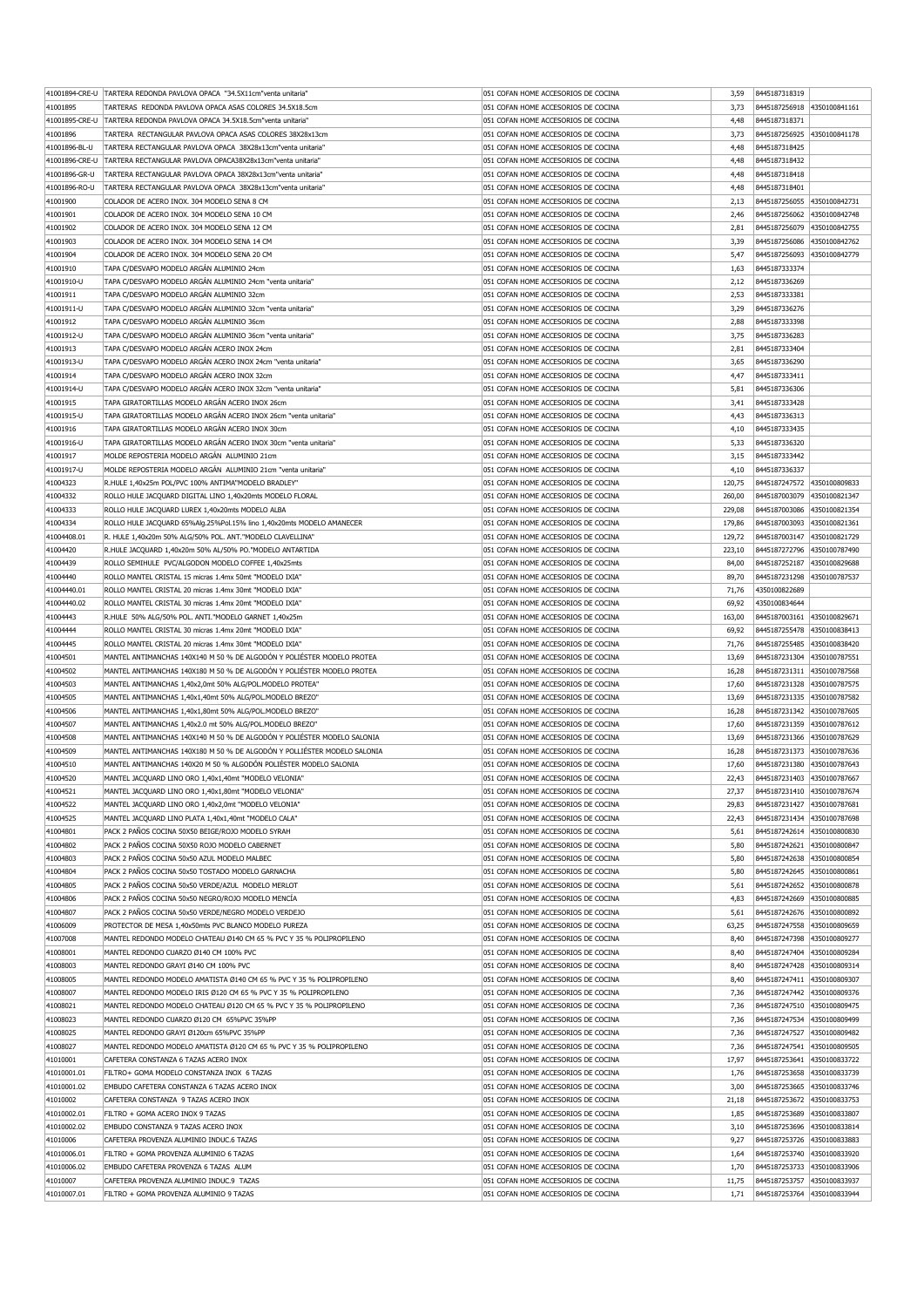| | | | | | |
|---|---|---|---|---|---|
| 41001894-CRE-U | TARTERA REDONDA PAVLOVA OPACA "34.5X11cm"venta unitaria" | 051 COFAN HOME ACCESORIOS DE COCINA | 3,59 | 8445187318319 | |
| 41001895 | TARTERAS REDONDA PAVLOVA OPACA ASAS COLORES 34.5X18.5cm | 051 COFAN HOME ACCESORIOS DE COCINA | 3,73 | 8445187256918 | 4350100841161 |
| 41001895-CRE-U | TARTERA REDONDA PAVLOVA OPACA 34.5X18.5cm"venta unitaria" | 051 COFAN HOME ACCESORIOS DE COCINA | 4,48 | 8445187318371 | |
| 41001896 | TARTERA RECTANGULAR PAVLOVA OPACA ASAS COLORES 38X28x13cm | 051 COFAN HOME ACCESORIOS DE COCINA | 3,73 | 8445187256925 | 4350100841178 |
| 41001896-BL-U | TARTERA RECTANGULAR PAVLOVA OPACA 38X28x13cm"venta unitaria" | 051 COFAN HOME ACCESORIOS DE COCINA | 4,48 | 8445187318425 | |
| 41001896-CRE-U | TARTERA RECTANGULAR PAVLOVA OPACA38X28x13cm"venta unitaria" | 051 COFAN HOME ACCESORIOS DE COCINA | 4,48 | 8445187318432 | |
| 41001896-GR-U | TARTERA RECTANGULAR PAVLOVA OPACA 38X28x13cm"venta unitaria" | 051 COFAN HOME ACCESORIOS DE COCINA | 4,48 | 8445187318418 | |
| 41001896-RO-U | TARTERA RECTANGULAR PAVLOVA OPACA 38X28x13cm"venta unitaria" | 051 COFAN HOME ACCESORIOS DE COCINA | 4,48 | 8445187318401 | |
| 41001900 | COLADOR DE ACERO INOX. 304 MODELO SENA 8 CM | 051 COFAN HOME ACCESORIOS DE COCINA | 2,13 | 8445187256055 | 4350100842731 |
| 41001901 | COLADOR DE ACERO INOX. 304 MODELO SENA 10 CM | 051 COFAN HOME ACCESORIOS DE COCINA | 2,46 | 8445187256062 | 4350100842748 |
| 41001902 | COLADOR DE ACERO INOX. 304 MODELO SENA 12 CM | 051 COFAN HOME ACCESORIOS DE COCINA | 2,81 | 8445187256079 | 4350100842755 |
| 41001903 | COLADOR DE ACERO INOX. 304 MODELO SENA 14 CM | 051 COFAN HOME ACCESORIOS DE COCINA | 3,39 | 8445187256086 | 4350100842762 |
| 41001904 | COLADOR DE ACERO INOX. 304 MODELO SENA 20 CM | 051 COFAN HOME ACCESORIOS DE COCINA | 5,47 | 8445187256093 | 4350100842779 |
| 41001910 | TAPA C/DESVAPO MODELO ARGÁN ALUMINIO 24cm | 051 COFAN HOME ACCESORIOS DE COCINA | 1,63 | 8445187333374 | |
| 41001910-U | TAPA C/DESVAPO MODELO ARGÁN ALUMINIO 24cm "venta unitaria" | 051 COFAN HOME ACCESORIOS DE COCINA | 2,12 | 8445187336269 | |
| 41001911 | TAPA C/DESVAPO MODELO ARGÁN ALUMINIO 32cm | 051 COFAN HOME ACCESORIOS DE COCINA | 2,53 | 8445187333381 | |
| 41001911-U | TAPA C/DESVAPO MODELO ARGÁN ALUMINIO 32cm "venta unitaria" | 051 COFAN HOME ACCESORIOS DE COCINA | 3,29 | 8445187336276 | |
| 41001912 | TAPA C/DESVAPO MODELO ARGÁN ALUMINIO 36cm | 051 COFAN HOME ACCESORIOS DE COCINA | 2,88 | 8445187333398 | |
| 41001912-U | TAPA C/DESVAPO MODELO ARGÁN ALUMINIO 36cm "venta unitaria" | 051 COFAN HOME ACCESORIOS DE COCINA | 3,75 | 8445187336283 | |
| 41001913 | TAPA C/DESVAPO MODELO ARGÁN ACERO INOX 24cm | 051 COFAN HOME ACCESORIOS DE COCINA | 2,81 | 8445187333404 | |
| 41001913-U | TAPA C/DESVAPO MODELO ARGÁN ACERO INOX 24cm "venta unitaria" | 051 COFAN HOME ACCESORIOS DE COCINA | 3,65 | 8445187336290 | |
| 41001914 | TAPA C/DESVAPO MODELO ARGÁN ACERO INOX 32cm | 051 COFAN HOME ACCESORIOS DE COCINA | 4,47 | 8445187333411 | |
| 41001914-U | TAPA C/DESVAPO MODELO ARGÁN ACERO INOX 32cm "venta unitaria" | 051 COFAN HOME ACCESORIOS DE COCINA | 5,81 | 8445187336306 | |
| 41001915 | TAPA GIRATORTILLAS MODELO ARGÁN ACERO INOX 26cm | 051 COFAN HOME ACCESORIOS DE COCINA | 3,41 | 8445187333428 | |
| 41001915-U | TAPA GIRATORTILLAS MODELO ARGÁN ACERO INOX 26cm "venta unitaria" | 051 COFAN HOME ACCESORIOS DE COCINA | 4,43 | 8445187336313 | |
| 41001916 | TAPA GIRATORTILLAS MODELO ARGÁN ACERO INOX 30cm | 051 COFAN HOME ACCESORIOS DE COCINA | 4,10 | 8445187333435 | |
| 41001916-U | TAPA GIRATORTILLAS MODELO ARGÁN ACERO INOX 30cm "venta unitaria" | 051 COFAN HOME ACCESORIOS DE COCINA | 5,33 | 8445187336320 | |
| 41001917 | MOLDE REPOSTERIA MODELO ARGÁN ALUMINIO 21cm | 051 COFAN HOME ACCESORIOS DE COCINA | 3,15 | 8445187333442 | |
| 41001917-U | MOLDE REPOSTERIA MODELO ARGÁN ALUMINIO 21cm "venta unitaria" | 051 COFAN HOME ACCESORIOS DE COCINA | 4,10 | 8445187336337 | |
| 41004323 | R.HULE 1,40x25m POL/PVC 100% ANTIMA"MODELO BRADLEY" | 051 COFAN HOME ACCESORIOS DE COCINA | 120,75 | 8445187247572 | 4350100809833 |
| 41004332 | ROLLO HULE JACQUARD DIGITAL LINO 1,40x20mts MODELO FLORAL | 051 COFAN HOME ACCESORIOS DE COCINA | 260,00 | 8445187003079 | 4350100821347 |
| 41004333 | ROLLO HULE JACQUARD LUREX 1,40x20mts MODELO ALBA | 051 COFAN HOME ACCESORIOS DE COCINA | 229,08 | 8445187003086 | 4350100821354 |
| 41004334 | ROLLO HULE JACQUARD 65%Alg.25%Pol.15% lino 1,40x20mts MODELO AMANECER | 051 COFAN HOME ACCESORIOS DE COCINA | 179,86 | 8445187003093 | 4350100821361 |
| 41004408.01 | R. HULE 1,40x20m 50% ALG/50% POL. ANT."MODELO CLAVELLINA" | 051 COFAN HOME ACCESORIOS DE COCINA | 129,72 | 8445187003147 | 4350100821729 |
| 41004420 | R.HULE JACQUARD 1,40x20m 50% AL/50% PO."MODELO ANTARTIDA | 051 COFAN HOME ACCESORIOS DE COCINA | 223,10 | 8445187272796 | 4350100787490 |
| 41004439 | ROLLO SEMIHULE PVC/ALGODON MODELO COFFEE 1,40x25mts | 051 COFAN HOME ACCESORIOS DE COCINA | 84,00 | 8445187252187 | 4350100829688 |
| 41004440 | ROLLO MANTEL CRISTAL 15 micras 1.4mx 50mt "MODELO IXIA" | 051 COFAN HOME ACCESORIOS DE COCINA | 89,70 | 8445187231298 | 4350100787537 |
| 41004440.01 | ROLLO MANTEL CRISTAL 20 micras 1.4mx 30mt "MODELO IXIA" | 051 COFAN HOME ACCESORIOS DE COCINA | 71,76 | 4350100822689 | |
| 41004440.02 | ROLLO MANTEL CRISTAL 30 micras 1.4mx 20mt "MODELO IXIA" | 051 COFAN HOME ACCESORIOS DE COCINA | 69,92 | 4350100834644 | |
| 41004443 | R.HULE 50% ALG/50% POL. ANTI."MODELO GARNET 1,40x25m | 051 COFAN HOME ACCESORIOS DE COCINA | 163,00 | 8445187003161 | 4350100829671 |
| 41004444 | ROLLO MANTEL CRISTAL 30 micras 1.4mx 20mt "MODELO IXIA" | 051 COFAN HOME ACCESORIOS DE COCINA | 69,92 | 8445187255478 | 4350100838413 |
| 41004445 | ROLLO MANTEL CRISTAL 20 micras 1.4mx 30mt "MODELO IXIA" | 051 COFAN HOME ACCESORIOS DE COCINA | 71,76 | 8445187255485 | 4350100838420 |
| 41004501 | MANTEL ANTIMANCHAS 140X140 M 50 % DE ALGODÓN Y POLIÉSTER MODELO PROTEA | 051 COFAN HOME ACCESORIOS DE COCINA | 13,69 | 8445187231304 | 4350100787551 |
| 41004502 | MANTEL ANTIMANCHAS 140X180 M 50 % DE ALGODÓN Y POLIÉSTER MODELO PROTEA | 051 COFAN HOME ACCESORIOS DE COCINA | 16,28 | 8445187231311 | 4350100787568 |
| 41004503 | MANTEL ANTIMANCHAS 1,40x2,0mt 50% ALG/POL.MODELO PROTEA" | 051 COFAN HOME ACCESORIOS DE COCINA | 17,60 | 8445187231328 | 4350100787575 |
| 41004505 | MANTEL ANTIMANCHAS 1,40x1,40mt 50% ALG/POL.MODELO BREZO" | 051 COFAN HOME ACCESORIOS DE COCINA | 13,69 | 8445187231335 | 4350100787582 |
| 41004506 | MANTEL ANTIMANCHAS 1,40x1,80mt 50% ALG/POL.MODELO BREZO" | 051 COFAN HOME ACCESORIOS DE COCINA | 16,28 | 8445187231342 | 4350100787605 |
| 41004507 | MANTEL ANTIMANCHAS 1,40x2.0 mt 50% ALG/POL.MODELO BREZO" | 051 COFAN HOME ACCESORIOS DE COCINA | 17,60 | 8445187231359 | 4350100787612 |
| 41004508 | MANTEL ANTIMANCHAS 140X140 M 50 % DE ALGODÓN Y POLIÉSTER MODELO SALONIA | 051 COFAN HOME ACCESORIOS DE COCINA | 13,69 | 8445187231366 | 4350100787629 |
| 41004509 | MANTEL ANTIMANCHAS 140X180 M 50 % DE ALGODÓN Y POLLIÉSTER MODELO SALONIA | 051 COFAN HOME ACCESORIOS DE COCINA | 16,28 | 8445187231373 | 4350100787636 |
| 41004510 | MANTEL ANTIMANCHAS 140X20 M 50 % ALGODÓN POLIÉSTER MODELO SALONIA | 051 COFAN HOME ACCESORIOS DE COCINA | 17,60 | 8445187231380 | 4350100787643 |
| 41004520 | MANTEL JACQUARD LINO ORO 1,40x1,40mt "MODELO VELONIA" | 051 COFAN HOME ACCESORIOS DE COCINA | 22,43 | 8445187231403 | 4350100787667 |
| 41004521 | MANTEL JACQUARD LINO ORO 1,40x1,80mt "MODELO VELONIA" | 051 COFAN HOME ACCESORIOS DE COCINA | 27,37 | 8445187231410 | 4350100787674 |
| 41004522 | MANTEL JACQUARD LINO ORO 1,40x2,0mt "MODELO VELONIA" | 051 COFAN HOME ACCESORIOS DE COCINA | 29,83 | 8445187231427 | 4350100787681 |
| 41004525 | MANTEL JACQUARD LINO PLATA 1,40x1,40mt "MODELO CALA" | 051 COFAN HOME ACCESORIOS DE COCINA | 22,43 | 8445187231434 | 4350100787698 |
| 41004801 | PACK 2 PAÑOS COCINA 50X50 BEIGE/ROJO MODELO SYRAH | 051 COFAN HOME ACCESORIOS DE COCINA | 5,61 | 8445187242614 | 4350100800830 |
| 41004802 | PACK 2 PAÑOS COCINA 50X50 ROJO MODELO CABERNET | 051 COFAN HOME ACCESORIOS DE COCINA | 5,80 | 8445187242621 | 4350100800847 |
| 41004803 | PACK 2 PAÑOS COCINA 50X50 AZUL MODELO MALBEC | 051 COFAN HOME ACCESORIOS DE COCINA | 5,80 | 8445187242638 | 4350100800854 |
| 41004804 | PACK 2 PAÑOS COCINA 50X50 TOSTADO MODELO GARNACHA | 051 COFAN HOME ACCESORIOS DE COCINA | 5,80 | 8445187242645 | 4350100800861 |
| 41004805 | PACK 2 PAÑOS COCINA 50X50 VERDE/AZUL MODELO MERLOT | 051 COFAN HOME ACCESORIOS DE COCINA | 5,61 | 8445187242652 | 4350100800878 |
| 41004806 | PACK 2 PAÑOS COCINA 50X50 NEGRO/ROJO MODELO MENCÍA | 051 COFAN HOME ACCESORIOS DE COCINA | 4,83 | 8445187242669 | 4350100800885 |
| 41004807 | PACK 2 PAÑOS COCINA 50X50 VERDE/NEGRO MODELO VERDEJO | 051 COFAN HOME ACCESORIOS DE COCINA | 5,61 | 8445187242676 | 4350100800892 |
| 41006009 | PROTECTOR DE MESA 1,40x50mts PVC BLANCO MODELO PUREZA | 051 COFAN HOME ACCESORIOS DE COCINA | 63,25 | 8445187247558 | 4350100809659 |
| 41007008 | MANTEL REDONDO MODELO CHATEAU Ø140 CM 65 % PVC Y 35 % POLIPROPILENO | 051 COFAN HOME ACCESORIOS DE COCINA | 8,40 | 8445187247398 | 4350100809277 |
| 41008001 | MANTEL REDONDO CUARZO Ø140 CM 100% PVC | 051 COFAN HOME ACCESORIOS DE COCINA | 8,40 | 8445187247404 | 4350100809284 |
| 41008003 | MANTEL REDONDO GRAYI Ø140 CM 100% PVC | 051 COFAN HOME ACCESORIOS DE COCINA | 8,40 | 8445187247428 | 4350100809314 |
| 41008005 | MANTEL REDONDO MODELO AMATISTA Ø140 CM 65 % PVC Y 35 % POLIPROPILENO | 051 COFAN HOME ACCESORIOS DE COCINA | 8,40 | 8445187247411 | 4350100809307 |
| 41008007 | MANTEL REDONDO MODELO IRIS Ø120 CM 65 % PVC Y 35 % POLIPROPILENO | 051 COFAN HOME ACCESORIOS DE COCINA | 7,36 | 8445187247442 | 4350100809376 |
| 41008021 | MANTEL REDONDO MODELO CHATEAU Ø120 CM 65 % PVC Y 35 % POLIPROPILENO | 051 COFAN HOME ACCESORIOS DE COCINA | 7,36 | 8445187247510 | 4350100809475 |
| 41008023 | MANTEL REDONDO CUARZO Ø120 CM 65%PVC 35%PP | 051 COFAN HOME ACCESORIOS DE COCINA | 7,36 | 8445187247534 | 4350100809499 |
| 41008025 | MANTEL REDONDO GRAYI Ø120cm 65%PVC 35%PP | 051 COFAN HOME ACCESORIOS DE COCINA | 7,36 | 8445187247527 | 4350100809482 |
| 41008027 | MANTEL REDONDO MODELO AMATISTA Ø120 CM 65 % PVC Y 35 % POLIPROPILENO | 051 COFAN HOME ACCESORIOS DE COCINA | 7,36 | 8445187247541 | 4350100809505 |
| 41010001 | CAFETERA CONSTANZA 6 TAZAS ACERO INOX | 051 COFAN HOME ACCESORIOS DE COCINA | 17,97 | 8445187253641 | 4350100833722 |
| 41010001.01 | FILTRO+ GOMA MODELO CONSTANZA INOX 6 TAZAS | 051 COFAN HOME ACCESORIOS DE COCINA | 1,76 | 8445187253658 | 4350100833739 |
| 41010001.02 | EMBUDO CAFETERA CONSTANZA 6 TAZAS ACERO INOX | 051 COFAN HOME ACCESORIOS DE COCINA | 3,00 | 8445187253665 | 4350100833746 |
| 41010002 | CAFETERA CONSTANZA 9 TAZAS ACERO INOX | 051 COFAN HOME ACCESORIOS DE COCINA | 21,18 | 8445187253672 | 4350100833753 |
| 41010002.01 | FILTRO + GOMA ACERO INOX 9 TAZAS | 051 COFAN HOME ACCESORIOS DE COCINA | 1,85 | 8445187253689 | 4350100833807 |
| 41010002.02 | EMBUDO CONSTANZA 9 TAZAS ACERO INOX | 051 COFAN HOME ACCESORIOS DE COCINA | 3,10 | 8445187253696 | 4350100833814 |
| 41010006 | CAFETERA PROVENZA ALUMINIO INDUC.6 TAZAS | 051 COFAN HOME ACCESORIOS DE COCINA | 9,27 | 8445187253726 | 4350100833883 |
| 41010006.01 | FILTRO + GOMA PROVENZA ALUMINIO 6 TAZAS | 051 COFAN HOME ACCESORIOS DE COCINA | 1,64 | 8445187253740 | 4350100833920 |
| 41010006.02 | EMBUDO CAFETERA PROVENZA 6 TAZAS ALUM | 051 COFAN HOME ACCESORIOS DE COCINA | 1,70 | 8445187253733 | 4350100833906 |
| 41010007 | CAFETERA PROVENZA ALUMINIO INDUC.9 TAZAS | 051 COFAN HOME ACCESORIOS DE COCINA | 11,75 | 8445187253757 | 4350100833937 |
| 41010007.01 | FILTRO + GOMA PROVENZA ALUMINIO 9 TAZAS | 051 COFAN HOME ACCESORIOS DE COCINA | 1,71 | 8445187253764 | 4350100833944 |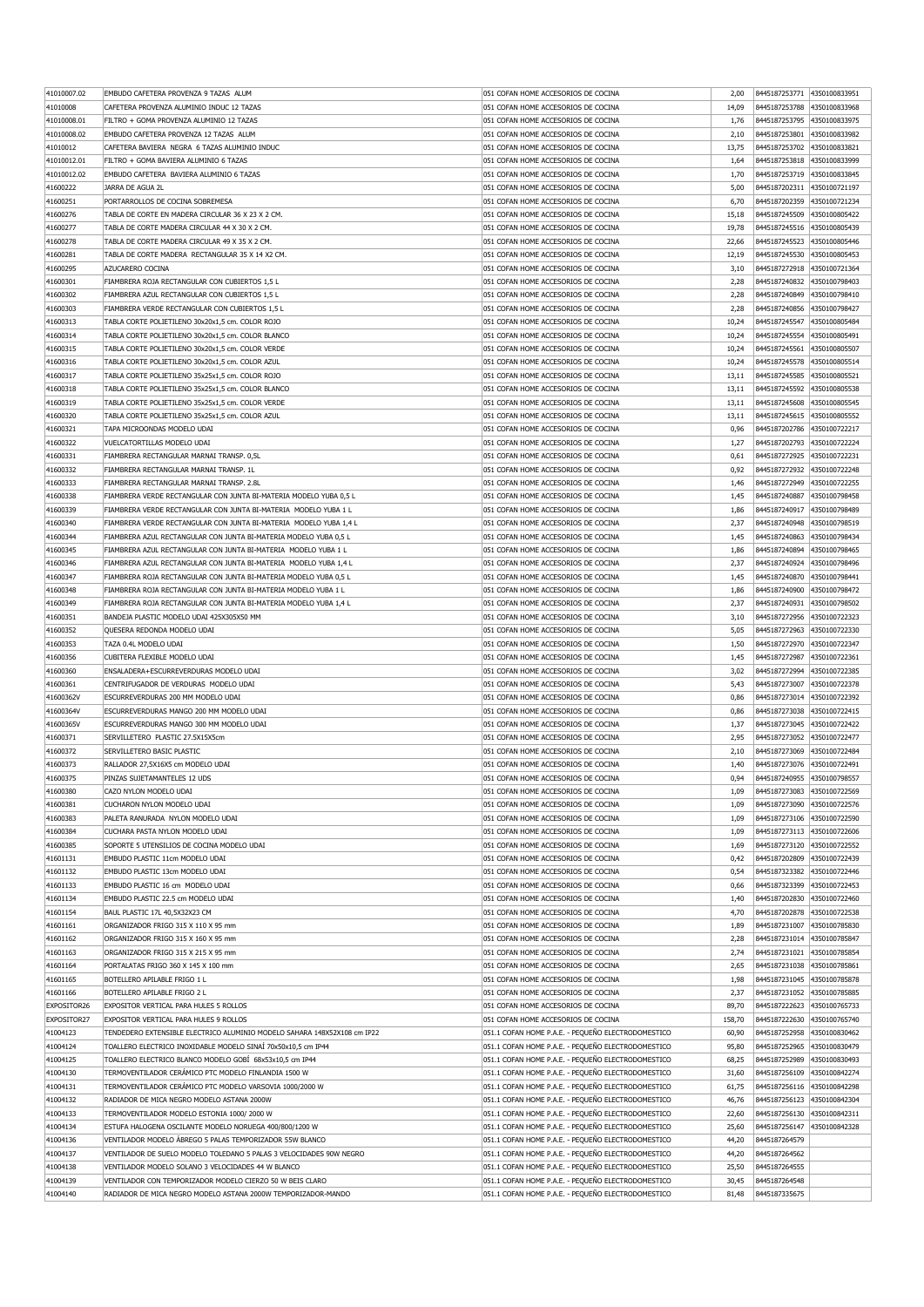| | | | | | |
|---|---|---|---|---|---|
| 41010007.02 | EMBUDO CAFETERA PROVENZA 9 TAZAS ALUM | 051 COFAN HOME ACCESORIOS DE COCINA | 2,00 | 8445187253771 | 4350100833951 |
| 41010008 | CAFETERA PROVENZA ALUMINIO INDUC 12 TAZAS | 051 COFAN HOME ACCESORIOS DE COCINA | 14,09 | 8445187253788 | 4350100833968 |
| 41010008.01 | FILTRO + GOMA PROVENZA ALUMINIO 12 TAZAS | 051 COFAN HOME ACCESORIOS DE COCINA | 1,76 | 8445187253795 | 4350100833975 |
| 41010008.02 | EMBUDO CAFETERA PROVENZA 12 TAZAS ALUM | 051 COFAN HOME ACCESORIOS DE COCINA | 2,10 | 8445187253801 | 4350100833982 |
| 41010012 | CAFETERA BAVIERA NEGRA 6 TAZAS ALUMINIO INDUC | 051 COFAN HOME ACCESORIOS DE COCINA | 13,75 | 8445187253702 | 4350100833821 |
| 41010012.01 | FILTRO + GOMA BAVIERA ALUMINIO 6 TAZAS | 051 COFAN HOME ACCESORIOS DE COCINA | 1,64 | 8445187253818 | 4350100833999 |
| 41010012.02 | EMBUDO CAFETERA BAVIERA ALUMINIO 6 TAZAS | 051 COFAN HOME ACCESORIOS DE COCINA | 1,70 | 8445187253719 | 4350100833845 |
| 41600222 | JARRA DE AGUA 2L | 051 COFAN HOME ACCESORIOS DE COCINA | 5,00 | 8445187202311 | 4350100721197 |
| 41600251 | PORTARROLLOS DE COCINA SOBREMESA | 051 COFAN HOME ACCESORIOS DE COCINA | 6,70 | 8445187202359 | 4350100721234 |
| 41600276 | TABLA DE CORTE EN MADERA CIRCULAR 36 X 23 X 2 CM. | 051 COFAN HOME ACCESORIOS DE COCINA | 15,18 | 8445187245509 | 4350100805422 |
| 41600277 | TABLA DE CORTE MADERA CIRCULAR 44 X 30 X 2 CM. | 051 COFAN HOME ACCESORIOS DE COCINA | 19,78 | 8445187245516 | 4350100805439 |
| 41600278 | TABLA DE CORTE MADERA CIRCULAR 49 X 35 X 2 CM. | 051 COFAN HOME ACCESORIOS DE COCINA | 22,66 | 8445187245523 | 4350100805446 |
| 41600281 | TABLA DE CORTE MADERA RECTANGULAR 35 X 14 X2 CM. | 051 COFAN HOME ACCESORIOS DE COCINA | 12,19 | 8445187245530 | 4350100805453 |
| 41600295 | AZUCARERO COCINA | 051 COFAN HOME ACCESORIOS DE COCINA | 3,10 | 8445187272918 | 4350100721364 |
| 41600301 | FIAMBRERA ROJA RECTANGULAR CON CUBIERTOS 1,5 L | 051 COFAN HOME ACCESORIOS DE COCINA | 2,28 | 8445187240832 | 4350100798403 |
| 41600302 | FIAMBRERA AZUL RECTANGULAR CON CUBIERTOS 1,5 L | 051 COFAN HOME ACCESORIOS DE COCINA | 2,28 | 8445187240849 | 4350100798410 |
| 41600303 | FIAMBRERA VERDE RECTANGULAR CON CUBIERTOS 1,5 L | 051 COFAN HOME ACCESORIOS DE COCINA | 2,28 | 8445187240856 | 4350100798427 |
| 41600313 | TABLA CORTE POLIETILENO 30x20x1,5 cm. COLOR ROJO | 051 COFAN HOME ACCESORIOS DE COCINA | 10,24 | 8445187245547 | 4350100805484 |
| 41600314 | TABLA CORTE POLIETILENO 30x20x1,5 cm. COLOR BLANCO | 051 COFAN HOME ACCESORIOS DE COCINA | 10,24 | 8445187245554 | 4350100805491 |
| 41600315 | TABLA CORTE POLIETILENO 30x20x1,5 cm. COLOR VERDE | 051 COFAN HOME ACCESORIOS DE COCINA | 10,24 | 8445187245561 | 4350100805507 |
| 41600316 | TABLA CORTE POLIETILENO 30x20x1,5 cm. COLOR AZUL | 051 COFAN HOME ACCESORIOS DE COCINA | 10,24 | 8445187245578 | 4350100805514 |
| 41600317 | TABLA CORTE POLIETILENO 35x25x1,5 cm. COLOR ROJO | 051 COFAN HOME ACCESORIOS DE COCINA | 13,11 | 8445187245585 | 4350100805521 |
| 41600318 | TABLA CORTE POLIETILENO 35x25x1,5 cm. COLOR BLANCO | 051 COFAN HOME ACCESORIOS DE COCINA | 13,11 | 8445187245592 | 4350100805538 |
| 41600319 | TABLA CORTE POLIETILENO 35x25x1,5 cm. COLOR VERDE | 051 COFAN HOME ACCESORIOS DE COCINA | 13,11 | 8445187245608 | 4350100805545 |
| 41600320 | TABLA CORTE POLIETILENO 35x25x1,5 cm. COLOR AZUL | 051 COFAN HOME ACCESORIOS DE COCINA | 13,11 | 8445187245615 | 4350100805552 |
| 41600321 | TAPA MICROONDAS MODELO UDAI | 051 COFAN HOME ACCESORIOS DE COCINA | 0,96 | 8445187202786 | 4350100722217 |
| 41600322 | VUELCATORTILLAS MODELO UDAI | 051 COFAN HOME ACCESORIOS DE COCINA | 1,27 | 8445187202793 | 4350100722224 |
| 41600331 | FIAMBRERA RECTANGULAR MARNAI TRANSP. 0,5L | 051 COFAN HOME ACCESORIOS DE COCINA | 0,61 | 8445187272925 | 4350100722231 |
| 41600332 | FIAMBRERA RECTANGULAR MARNAI TRANSP. 1L | 051 COFAN HOME ACCESORIOS DE COCINA | 0,92 | 8445187272932 | 4350100722248 |
| 41600333 | FIAMBRERA RECTANGULAR MARNAI TRANSP. 2.8L | 051 COFAN HOME ACCESORIOS DE COCINA | 1,46 | 8445187272949 | 4350100722255 |
| 41600338 | FIAMBRERA VERDE RECTANGULAR CON JUNTA BI-MATERIA MODELO YUBA 0,5 L | 051 COFAN HOME ACCESORIOS DE COCINA | 1,45 | 8445187240887 | 4350100798458 |
| 41600339 | FIAMBRERA VERDE RECTANGULAR CON JUNTA BI-MATERIA MODELO YUBA 1 L | 051 COFAN HOME ACCESORIOS DE COCINA | 1,86 | 8445187240917 | 4350100798489 |
| 41600340 | FIAMBRERA VERDE RECTANGULAR CON JUNTA BI-MATERIA MODELO YUBA 1,4 L | 051 COFAN HOME ACCESORIOS DE COCINA | 2,37 | 8445187240948 | 4350100798519 |
| 41600344 | FIAMBRERA AZUL RECTANGULAR CON JUNTA BI-MATERIA MODELO YUBA 0,5 L | 051 COFAN HOME ACCESORIOS DE COCINA | 1,45 | 8445187240863 | 4350100798434 |
| 41600345 | FIAMBRERA AZUL RECTANGULAR CON JUNTA BI-MATERIA MODELO YUBA 1 L | 051 COFAN HOME ACCESORIOS DE COCINA | 1,86 | 8445187240894 | 4350100798465 |
| 41600346 | FIAMBRERA AZUL RECTANGULAR CON JUNTA BI-MATERIA MODELO YUBA 1,4 L | 051 COFAN HOME ACCESORIOS DE COCINA | 2,37 | 8445187240924 | 4350100798496 |
| 41600347 | FIAMBRERA ROJA RECTANGULAR CON JUNTA BI-MATERIA MODELO YUBA 0,5 L | 051 COFAN HOME ACCESORIOS DE COCINA | 1,45 | 8445187240870 | 4350100798441 |
| 41600348 | FIAMBRERA ROJA RECTANGULAR CON JUNTA BI-MATERIA MODELO YUBA 1 L | 051 COFAN HOME ACCESORIOS DE COCINA | 1,86 | 8445187240900 | 4350100798472 |
| 41600349 | FIAMBRERA ROJA RECTANGULAR CON JUNTA BI-MATERIA MODELO YUBA 1,4 L | 051 COFAN HOME ACCESORIOS DE COCINA | 2,37 | 8445187240931 | 4350100798502 |
| 41600351 | BANDEJA PLASTIC MODELO UDAI 425X305X50 MM | 051 COFAN HOME ACCESORIOS DE COCINA | 3,10 | 8445187272956 | 4350100722323 |
| 41600352 | QUESERA REDONDA MODELO UDAI | 051 COFAN HOME ACCESORIOS DE COCINA | 5,05 | 8445187272963 | 4350100722330 |
| 41600353 | TAZA 0.4L MODELO UDAI | 051 COFAN HOME ACCESORIOS DE COCINA | 1,50 | 8445187272970 | 4350100722347 |
| 41600356 | CUBITERA FLEXIBLE MODELO UDAI | 051 COFAN HOME ACCESORIOS DE COCINA | 1,45 | 8445187272987 | 4350100722361 |
| 41600360 | ENSALADERA+ESCURREVERDURAS MODELO UDAI | 051 COFAN HOME ACCESORIOS DE COCINA | 3,02 | 8445187272994 | 4350100722385 |
| 41600361 | CENTRIFUGADOR DE VERDURAS MODELO UDAI | 051 COFAN HOME ACCESORIOS DE COCINA | 5,43 | 8445187273007 | 4350100722378 |
| 41600362V | ESCURREVERDURAS 200 MM MODELO UDAI | 051 COFAN HOME ACCESORIOS DE COCINA | 0,86 | 8445187273014 | 4350100722392 |
| 41600364V | ESCURREVERDURAS MANGO 200 MM MODELO UDAI | 051 COFAN HOME ACCESORIOS DE COCINA | 0,86 | 8445187273038 | 4350100722415 |
| 41600365V | ESCURREVERDURAS MANGO 300 MM MODELO UDAI | 051 COFAN HOME ACCESORIOS DE COCINA | 1,37 | 8445187273045 | 4350100722422 |
| 41600371 | SERVILLETERO PLASTIC 27.5X15X5cm | 051 COFAN HOME ACCESORIOS DE COCINA | 2,95 | 8445187273052 | 4350100722477 |
| 41600372 | SERVILLETERO BASIC PLASTIC | 051 COFAN HOME ACCESORIOS DE COCINA | 2,10 | 8445187273069 | 4350100722484 |
| 41600373 | RALLADOR 27,5X16X5 cm MODELO UDAI | 051 COFAN HOME ACCESORIOS DE COCINA | 1,40 | 8445187273076 | 4350100722491 |
| 41600375 | PINZAS SUJETAMANTELES 12 UDS | 051 COFAN HOME ACCESORIOS DE COCINA | 0,94 | 8445187240955 | 4350100798557 |
| 41600380 | CAZO NYLON MODELO UDAI | 051 COFAN HOME ACCESORIOS DE COCINA | 1,09 | 8445187273083 | 4350100722569 |
| 41600381 | CUCHARON NYLON MODELO UDAI | 051 COFAN HOME ACCESORIOS DE COCINA | 1,09 | 8445187273090 | 4350100722576 |
| 41600383 | PALETA RANURADA NYLON MODELO UDAI | 051 COFAN HOME ACCESORIOS DE COCINA | 1,09 | 8445187273106 | 4350100722590 |
| 41600384 | CUCHARA PASTA NYLON MODELO UDAI | 051 COFAN HOME ACCESORIOS DE COCINA | 1,09 | 8445187273113 | 4350100722606 |
| 41600385 | SOPORTE 5 UTENSILIOS DE COCINA MODELO UDAI | 051 COFAN HOME ACCESORIOS DE COCINA | 1,69 | 8445187273120 | 4350100722552 |
| 41601131 | EMBUDO PLASTIC 11cm MODELO UDAI | 051 COFAN HOME ACCESORIOS DE COCINA | 0,42 | 8445187202809 | 4350100722439 |
| 41601132 | EMBUDO PLASTIC 13cm MODELO UDAI | 051 COFAN HOME ACCESORIOS DE COCINA | 0,54 | 8445187323382 | 4350100722446 |
| 41601133 | EMBUDO PLASTIC 16 cm MODELO UDAI | 051 COFAN HOME ACCESORIOS DE COCINA | 0,66 | 8445187323399 | 4350100722453 |
| 41601134 | EMBUDO PLASTIC 22.5 cm MODELO UDAI | 051 COFAN HOME ACCESORIOS DE COCINA | 1,40 | 8445187202830 | 4350100722460 |
| 41601154 | BAUL PLASTIC 17L 40,5X32X23 CM | 051 COFAN HOME ACCESORIOS DE COCINA | 4,70 | 8445187202878 | 4350100722538 |
| 41601161 | ORGANIZADOR FRIGO 315 X 110 X 95 mm | 051 COFAN HOME ACCESORIOS DE COCINA | 1,89 | 8445187231007 | 4350100785830 |
| 41601162 | ORGANIZADOR FRIGO 315 X 160 X 95 mm | 051 COFAN HOME ACCESORIOS DE COCINA | 2,28 | 8445187231014 | 4350100785847 |
| 41601163 | ORGANIZADOR FRIGO 315 X 215 X 95 mm | 051 COFAN HOME ACCESORIOS DE COCINA | 2,74 | 8445187231021 | 4350100785854 |
| 41601164 | PORTALATAS FRIGO 360 X 145 X 100 mm | 051 COFAN HOME ACCESORIOS DE COCINA | 2,65 | 8445187231038 | 4350100785861 |
| 41601165 | BOTELLERO APILABLE FRIGO 1 L | 051 COFAN HOME ACCESORIOS DE COCINA | 1,98 | 8445187231045 | 4350100785878 |
| 41601166 | BOTELLERO APILABLE FRIGO 2 L | 051 COFAN HOME ACCESORIOS DE COCINA | 2,37 | 8445187231052 | 4350100785885 |
| EXPOSITOR26 | EXPOSITOR VERTICAL PARA HULES 5 ROLLOS | 051 COFAN HOME ACCESORIOS DE COCINA | 89,70 | 8445187222623 | 4350100765733 |
| EXPOSITOR27 | EXPOSITOR VERTICAL PARA HULES 9 ROLLOS | 051 COFAN HOME ACCESORIOS DE COCINA | 158,70 | 8445187222630 | 4350100765740 |
| 41004123 | TENDEDERO EXTENSIBLE ELECTRICO ALUMINIO MODELO SAHARA 148X52X108 cm IP22 | 051.1 COFAN HOME P.A.E. - PEQUEÑO ELECTRODOMESTICO | 60,90 | 8445187252958 | 4350100830462 |
| 41004124 | TOALLERO ELECTRICO INOXIDABLE MODELO SINAÍ 70x50x10,5 cm IP44 | 051.1 COFAN HOME P.A.E. - PEQUEÑO ELECTRODOMESTICO | 95,80 | 8445187252965 | 4350100830479 |
| 41004125 | TOALLERO ELECTRICO BLANCO MODELO GOBÍ 68x53x10,5 cm IP44 | 051.1 COFAN HOME P.A.E. - PEQUEÑO ELECTRODOMESTICO | 68,25 | 8445187252989 | 4350100830493 |
| 41004130 | TERMOVENTILADOR CERÁMICO PTC MODELO FINLANDIA 1500 W | 051.1 COFAN HOME P.A.E. - PEQUEÑO ELECTRODOMESTICO | 31,60 | 8445187256109 | 4350100842274 |
| 41004131 | TERMOVENTILADOR CERÁMICO PTC MODELO VARSOVIA 1000/2000 W | 051.1 COFAN HOME P.A.E. - PEQUEÑO ELECTRODOMESTICO | 61,75 | 8445187256116 | 4350100842298 |
| 41004132 | RADIADOR DE MICA NEGRO MODELO ASTANA 2000W | 051.1 COFAN HOME P.A.E. - PEQUEÑO ELECTRODOMESTICO | 46,76 | 8445187256123 | 4350100842304 |
| 41004133 | TERMOVENTILADOR MODELO ESTONIA 1000/ 2000 W | 051.1 COFAN HOME P.A.E. - PEQUEÑO ELECTRODOMESTICO | 22,60 | 8445187256130 | 4350100842311 |
| 41004134 | ESTUFA HALOGENA OSCILANTE MODELO NORUEGA 400/800/1200 W | 051.1 COFAN HOME P.A.E. - PEQUEÑO ELECTRODOMESTICO | 25,60 | 8445187256147 | 4350100842328 |
| 41004136 | VENTILADOR MODELO ÁBREGO 5 PALAS TEMPORIZADOR 55W BLANCO | 051.1 COFAN HOME P.A.E. - PEQUEÑO ELECTRODOMESTICO | 44,20 | 8445187264579 | |
| 41004137 | VENTILADOR DE SUELO MODELO TOLEDANO 5 PALAS 3 VELOCIDADES 90W NEGRO | 051.1 COFAN HOME P.A.E. - PEQUEÑO ELECTRODOMESTICO | 44,20 | 8445187264562 | |
| 41004138 | VENTILADOR MODELO SOLANO 3 VELOCIDADES 44 W BLANCO | 051.1 COFAN HOME P.A.E. - PEQUEÑO ELECTRODOMESTICO | 25,50 | 8445187264555 | |
| 41004139 | VENTILADOR CON TEMPORIZADOR MODELO CIERZO 50 W BEIS CLARO | 051.1 COFAN HOME P.A.E. - PEQUEÑO ELECTRODOMESTICO | 30,45 | 8445187264548 | |
| 41004140 | RADIADOR DE MICA NEGRO MODELO ASTANA 2000W TEMPORIZADOR-MANDO | 051.1 COFAN HOME P.A.E. - PEQUEÑO ELECTRODOMESTICO | 81,48 | 8445187335675 | |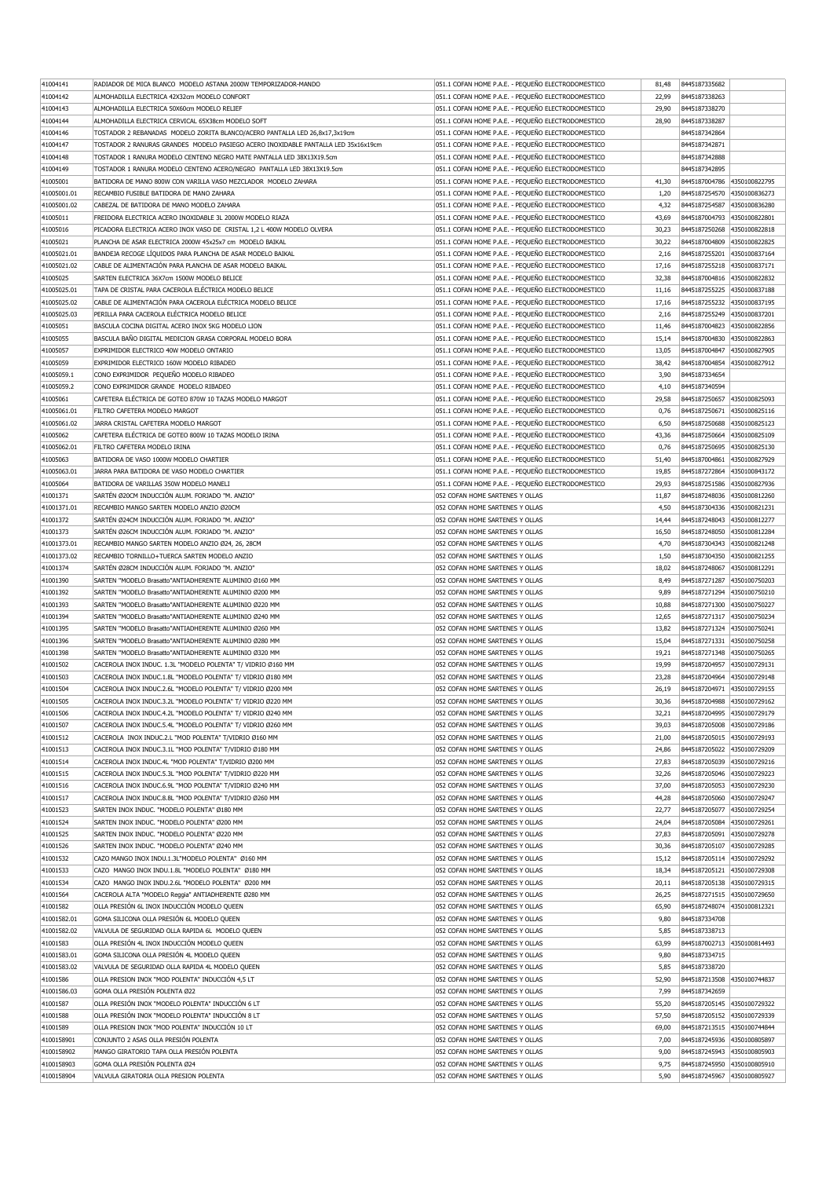| | | | | | |
|---|---|---|---|---|---|
| 41004141 | RADIADOR DE MICA BLANCO MODELO ASTANA 2000W TEMPORIZADOR-MANDO | 051.1 COFAN HOME P.A.E. - PEQUEÑO ELECTRODOMESTICO | 81,48 | 8445187335682 | |
| 41004142 | ALMOHADILLA ELECTRICA 42X32cm MODELO CONFORT | 051.1 COFAN HOME P.A.E. - PEQUEÑO ELECTRODOMESTICO | 22,99 | 8445187338263 | |
| 41004143 | ALMOHADILLA ELECTRICA 50X60cm MODELO RELIEF | 051.1 COFAN HOME P.A.E. - PEQUEÑO ELECTRODOMESTICO | 29,90 | 8445187338270 | |
| 41004144 | ALMOHADILLA ELECTRICA CERVICAL 65X38cm MODELO SOFT | 051.1 COFAN HOME P.A.E. - PEQUEÑO ELECTRODOMESTICO | 28,90 | 8445187338287 | |
| 41004146 | TOSTADOR 2 REBANADAS MODELO ZORITA BLANCO/ACERO PANTALLA LED 26,8x17,3x19cm | 051.1 COFAN HOME P.A.E. - PEQUEÑO ELECTRODOMESTICO | | 8445187342864 | |
| 41004147 | TOSTADOR 2 RANURAS GRANDES MODELO PASIEGO ACERO INOXIDABLE PANTALLA LED 35x16x19cm | 051.1 COFAN HOME P.A.E. - PEQUEÑO ELECTRODOMESTICO | | 8445187342871 | |
| 41004148 | TOSTADOR 1 RANURA MODELO CENTENO NEGRO MATE PANTALLA LED 38X13X19.5cm | 051.1 COFAN HOME P.A.E. - PEQUEÑO ELECTRODOMESTICO | | 8445187342888 | |
| 41004149 | TOSTADOR 1 RANURA MODELO CENTENO ACERO/NEGRO PANTALLA LED 38X13X19.5cm | 051.1 COFAN HOME P.A.E. - PEQUEÑO ELECTRODOMESTICO | | 8445187342895 | |
| 41005001 | BATIDORA DE MANO 800W CON VARILLA VASO MEZCLADOR MODELO ZAHARA | 051.1 COFAN HOME P.A.E. - PEQUEÑO ELECTRODOMESTICO | 41,30 | 8445187004786 | 4350100822795 |
| 41005001.01 | RECAMBIO FUSIBLE BATIDORA DE MANO ZAHARA | 051.1 COFAN HOME P.A.E. - PEQUEÑO ELECTRODOMESTICO | 1,20 | 8445187254570 | 4350100836273 |
| 41005001.02 | CABEZAL DE BATIDORA DE MANO MODELO ZAHARA | 051.1 COFAN HOME P.A.E. - PEQUEÑO ELECTRODOMESTICO | 4,32 | 8445187254587 | 4350100836280 |
| 41005011 | FREIDORA ELECTRICA ACERO INOXIDABLE 3L 2000W MODELO RIAZA | 051.1 COFAN HOME P.A.E. - PEQUEÑO ELECTRODOMESTICO | 43,69 | 8445187004793 | 4350100822801 |
| 41005016 | PICADORA ELECTRICA ACERO INOX VASO DE CRISTAL 1,2 L 400W MODELO OLVERA | 051.1 COFAN HOME P.A.E. - PEQUEÑO ELECTRODOMESTICO | 30,23 | 8445187250268 | 4350100822818 |
| 41005021 | PLANCHA DE ASAR ELECTRICA 2000W 45x25x7 cm MODELO BAIKAL | 051.1 COFAN HOME P.A.E. - PEQUEÑO ELECTRODOMESTICO | 30,22 | 8445187004809 | 4350100822825 |
| 41005021.01 | BANDEJA RECOGE LÍQUIDOS PARA PLANCHA DE ASAR MODELO BAIKAL | 051.1 COFAN HOME P.A.E. - PEQUEÑO ELECTRODOMESTICO | 2,16 | 8445187255201 | 4350100837164 |
| 41005021.02 | CABLE DE ALIMENTACIÓN PARA PLANCHA DE ASAR MODELO BAIKAL | 051.1 COFAN HOME P.A.E. - PEQUEÑO ELECTRODOMESTICO | 17,16 | 8445187255218 | 4350100837171 |
| 41005025 | SARTEN ELECTRICA 36X7cm 1500W MODELO BELICE | 051.1 COFAN HOME P.A.E. - PEQUEÑO ELECTRODOMESTICO | 32,38 | 8445187004816 | 4350100822832 |
| 41005025.01 | TAPA DE CRISTAL PARA CACEROLA ELÉCTRICA MODELO BELICE | 051.1 COFAN HOME P.A.E. - PEQUEÑO ELECTRODOMESTICO | 11,16 | 8445187255225 | 4350100837188 |
| 41005025.02 | CABLE DE ALIMENTACIÓN PARA CACEROLA ELÉCTRICA MODELO BELICE | 051.1 COFAN HOME P.A.E. - PEQUEÑO ELECTRODOMESTICO | 17,16 | 8445187255232 | 4350100837195 |
| 41005025.03 | PERILLA PARA CACEROLA ELÉCTRICA MODELO BELICE | 051.1 COFAN HOME P.A.E. - PEQUEÑO ELECTRODOMESTICO | 2,16 | 8445187255249 | 4350100837201 |
| 41005051 | BASCULA COCINA DIGITAL ACERO INOX 5KG MODELO LION | 051.1 COFAN HOME P.A.E. - PEQUEÑO ELECTRODOMESTICO | 11,46 | 8445187004823 | 4350100822856 |
| 41005055 | BASCULA BAÑO DIGITAL MEDICION GRASA CORPORAL MODELO BORA | 051.1 COFAN HOME P.A.E. - PEQUEÑO ELECTRODOMESTICO | 15,14 | 8445187004830 | 4350100822863 |
| 41005057 | EXPRIMIDOR ELECTRICO 40W MODELO ONTARIO | 051.1 COFAN HOME P.A.E. - PEQUEÑO ELECTRODOMESTICO | 13,05 | 8445187004847 | 4350100827905 |
| 41005059 | EXPRIMIDOR ELECTRICO 160W MODELO RIBADEO | 051.1 COFAN HOME P.A.E. - PEQUEÑO ELECTRODOMESTICO | 38,42 | 8445187004854 | 4350100827912 |
| 41005059.1 | CONO EXPRIMIDOR PEQUEÑO MODELO RIBADEO | 051.1 COFAN HOME P.A.E. - PEQUEÑO ELECTRODOMESTICO | 3,90 | 8445187334654 | |
| 41005059.2 | CONO EXPRIMIDOR GRANDE MODELO RIBADEO | 051.1 COFAN HOME P.A.E. - PEQUEÑO ELECTRODOMESTICO | 4,10 | 8445187340594 | |
| 41005061 | CAFETERA ELÉCTRICA DE GOTEO 870W 10 TAZAS MODELO MARGOT | 051.1 COFAN HOME P.A.E. - PEQUEÑO ELECTRODOMESTICO | 29,58 | 8445187250657 | 4350100825093 |
| 41005061.01 | FILTRO CAFETERA MODELO MARGOT | 051.1 COFAN HOME P.A.E. - PEQUEÑO ELECTRODOMESTICO | 0,76 | 8445187250671 | 4350100825116 |
| 41005061.02 | JARRA CRISTAL CAFETERA MODELO MARGOT | 051.1 COFAN HOME P.A.E. - PEQUEÑO ELECTRODOMESTICO | 6,50 | 8445187250688 | 4350100825123 |
| 41005062 | CAFETERA ELÉCTRICA DE GOTEO 800W 10 TAZAS MODELO IRINA | 051.1 COFAN HOME P.A.E. - PEQUEÑO ELECTRODOMESTICO | 43,36 | 8445187250664 | 4350100825109 |
| 41005062.01 | FILTRO CAFETERA MODELO IRINA | 051.1 COFAN HOME P.A.E. - PEQUEÑO ELECTRODOMESTICO | 0,76 | 8445187250695 | 4350100825130 |
| 41005063 | BATIDORA DE VASO 1000W MODELO CHARTIER | 051.1 COFAN HOME P.A.E. - PEQUEÑO ELECTRODOMESTICO | 51,40 | 8445187004861 | 4350100827929 |
| 41005063.01 | JARRA PARA BATIDORA DE VASO MODELO CHARTIER | 051.1 COFAN HOME P.A.E. - PEQUEÑO ELECTRODOMESTICO | 19,85 | 8445187272864 | 4350100843172 |
| 41005064 | BATIDORA DE VARILLAS 350W MODELO MANELI | 051.1 COFAN HOME P.A.E. - PEQUEÑO ELECTRODOMESTICO | 29,93 | 8445187251586 | 4350100827936 |
| 41001371 | SARTÉN Ø20CM INDUCCIÓN ALUM. FORJADO "M. ANZIO" | 052 COFAN HOME SARTENES Y OLLAS | 11,87 | 8445187248036 | 4350100812260 |
| 41001371.01 | RECAMBIO MANGO SARTEN MODELO ANZIO Ø20CM | 052 COFAN HOME SARTENES Y OLLAS | 4,50 | 8445187304336 | 4350100821231 |
| 41001372 | SARTÉN Ø24CM INDUCCIÓN ALUM. FORJADO "M. ANZIO" | 052 COFAN HOME SARTENES Y OLLAS | 14,44 | 8445187248043 | 4350100812277 |
| 41001373 | SARTÉN Ø26CM INDUCCIÓN ALUM. FORJADO "M. ANZIO" | 052 COFAN HOME SARTENES Y OLLAS | 16,50 | 8445187248050 | 4350100812284 |
| 41001373.01 | RECAMBIO MANGO SARTEN MODELO ANZIO Ø24, 26, 28CM | 052 COFAN HOME SARTENES Y OLLAS | 4,70 | 8445187304343 | 4350100821248 |
| 41001373.02 | RECAMBIO TORNILLO+TUERCA SARTEN MODELO ANZIO | 052 COFAN HOME SARTENES Y OLLAS | 1,50 | 8445187304350 | 4350100821255 |
| 41001374 | SARTÉN Ø28CM INDUCCIÓN ALUM. FORJADO "M. ANZIO" | 052 COFAN HOME SARTENES Y OLLAS | 18,02 | 8445187248067 | 4350100812291 |
| 41001390 | SARTEN "MODELO Brasatto"ANTIADHERENTE ALUMINIO Ø160 MM | 052 COFAN HOME SARTENES Y OLLAS | 8,49 | 8445187271287 | 4350100750203 |
| 41001392 | SARTEN "MODELO Brasatto"ANTIADHERENTE ALUMINIO Ø200 MM | 052 COFAN HOME SARTENES Y OLLAS | 9,89 | 8445187271294 | 4350100750210 |
| 41001393 | SARTEN "MODELO Brasatto"ANTIADHERENTE ALUMINIO Ø220 MM | 052 COFAN HOME SARTENES Y OLLAS | 10,88 | 8445187271300 | 4350100750227 |
| 41001394 | SARTEN "MODELO Brasatto"ANTIADHERENTE ALUMINIO Ø240 MM | 052 COFAN HOME SARTENES Y OLLAS | 12,65 | 8445187271317 | 4350100750234 |
| 41001395 | SARTEN "MODELO Brasatto"ANTIADHERENTE ALUMINIO Ø260 MM | 052 COFAN HOME SARTENES Y OLLAS | 13,82 | 8445187271324 | 4350100750241 |
| 41001396 | SARTEN "MODELO Brasatto"ANTIADHERENTE ALUMINIO Ø280 MM | 052 COFAN HOME SARTENES Y OLLAS | 15,04 | 8445187271331 | 4350100750258 |
| 41001398 | SARTEN "MODELO Brasatto"ANTIADHERENTE ALUMINIO Ø320 MM | 052 COFAN HOME SARTENES Y OLLAS | 19,21 | 8445187271348 | 4350100750265 |
| 41001502 | CACEROLA INOX INDUC. 1.3L "MODELO POLENTA" T/ VIDRIO Ø160 MM | 052 COFAN HOME SARTENES Y OLLAS | 19,99 | 8445187204957 | 4350100729131 |
| 41001503 | CACEROLA INOX INDUC.1.8L "MODELO POLENTA" T/ VIDRIO Ø180 MM | 052 COFAN HOME SARTENES Y OLLAS | 23,28 | 8445187204964 | 4350100729148 |
| 41001504 | CACEROLA INOX INDUC.2.6L "MODELO POLENTA" T/ VIDRIO Ø200 MM | 052 COFAN HOME SARTENES Y OLLAS | 26,19 | 8445187204971 | 4350100729155 |
| 41001505 | CACEROLA INOX INDUC.3.2L "MODELO POLENTA" T/ VIDRIO Ø220 MM | 052 COFAN HOME SARTENES Y OLLAS | 30,36 | 8445187204988 | 4350100729162 |
| 41001506 | CACEROLA INOX INDUC.4.2L "MODELO POLENTA" T/ VIDRIO Ø240 MM | 052 COFAN HOME SARTENES Y OLLAS | 32,21 | 8445187204995 | 4350100729179 |
| 41001507 | CACEROLA INOX INDUC.5.4L "MODELO POLENTA" T/ VIDRIO Ø260 MM | 052 COFAN HOME SARTENES Y OLLAS | 39,03 | 8445187205008 | 4350100729186 |
| 41001512 | CACEROLA INOX INDUC.2.L "MOD POLENTA" T/VIDRIO Ø160 MM | 052 COFAN HOME SARTENES Y OLLAS | 21,00 | 8445187205015 | 4350100729193 |
| 41001513 | CACEROLA INOX INDUC.3.1L "MOD POLENTA" T/VIDRIO Ø180 MM | 052 COFAN HOME SARTENES Y OLLAS | 24,86 | 8445187205022 | 4350100729209 |
| 41001514 | CACEROLA INOX INDUC.4L "MOD POLENTA" T/VIDRIO Ø200 MM | 052 COFAN HOME SARTENES Y OLLAS | 27,83 | 8445187205039 | 4350100729216 |
| 41001515 | CACEROLA INOX INDUC.5.3L "MOD POLENTA" T/VIDRIO Ø220 MM | 052 COFAN HOME SARTENES Y OLLAS | 32,26 | 8445187205046 | 4350100729223 |
| 41001516 | CACEROLA INOX INDUC.6.9L "MOD POLENTA" T/VIDRIO Ø240 MM | 052 COFAN HOME SARTENES Y OLLAS | 37,00 | 8445187205053 | 4350100729230 |
| 41001517 | CACEROLA INOX INDUC.8.8L "MOD POLENTA" T/VIDRIO Ø260 MM | 052 COFAN HOME SARTENES Y OLLAS | 44,28 | 8445187205060 | 4350100729247 |
| 41001523 | SARTEN INOX INDUC. "MODELO POLENTA" Ø180 MM | 052 COFAN HOME SARTENES Y OLLAS | 22,77 | 8445187205077 | 4350100729254 |
| 41001524 | SARTEN INOX INDUC. "MODELO POLENTA" Ø200 MM | 052 COFAN HOME SARTENES Y OLLAS | 24,04 | 8445187205084 | 4350100729261 |
| 41001525 | SARTEN INOX INDUC. "MODELO POLENTA" Ø220 MM | 052 COFAN HOME SARTENES Y OLLAS | 27,83 | 8445187205091 | 4350100729278 |
| 41001526 | SARTEN INOX INDUC. "MODELO POLENTA" Ø240 MM | 052 COFAN HOME SARTENES Y OLLAS | 30,36 | 8445187205107 | 4350100729285 |
| 41001532 | CAZO MANGO INOX INDU.1.3L"MODELO POLENTA" Ø160 MM | 052 COFAN HOME SARTENES Y OLLAS | 15,12 | 8445187205114 | 4350100729292 |
| 41001533 | CAZO MANGO INOX INDU.1.8L "MODELO POLENTA" Ø180 MM | 052 COFAN HOME SARTENES Y OLLAS | 18,34 | 8445187205121 | 4350100729308 |
| 41001534 | CAZO MANGO INOX INDU.2.6L "MODELO POLENTA" Ø200 MM | 052 COFAN HOME SARTENES Y OLLAS | 20,11 | 8445187205138 | 4350100729315 |
| 41001564 | CACEROLA ALTA "MODELO Reggia" ANTIADHERENTE Ø280 MM | 052 COFAN HOME SARTENES Y OLLAS | 26,25 | 8445187271515 | 4350100729650 |
| 41001582 | OLLA PRESIÓN 6L INOX INDUCCIÓN MODELO QUEEN | 052 COFAN HOME SARTENES Y OLLAS | 65,90 | 8445187248074 | 4350100812321 |
| 41001582.01 | GOMA SILICONA OLLA PRESIÓN 6L MODELO QUEEN | 052 COFAN HOME SARTENES Y OLLAS | 9,80 | 8445187334708 | |
| 41001582.02 | VALVULA DE SEGURIDAD OLLA RAPIDA 6L MODELO QUEEN | 052 COFAN HOME SARTENES Y OLLAS | 5,85 | 8445187338713 | |
| 41001583 | OLLA PRESIÓN 4L INOX INDUCCIÓN MODELO QUEEN | 052 COFAN HOME SARTENES Y OLLAS | 63,99 | 8445187002713 | 4350100814493 |
| 41001583.01 | GOMA SILICONA OLLA PRESIÓN 4L MODELO QUEEN | 052 COFAN HOME SARTENES Y OLLAS | 9,80 | 8445187334715 | |
| 41001583.02 | VALVULA DE SEGURIDAD OLLA RAPIDA 4L MODELO QUEEN | 052 COFAN HOME SARTENES Y OLLAS | 5,85 | 8445187338720 | |
| 41001586 | OLLA PRESION INOX "MOD POLENTA" INDUCCIÓN 4,5 LT | 052 COFAN HOME SARTENES Y OLLAS | 52,90 | 8445187213508 | 4350100744837 |
| 41001586.03 | GOMA OLLA PRESIÓN POLENTA Ø22 | 052 COFAN HOME SARTENES Y OLLAS | 7,99 | 8445187342659 | |
| 41001587 | OLLA PRESIÓN INOX "MODELO POLENTA" INDUCCIÓN 6 LT | 052 COFAN HOME SARTENES Y OLLAS | 55,20 | 8445187205145 | 4350100729322 |
| 41001588 | OLLA PRESIÓN INOX "MODELO POLENTA" INDUCCIÓN 8 LT | 052 COFAN HOME SARTENES Y OLLAS | 57,50 | 8445187205152 | 4350100729339 |
| 41001589 | OLLA PRESION INOX "MOD POLENTA" INDUCCIÓN 10 LT | 052 COFAN HOME SARTENES Y OLLAS | 69,00 | 8445187213515 | 4350100744844 |
| 4100158901 | CONJUNTO 2 ASAS OLLA PRESIÓN POLENTA | 052 COFAN HOME SARTENES Y OLLAS | 7,00 | 8445187245936 | 4350100805897 |
| 4100158902 | MANGO GIRATORIO TAPA OLLA PRESIÓN POLENTA | 052 COFAN HOME SARTENES Y OLLAS | 9,00 | 8445187245943 | 4350100805903 |
| 4100158903 | GOMA OLLA PRESIÓN POLENTA Ø24 | 052 COFAN HOME SARTENES Y OLLAS | 9,75 | 8445187245950 | 4350100805910 |
| 4100158904 | VALVULA GIRATORIA OLLA PRESION POLENTA | 052 COFAN HOME SARTENES Y OLLAS | 5,90 | 8445187245967 | 4350100805927 |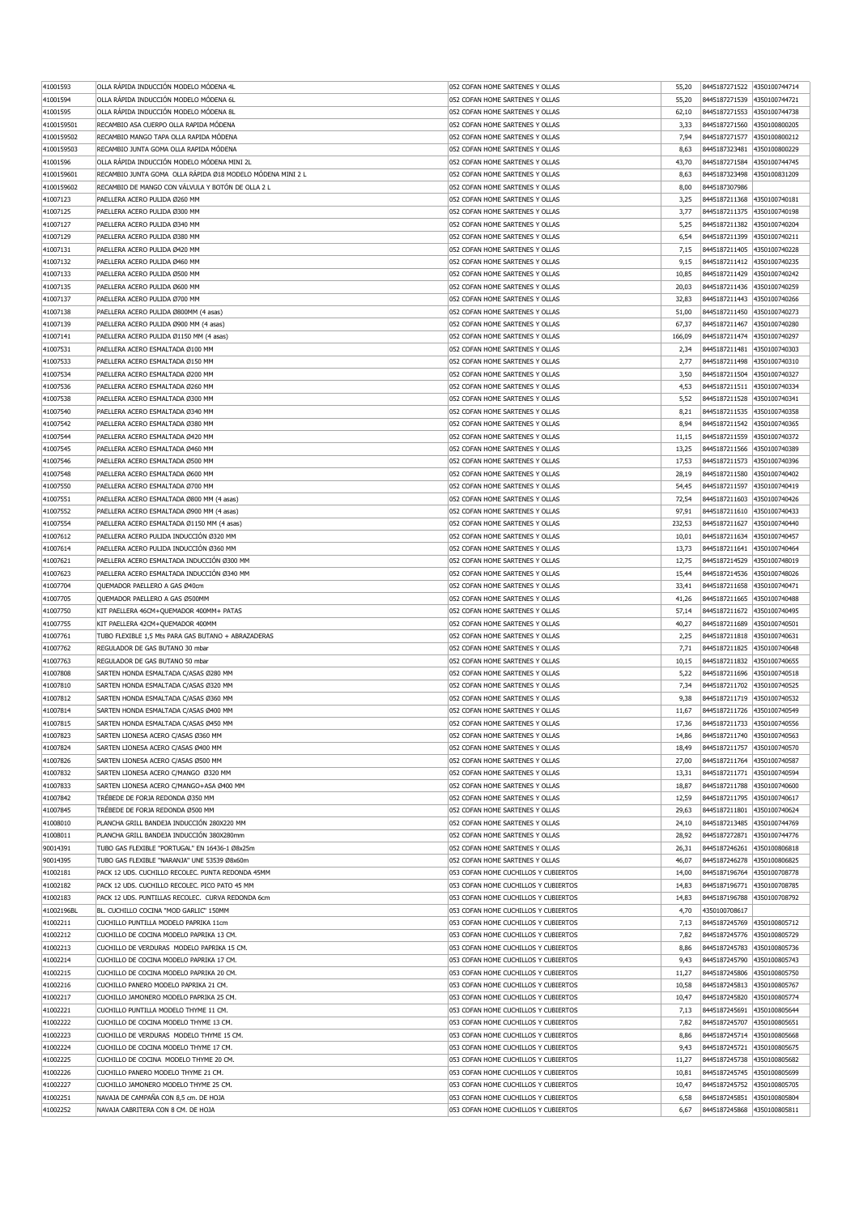| | | | | | |
|---|---|---|---|---|---|
| 41001593 | OLLA RÁPIDA INDUCCIÓN MODELO MÓDENA 4L | 052 COFAN HOME SARTENES Y OLLAS | 55,20 | 8445187271522 | 4350100744714 |
| 41001594 | OLLA RÁPIDA INDUCCIÓN MODELO MÓDENA 6L | 052 COFAN HOME SARTENES Y OLLAS | 55,20 | 8445187271539 | 4350100744721 |
| 41001595 | OLLA RÁPIDA INDUCCIÓN MODELO MÓDENA 8L | 052 COFAN HOME SARTENES Y OLLAS | 62,10 | 8445187271553 | 4350100744738 |
| 4100159501 | RECAMBIO ASA CUERPO OLLA RAPIDA MÓDENA | 052 COFAN HOME SARTENES Y OLLAS | 3,33 | 8445187271560 | 4350100800205 |
| 4100159502 | RECAMBIO MANGO TAPA OLLA RAPIDA MÓDENA | 052 COFAN HOME SARTENES Y OLLAS | 7,94 | 8445187271577 | 4350100800212 |
| 4100159503 | RECAMBIO JUNTA GOMA OLLA RAPIDA MÓDENA | 052 COFAN HOME SARTENES Y OLLAS | 8,63 | 8445187323481 | 4350100800229 |
| 41001596 | OLLA RÁPIDA INDUCCIÓN MODELO MÓDENA MINI 2L | 052 COFAN HOME SARTENES Y OLLAS | 43,70 | 8445187271584 | 4350100744745 |
| 4100159601 | RECAMBIO JUNTA GOMA OLLA RÁPIDA Ø18 MODELO MÓDENA MINI 2 L | 052 COFAN HOME SARTENES Y OLLAS | 8,63 | 8445187323498 | 4350100831209 |
| 4100159602 | RECAMBIO DE MANGO CON VÁLVULA Y BOTÓN DE OLLA 2 L | 052 COFAN HOME SARTENES Y OLLAS | 8,00 | 8445187307986 | |
| 41007123 | PAELLERA ACERO PULIDA Ø260 MM | 052 COFAN HOME SARTENES Y OLLAS | 3,25 | 8445187211368 | 4350100740181 |
| 41007125 | PAELLERA ACERO PULIDA Ø300 MM | 052 COFAN HOME SARTENES Y OLLAS | 3,77 | 8445187211375 | 4350100740198 |
| 41007127 | PAELLERA ACERO PULIDA Ø340 MM | 052 COFAN HOME SARTENES Y OLLAS | 5,25 | 8445187211382 | 4350100740204 |
| 41007129 | PAELLERA ACERO PULIDA Ø380 MM | 052 COFAN HOME SARTENES Y OLLAS | 6,54 | 8445187211399 | 4350100740211 |
| 41007131 | PAELLERA ACERO PULIDA Ø420 MM | 052 COFAN HOME SARTENES Y OLLAS | 7,15 | 8445187211405 | 4350100740228 |
| 41007132 | PAELLERA ACERO PULIDA Ø460 MM | 052 COFAN HOME SARTENES Y OLLAS | 9,15 | 8445187211412 | 4350100740235 |
| 41007133 | PAELLERA ACERO PULIDA Ø500 MM | 052 COFAN HOME SARTENES Y OLLAS | 10,85 | 8445187211429 | 4350100740242 |
| 41007135 | PAELLERA ACERO PULIDA Ø600 MM | 052 COFAN HOME SARTENES Y OLLAS | 20,03 | 8445187211436 | 4350100740259 |
| 41007137 | PAELLERA ACERO PULIDA Ø700 MM | 052 COFAN HOME SARTENES Y OLLAS | 32,83 | 8445187211443 | 4350100740266 |
| 41007138 | PAELLERA ACERO PULIDA Ø800MM (4 asas) | 052 COFAN HOME SARTENES Y OLLAS | 51,00 | 8445187211450 | 4350100740273 |
| 41007139 | PAELLERA ACERO PULIDA Ø900 MM (4 asas) | 052 COFAN HOME SARTENES Y OLLAS | 67,37 | 8445187211467 | 4350100740280 |
| 41007141 | PAELLERA ACERO PULIDA Ø1150 MM (4 asas) | 052 COFAN HOME SARTENES Y OLLAS | 166,09 | 8445187211474 | 4350100740297 |
| 41007531 | PAELLERA ACERO ESMALTADA Ø100 MM | 052 COFAN HOME SARTENES Y OLLAS | 2,34 | 8445187211481 | 4350100740303 |
| 41007533 | PAELLERA ACERO ESMALTADA Ø150 MM | 052 COFAN HOME SARTENES Y OLLAS | 2,77 | 8445187211498 | 4350100740310 |
| 41007534 | PAELLERA ACERO ESMALTADA Ø200 MM | 052 COFAN HOME SARTENES Y OLLAS | 3,50 | 8445187211504 | 4350100740327 |
| 41007536 | PAELLERA ACERO ESMALTADA Ø260 MM | 052 COFAN HOME SARTENES Y OLLAS | 4,53 | 8445187211511 | 4350100740334 |
| 41007538 | PAELLERA ACERO ESMALTADA Ø300 MM | 052 COFAN HOME SARTENES Y OLLAS | 5,52 | 8445187211528 | 4350100740341 |
| 41007540 | PAELLERA ACERO ESMALTADA Ø340 MM | 052 COFAN HOME SARTENES Y OLLAS | 8,21 | 8445187211535 | 4350100740358 |
| 41007542 | PAELLERA ACERO ESMALTADA Ø380 MM | 052 COFAN HOME SARTENES Y OLLAS | 8,94 | 8445187211542 | 4350100740365 |
| 41007544 | PAELLERA ACERO ESMALTADA Ø420 MM | 052 COFAN HOME SARTENES Y OLLAS | 11,15 | 8445187211559 | 4350100740372 |
| 41007545 | PAELLERA ACERO ESMALTADA Ø460 MM | 052 COFAN HOME SARTENES Y OLLAS | 13,25 | 8445187211566 | 4350100740389 |
| 41007546 | PAELLERA ACERO ESMALTADA Ø500 MM | 052 COFAN HOME SARTENES Y OLLAS | 17,53 | 8445187211573 | 4350100740396 |
| 41007548 | PAELLERA ACERO ESMALTADA Ø600 MM | 052 COFAN HOME SARTENES Y OLLAS | 28,19 | 8445187211580 | 4350100740402 |
| 41007550 | PAELLERA ACERO ESMALTADA Ø700 MM | 052 COFAN HOME SARTENES Y OLLAS | 54,45 | 8445187211597 | 4350100740419 |
| 41007551 | PAELLERA ACERO ESMALTADA Ø800 MM (4 asas) | 052 COFAN HOME SARTENES Y OLLAS | 72,54 | 8445187211603 | 4350100740426 |
| 41007552 | PAELLERA ACERO ESMALTADA Ø900 MM (4 asas) | 052 COFAN HOME SARTENES Y OLLAS | 97,91 | 8445187211610 | 4350100740433 |
| 41007554 | PAELLERA ACERO ESMALTADA Ø1150 MM (4 asas) | 052 COFAN HOME SARTENES Y OLLAS | 232,53 | 8445187211627 | 4350100740440 |
| 41007612 | PAELLERA ACERO PULIDA INDUCCIÓN Ø320 MM | 052 COFAN HOME SARTENES Y OLLAS | 10,01 | 8445187211634 | 4350100740457 |
| 41007614 | PAELLERA ACERO PULIDA INDUCCIÓN Ø360 MM | 052 COFAN HOME SARTENES Y OLLAS | 13,73 | 8445187211641 | 4350100740464 |
| 41007621 | PAELLERA ACERO ESMALTADA INDUCCIÓN Ø300 MM | 052 COFAN HOME SARTENES Y OLLAS | 12,75 | 8445187214529 | 4350100748019 |
| 41007623 | PAELLERA ACERO ESMALTADA INDUCCIÓN Ø340 MM | 052 COFAN HOME SARTENES Y OLLAS | 15,44 | 8445187214536 | 4350100748026 |
| 41007704 | QUEMADOR PAELLERO A GAS Ø40cm | 052 COFAN HOME SARTENES Y OLLAS | 33,41 | 8445187211658 | 4350100740471 |
| 41007705 | QUEMADOR PAELLERO A GAS Ø500MM | 052 COFAN HOME SARTENES Y OLLAS | 41,26 | 8445187211665 | 4350100740488 |
| 41007750 | KIT PAELLERA 46CM+QUEMADOR 400MM+ PATAS | 052 COFAN HOME SARTENES Y OLLAS | 57,14 | 8445187211672 | 4350100740495 |
| 41007755 | KIT PAELLERA 42CM+QUEMADOR 400MM | 052 COFAN HOME SARTENES Y OLLAS | 40,27 | 8445187211689 | 4350100740501 |
| 41007761 | TUBO FLEXIBLE 1,5 Mts PARA GAS BUTANO + ABRAZADERAS | 052 COFAN HOME SARTENES Y OLLAS | 2,25 | 8445187211818 | 4350100740631 |
| 41007762 | REGULADOR DE GAS BUTANO 30 mbar | 052 COFAN HOME SARTENES Y OLLAS | 7,71 | 8445187211825 | 4350100740648 |
| 41007763 | REGULADOR DE GAS BUTANO 50 mbar | 052 COFAN HOME SARTENES Y OLLAS | 10,15 | 8445187211832 | 4350100740655 |
| 41007808 | SARTEN HONDA ESMALTADA C/ASAS Ø280 MM | 052 COFAN HOME SARTENES Y OLLAS | 5,22 | 8445187211696 | 4350100740518 |
| 41007810 | SARTEN HONDA ESMALTADA C/ASAS Ø320 MM | 052 COFAN HOME SARTENES Y OLLAS | 7,34 | 8445187211702 | 4350100740525 |
| 41007812 | SARTEN HONDA ESMALTADA C/ASAS Ø360 MM | 052 COFAN HOME SARTENES Y OLLAS | 9,38 | 8445187211719 | 4350100740532 |
| 41007814 | SARTEN HONDA ESMALTADA C/ASAS Ø400 MM | 052 COFAN HOME SARTENES Y OLLAS | 11,67 | 8445187211726 | 4350100740549 |
| 41007815 | SARTEN HONDA ESMALTADA C/ASAS Ø450 MM | 052 COFAN HOME SARTENES Y OLLAS | 17,36 | 8445187211733 | 4350100740556 |
| 41007823 | SARTEN LIONESA ACERO C/ASAS Ø360 MM | 052 COFAN HOME SARTENES Y OLLAS | 14,86 | 8445187211740 | 4350100740563 |
| 41007824 | SARTEN LIONESA ACERO C/ASAS Ø400 MM | 052 COFAN HOME SARTENES Y OLLAS | 18,49 | 8445187211757 | 4350100740570 |
| 41007826 | SARTEN LIONESA ACERO C/ASAS Ø500 MM | 052 COFAN HOME SARTENES Y OLLAS | 27,00 | 8445187211764 | 4350100740587 |
| 41007832 | SARTEN LIONESA ACERO C/MANGO Ø320 MM | 052 COFAN HOME SARTENES Y OLLAS | 13,31 | 8445187211771 | 4350100740594 |
| 41007833 | SARTEN LIONESA ACERO C/MANGO+ASA Ø400 MM | 052 COFAN HOME SARTENES Y OLLAS | 18,87 | 8445187211788 | 4350100740600 |
| 41007842 | TRÉBEDE DE FORJA REDONDA Ø350 MM | 052 COFAN HOME SARTENES Y OLLAS | 12,59 | 8445187211795 | 4350100740617 |
| 41007845 | TRÉBEDE DE FORJA REDONDA Ø500 MM | 052 COFAN HOME SARTENES Y OLLAS | 29,63 | 8445187211801 | 4350100740624 |
| 41008010 | PLANCHA GRILL BANDEJA INDUCCIÓN 280X220 MM | 052 COFAN HOME SARTENES Y OLLAS | 24,10 | 8445187213485 | 4350100744769 |
| 41008011 | PLANCHA GRILL BANDEJA INDUCCIÓN 380X280mm | 052 COFAN HOME SARTENES Y OLLAS | 28,92 | 8445187272871 | 4350100744776 |
| 90014391 | TUBO GAS FLEXIBLE "PORTUGAL" EN 16436-1 Ø8x25m | 052 COFAN HOME SARTENES Y OLLAS | 26,31 | 8445187246261 | 4350100806818 |
| 90014395 | TUBO GAS FLEXIBLE "NARANJA" UNE 53539 Ø8x60m | 052 COFAN HOME SARTENES Y OLLAS | 46,07 | 8445187246278 | 4350100806825 |
| 41002181 | PACK 12 UDS. CUCHILLO RECOLEC. PUNTA REDONDA 45MM | 053 COFAN HOME CUCHILLOS Y CUBIERTOS | 14,00 | 8445187196764 | 4350100708778 |
| 41002182 | PACK 12 UDS. CUCHILLO RECOLEC. PICO PATO 45 MM | 053 COFAN HOME CUCHILLOS Y CUBIERTOS | 14,83 | 8445187196771 | 4350100708785 |
| 41002183 | PACK 12 UDS. PUNTILLAS RECOLEC. CURVA REDONDA 6cm | 053 COFAN HOME CUCHILLOS Y CUBIERTOS | 14,83 | 8445187196788 | 4350100708792 |
| 41002196BL | BL. CUCHILLO COCINA "MOD GARLIC" 150MM | 053 COFAN HOME CUCHILLOS Y CUBIERTOS | 4,70 | 4350100708617 | |
| 41002211 | CUCHILLO PUNTILLA MODELO PAPRIKA 11cm | 053 COFAN HOME CUCHILLOS Y CUBIERTOS | 7,13 | 8445187245769 | 4350100805712 |
| 41002212 | CUCHILLO DE COCINA MODELO PAPRIKA 13 CM. | 053 COFAN HOME CUCHILLOS Y CUBIERTOS | 7,82 | 8445187245776 | 4350100805729 |
| 41002213 | CUCHILLO DE VERDURAS MODELO PAPRIKA 15 CM. | 053 COFAN HOME CUCHILLOS Y CUBIERTOS | 8,86 | 8445187245783 | 4350100805736 |
| 41002214 | CUCHILLO DE COCINA MODELO PAPRIKA 17 CM. | 053 COFAN HOME CUCHILLOS Y CUBIERTOS | 9,43 | 8445187245790 | 4350100805743 |
| 41002215 | CUCHILLO DE COCINA MODELO PAPRIKA 20 CM. | 053 COFAN HOME CUCHILLOS Y CUBIERTOS | 11,27 | 8445187245806 | 4350100805750 |
| 41002216 | CUCHILLO PANERO MODELO PAPRIKA 21 CM. | 053 COFAN HOME CUCHILLOS Y CUBIERTOS | 10,58 | 8445187245813 | 4350100805767 |
| 41002217 | CUCHILLO JAMONERO MODELO PAPRIKA 25 CM. | 053 COFAN HOME CUCHILLOS Y CUBIERTOS | 10,47 | 8445187245820 | 4350100805774 |
| 41002221 | CUCHILLO PUNTILLA MODELO THYME 11 CM. | 053 COFAN HOME CUCHILLOS Y CUBIERTOS | 7,13 | 8445187245691 | 4350100805644 |
| 41002222 | CUCHILLO DE COCINA MODELO THYME 13 CM. | 053 COFAN HOME CUCHILLOS Y CUBIERTOS | 7,82 | 8445187245707 | 4350100805651 |
| 41002223 | CUCHILLO DE VERDURAS MODELO THYME 15 CM. | 053 COFAN HOME CUCHILLOS Y CUBIERTOS | 8,86 | 8445187245714 | 4350100805668 |
| 41002224 | CUCHILLO DE COCINA MODELO THYME 17 CM. | 053 COFAN HOME CUCHILLOS Y CUBIERTOS | 9,43 | 8445187245721 | 4350100805675 |
| 41002225 | CUCHILLO DE COCINA MODELO THYME 20 CM. | 053 COFAN HOME CUCHILLOS Y CUBIERTOS | 11,27 | 8445187245738 | 4350100805682 |
| 41002226 | CUCHILLO PANERO MODELO THYME 21 CM. | 053 COFAN HOME CUCHILLOS Y CUBIERTOS | 10,81 | 8445187245745 | 4350100805699 |
| 41002227 | CUCHILLO JAMONERO MODELO THYME 25 CM. | 053 COFAN HOME CUCHILLOS Y CUBIERTOS | 10,47 | 8445187245752 | 4350100805705 |
| 41002251 | NAVAJA DE CAMPAÑA CON 8,5 cm. DE HOJA | 053 COFAN HOME CUCHILLOS Y CUBIERTOS | 6,58 | 8445187245851 | 4350100805804 |
| 41002252 | NAVAJA CABRITERA CON 8 CM. DE HOJA | 053 COFAN HOME CUCHILLOS Y CUBIERTOS | 6,67 | 8445187245868 | 4350100805811 |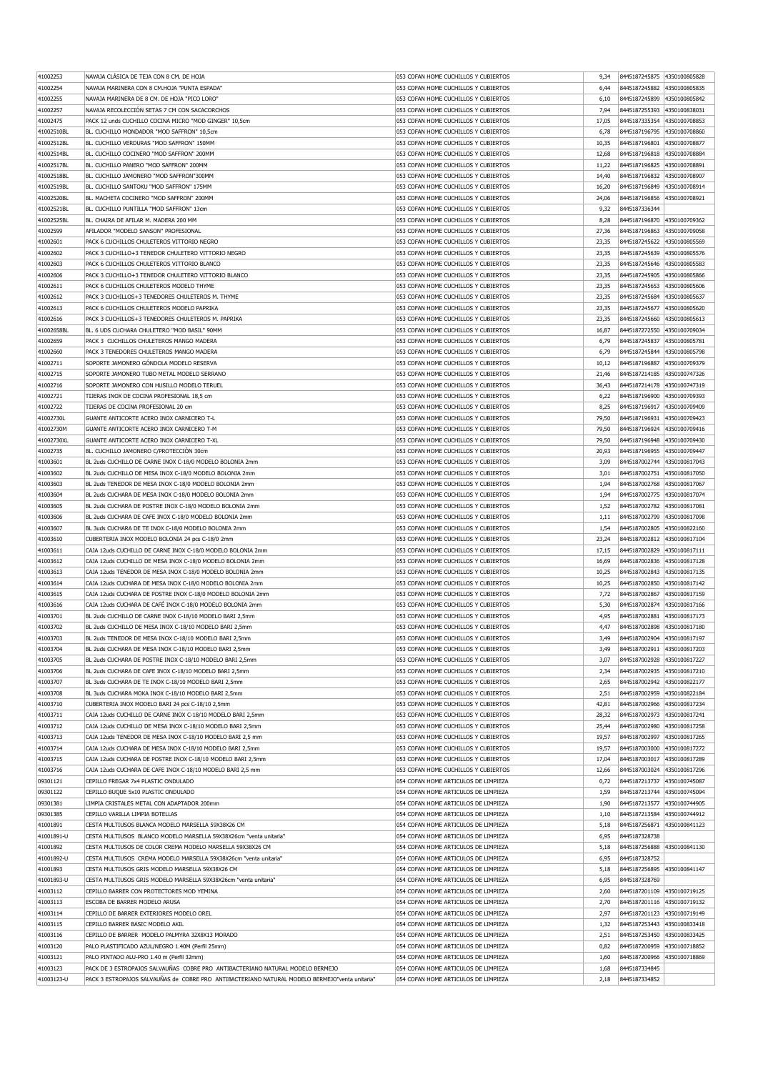| | | | | | |
|---|---|---|---|---|---|
| 41002253 | NAVAJA CLÁSICA DE TEJA CON 8 CM. DE HOJA | 053 COFAN HOME CUCHILLOS Y CUBIERTOS | 9,34 | 8445187245875 | 4350100805828 |
| 41002254 | NAVAJA MARINERA CON 8 CM.HOJA "PUNTA ESPADA" | 053 COFAN HOME CUCHILLOS Y CUBIERTOS | 6,44 | 8445187245882 | 4350100805835 |
| 41002255 | NAVAJA MARINERA DE 8 CM. DE HOJA "PICO LORO" | 053 COFAN HOME CUCHILLOS Y CUBIERTOS | 6,10 | 8445187245899 | 4350100805842 |
| 41002257 | NAVAJA RECOLECCIÓN SETAS 7 CM CON SACACORCHOS | 053 COFAN HOME CUCHILLOS Y CUBIERTOS | 7,94 | 8445187255393 | 4350100838031 |
| 41002475 | PACK 12 unds CUCHILLO COCINA MICRO "MOD GINGER" 10,5cm | 053 COFAN HOME CUCHILLOS Y CUBIERTOS | 17,05 | 8445187335354 | 4350100708853 |
| 41002510BL | BL. CUCHILLO MONDADOR "MOD SAFFRON" 10,5cm | 053 COFAN HOME CUCHILLOS Y CUBIERTOS | 6,78 | 8445187196795 | 4350100708860 |
| 41002512BL | BL. CUCHILLO VERDURAS "MOD SAFFRON" 150MM | 053 COFAN HOME CUCHILLOS Y CUBIERTOS | 10,35 | 8445187196801 | 4350100708877 |
| 41002514BL | BL. CUCHILLO COCINERO "MOD SAFFRON" 200MM | 053 COFAN HOME CUCHILLOS Y CUBIERTOS | 12,68 | 8445187196818 | 4350100708884 |
| 41002517BL | BL. CUCHILLO PANERO "MOD SAFFRON" 200MM | 053 COFAN HOME CUCHILLOS Y CUBIERTOS | 11,22 | 8445187196825 | 4350100708891 |
| 41002518BL | BL. CUCHILLO JAMONERO "MOD SAFFRON"300MM | 053 COFAN HOME CUCHILLOS Y CUBIERTOS | 14,40 | 8445187196832 | 4350100708907 |
| 41002519BL | BL. CUCHILLO SANTOKU "MOD SAFFRON" 175MM | 053 COFAN HOME CUCHILLOS Y CUBIERTOS | 16,20 | 8445187196849 | 4350100708914 |
| 41002520BL | BL. MACHETA COCINERO "MOD SAFFRON" 200MM | 053 COFAN HOME CUCHILLOS Y CUBIERTOS | 24,06 | 8445187196856 | 4350100708921 |
| 41002521BL | BL. CUCHILLO PUNTILLA "MOD SAFFRON" 13cm | 053 COFAN HOME CUCHILLOS Y CUBIERTOS | 9,32 | 8445187336344 | |
| 41002525BL | BL. CHAIRA DE AFILAR M. MADERA 200 MM | 053 COFAN HOME CUCHILLOS Y CUBIERTOS | 8,28 | 8445187196870 | 4350100709362 |
| 41002599 | AFILADOR "MODELO SANSON" PROFESIONAL | 053 COFAN HOME CUCHILLOS Y CUBIERTOS | 27,36 | 8445187196863 | 4350100709058 |
| 41002601 | PACK 6 CUCHILLOS CHULETEROS VITTORIO NEGRO | 053 COFAN HOME CUCHILLOS Y CUBIERTOS | 23,35 | 8445187245622 | 4350100805569 |
| 41002602 | PACK 3 CUCHILLO+3 TENEDOR CHULETERO VITTORIO NEGRO | 053 COFAN HOME CUCHILLOS Y CUBIERTOS | 23,35 | 8445187245639 | 4350100805576 |
| 41002603 | PACK 6 CUCHILLOS CHULETEROS VITTORIO BLANCO | 053 COFAN HOME CUCHILLOS Y CUBIERTOS | 23,35 | 8445187245646 | 4350100805583 |
| 41002606 | PACK 3 CUCHILLO+3 TENEDOR CHULETERO VITTORIO BLANCO | 053 COFAN HOME CUCHILLOS Y CUBIERTOS | 23,35 | 8445187245905 | 4350100805866 |
| 41002611 | PACK 6 CUCHILLOS CHULETEROS MODELO THYME | 053 COFAN HOME CUCHILLOS Y CUBIERTOS | 23,35 | 8445187245653 | 4350100805606 |
| 41002612 | PACK 3 CUCHILLOS+3 TENEDORES CHULETEROS M. THYME | 053 COFAN HOME CUCHILLOS Y CUBIERTOS | 23,35 | 8445187245684 | 4350100805637 |
| 41002613 | PACK 6 CUCHILLOS CHULETEROS MODELO PAPRIKA | 053 COFAN HOME CUCHILLOS Y CUBIERTOS | 23,35 | 8445187245677 | 4350100805620 |
| 41002616 | PACK 3 CUCHILLOS+3 TENEDORES CHULETEROS M. PAPRIKA | 053 COFAN HOME CUCHILLOS Y CUBIERTOS | 23,35 | 8445187245660 | 4350100805613 |
| 41002658BL | BL. 6 UDS CUCHARA CHULETERO "MOD BASIL" 90MM | 053 COFAN HOME CUCHILLOS Y CUBIERTOS | 16,87 | 8445187272550 | 4350100709034 |
| 41002659 | PACK 3 CUCHILLOS CHULETEROS MANGO MADERA | 053 COFAN HOME CUCHILLOS Y CUBIERTOS | 6,79 | 8445187245837 | 4350100805781 |
| 41002660 | PACK 3 TENEDORES CHULETEROS MANGO MADERA | 053 COFAN HOME CUCHILLOS Y CUBIERTOS | 6,79 | 8445187245844 | 4350100805798 |
| 41002711 | SOPORTE JAMONERO GÓNDOLA MODELO RESERVA | 053 COFAN HOME CUCHILLOS Y CUBIERTOS | 10,12 | 8445187196887 | 4350100709379 |
| 41002715 | SOPORTE JAMONERO TUBO METAL MODELO SERRANO | 053 COFAN HOME CUCHILLOS Y CUBIERTOS | 21,46 | 8445187214185 | 4350100747326 |
| 41002716 | SOPORTE JAMONERO CON HUSILLO MODELO TERUEL | 053 COFAN HOME CUCHILLOS Y CUBIERTOS | 36,43 | 8445187214178 | 4350100747319 |
| 41002721 | TIJERAS INOX DE COCINA PROFESIONAL 18,5 cm | 053 COFAN HOME CUCHILLOS Y CUBIERTOS | 6,22 | 8445187196900 | 4350100709393 |
| 41002722 | TIJERAS DE COCINA PROFESIONAL 20 cm | 053 COFAN HOME CUCHILLOS Y CUBIERTOS | 8,25 | 8445187196917 | 4350100709409 |
| 41002730L | GUANTE ANTICORTE ACERO INOX CARNICERO T-L | 053 COFAN HOME CUCHILLOS Y CUBIERTOS | 79,50 | 8445187196931 | 4350100709423 |
| 41002730M | GUANTE ANTICORTE ACERO INOX CARNICERO T-M | 053 COFAN HOME CUCHILLOS Y CUBIERTOS | 79,50 | 8445187196924 | 4350100709416 |
| 41002730XL | GUANTE ANTICORTE ACERO INOX CARNICERO T-XL | 053 COFAN HOME CUCHILLOS Y CUBIERTOS | 79,50 | 8445187196948 | 4350100709430 |
| 41002735 | BL. CUCHILLO JAMONERO C/PROTECCIÓN 30cm | 053 COFAN HOME CUCHILLOS Y CUBIERTOS | 20,93 | 8445187196955 | 4350100709447 |
| 41003601 | BL 2uds CUCHILLO DE CARNE INOX C-18/0 MODELO BOLONIA 2mm | 053 COFAN HOME CUCHILLOS Y CUBIERTOS | 3,09 | 8445187002744 | 4350100817043 |
| 41003602 | BL 2uds CUCHILLO DE MESA INOX C-18/0 MODELO BOLONIA 2mm | 053 COFAN HOME CUCHILLOS Y CUBIERTOS | 3,01 | 8445187002751 | 4350100817050 |
| 41003603 | BL 2uds TENEDOR DE MESA INOX C-18/0 MODELO BOLONIA 2mm | 053 COFAN HOME CUCHILLOS Y CUBIERTOS | 1,94 | 8445187002768 | 4350100817067 |
| 41003604 | BL 2uds CUCHARA DE MESA INOX C-18/0 MODELO BOLONIA 2mm | 053 COFAN HOME CUCHILLOS Y CUBIERTOS | 1,94 | 8445187002775 | 4350100817074 |
| 41003605 | BL 2uds CUCHARA DE POSTRE INOX C-18/0 MODELO BOLONIA 2mm | 053 COFAN HOME CUCHILLOS Y CUBIERTOS | 1,52 | 8445187002782 | 4350100817081 |
| 41003606 | BL 2uds CUCHARA DE CAFE INOX C-18/0 MODELO BOLONIA 2mm | 053 COFAN HOME CUCHILLOS Y CUBIERTOS | 1,11 | 8445187002799 | 4350100817098 |
| 41003607 | BL 3uds CUCHARA DE TE INOX C-18/0 MODELO BOLONIA 2mm | 053 COFAN HOME CUCHILLOS Y CUBIERTOS | 1,54 | 8445187002805 | 4350100822160 |
| 41003610 | CUBERTERIA INOX MODELO BOLONIA 24 pcs C-18/0 2mm | 053 COFAN HOME CUCHILLOS Y CUBIERTOS | 23,24 | 8445187002812 | 4350100817104 |
| 41003611 | CAJA 12uds CUCHILLO DE CARNE INOX C-18/0 MODELO BOLONIA 2mm | 053 COFAN HOME CUCHILLOS Y CUBIERTOS | 17,15 | 8445187002829 | 4350100817111 |
| 41003612 | CAJA 12uds CUCHILLO DE MESA INOX C-18/0 MODELO BOLONIA 2mm | 053 COFAN HOME CUCHILLOS Y CUBIERTOS | 16,69 | 8445187002836 | 4350100817128 |
| 41003613 | CAJA 12uds TENEDOR DE MESA INOX C-18/0 MODELO BOLONIA 2mm | 053 COFAN HOME CUCHILLOS Y CUBIERTOS | 10,25 | 8445187002843 | 4350100817135 |
| 41003614 | CAJA 12uds CUCHARA DE MESA INOX C-18/0 MODELO BOLONIA 2mm | 053 COFAN HOME CUCHILLOS Y CUBIERTOS | 10,25 | 8445187002850 | 4350100817142 |
| 41003615 | CAJA 12uds CUCHARA DE POSTRE INOX C-18/0 MODELO BOLONIA 2mm | 053 COFAN HOME CUCHILLOS Y CUBIERTOS | 7,72 | 8445187002867 | 4350100817159 |
| 41003616 | CAJA 12uds CUCHARA DE CAFÉ INOX C-18/0 MODELO BOLONIA 2mm | 053 COFAN HOME CUCHILLOS Y CUBIERTOS | 5,30 | 8445187002874 | 4350100817166 |
| 41003701 | BL 2uds CUCHILLO DE CARNE INOX C-18/10 MODELO BARI 2,5mm | 053 COFAN HOME CUCHILLOS Y CUBIERTOS | 4,95 | 8445187002881 | 4350100817173 |
| 41003702 | BL 2uds CUCHILLO DE MESA INOX C-18/10 MODELO BARI 2,5mm | 053 COFAN HOME CUCHILLOS Y CUBIERTOS | 4,47 | 8445187002898 | 4350100817180 |
| 41003703 | BL 2uds TENEDOR DE MESA INOX C-18/10 MODELO BARI 2,5mm | 053 COFAN HOME CUCHILLOS Y CUBIERTOS | 3,49 | 8445187002904 | 4350100817197 |
| 41003704 | BL 2uds CUCHARA DE MESA INOX C-18/10 MODELO BARI 2,5mm | 053 COFAN HOME CUCHILLOS Y CUBIERTOS | 3,49 | 8445187002911 | 4350100817203 |
| 41003705 | BL 2uds CUCHARA DE POSTRE INOX C-18/10 MODELO BARI 2,5mm | 053 COFAN HOME CUCHILLOS Y CUBIERTOS | 3,07 | 8445187002928 | 4350100817227 |
| 41003706 | BL 2uds CUCHARA DE CAFE INOX C-18/10 MODELO BARI 2,5mm | 053 COFAN HOME CUCHILLOS Y CUBIERTOS | 2,34 | 8445187002935 | 4350100817210 |
| 41003707 | BL 3uds CUCHARA DE TE INOX C-18/10 MODELO BARI 2,5mm | 053 COFAN HOME CUCHILLOS Y CUBIERTOS | 2,65 | 8445187002942 | 4350100822177 |
| 41003708 | BL 3uds CUCHARA MOKA INOX C-18/10 MODELO BARI 2,5mm | 053 COFAN HOME CUCHILLOS Y CUBIERTOS | 2,51 | 8445187002959 | 4350100822184 |
| 41003710 | CUBERTERIA INOX MODELO BARI 24 pcs C-18/10 2,5mm | 053 COFAN HOME CUCHILLOS Y CUBIERTOS | 42,81 | 8445187002966 | 4350100817234 |
| 41003711 | CAJA 12uds CUCHILLO DE CARNE INOX C-18/10 MODELO BARI 2,5mm | 053 COFAN HOME CUCHILLOS Y CUBIERTOS | 28,32 | 8445187002973 | 4350100817241 |
| 41003712 | CAJA 12uds CUCHILLO DE MESA INOX C-18/10 MODELO BARI 2,5mm | 053 COFAN HOME CUCHILLOS Y CUBIERTOS | 25,44 | 8445187002980 | 4350100817258 |
| 41003713 | CAJA 12uds TENEDOR DE MESA INOX C-18/10 MODELO BARI 2,5 mm | 053 COFAN HOME CUCHILLOS Y CUBIERTOS | 19,57 | 8445187002997 | 4350100817265 |
| 41003714 | CAJA 12uds CUCHARA DE MESA INOX C-18/10 MODELO BARI 2,5mm | 053 COFAN HOME CUCHILLOS Y CUBIERTOS | 19,57 | 8445187003000 | 4350100817272 |
| 41003715 | CAJA 12uds CUCHARA DE POSTRE INOX C-18/10 MODELO BARI 2,5mm | 053 COFAN HOME CUCHILLOS Y CUBIERTOS | 17,04 | 8445187003017 | 4350100817289 |
| 41003716 | CAJA 12uds CUCHARA DE CAFE INOX C-18/10 MODELO BARI 2,5 mm | 053 COFAN HOME CUCHILLOS Y CUBIERTOS | 12,66 | 8445187003024 | 4350100817296 |
| 09301121 | CEPILLO FREGAR 7x4 PLASTIC ONDULADO | 054 COFAN HOME ARTICULOS DE LIMPIEZA | 0,72 | 8445187213737 | 4350100745087 |
| 09301122 | CEPILLO BUQUE 5x10 PLASTIC ONDULADO | 054 COFAN HOME ARTICULOS DE LIMPIEZA | 1,59 | 8445187213744 | 4350100745094 |
| 09301381 | LIMPIA CRISTALES METAL CON ADAPTADOR 200mm | 054 COFAN HOME ARTICULOS DE LIMPIEZA | 1,90 | 8445187213577 | 4350100744905 |
| 09301385 | CEPILLO VARILLA LIMPIA BOTELLAS | 054 COFAN HOME ARTICULOS DE LIMPIEZA | 1,10 | 8445187213584 | 4350100744912 |
| 41001891 | CESTA MULTIUSOS BLANCA MODELO MARSELLA 59X38X26 CM | 054 COFAN HOME ARTICULOS DE LIMPIEZA | 5,18 | 8445187256871 | 4350100841123 |
| 41001891-U | CESTA MULTIUSOS BLANCO MODELO MARSELLA 59X38X26cm "venta unitaria" | 054 COFAN HOME ARTICULOS DE LIMPIEZA | 6,95 | 8445187328738 | |
| 41001892 | CESTA MULTIUSOS DE COLOR CREMA MODELO MARSELLA 59X38X26 CM | 054 COFAN HOME ARTICULOS DE LIMPIEZA | 5,18 | 8445187256888 | 4350100841130 |
| 41001892-U | CESTA MULTIUSOS CREMA MODELO MARSELLA 59X38X26cm "venta unitaria" | 054 COFAN HOME ARTICULOS DE LIMPIEZA | 6,95 | 8445187328752 | |
| 41001893 | CESTA MULTIUSOS GRIS MODELO MARSELLA 59X38X26 CM | 054 COFAN HOME ARTICULOS DE LIMPIEZA | 5,18 | 8445187256895 | 4350100841147 |
| 41001893-U | CESTA MULTIUSOS GRIS MODELO MARSELLA 59X38X26cm "venta unitaria" | 054 COFAN HOME ARTICULOS DE LIMPIEZA | 6,95 | 8445187328769 | |
| 41003112 | CEPILLO BARRER CON PROTECTORES MOD YEMINA | 054 COFAN HOME ARTICULOS DE LIMPIEZA | 2,60 | 8445187201109 | 4350100719125 |
| 41003113 | ESCOBA DE BARRER MODELO ARUSA | 054 COFAN HOME ARTICULOS DE LIMPIEZA | 2,70 | 8445187201116 | 4350100719132 |
| 41003114 | CEPILLO DE BARRER EXTERIORES MODELO OREL | 054 COFAN HOME ARTICULOS DE LIMPIEZA | 2,97 | 8445187201123 | 4350100719149 |
| 41003115 | CEPILLO BARRER BASIC MODELO AKIL | 054 COFAN HOME ARTICULOS DE LIMPIEZA | 1,32 | 8445187253443 | 4350100833418 |
| 41003116 | CEPILLO DE BARRER MODELO PALMYRA 32X8X13 MORADO | 054 COFAN HOME ARTICULOS DE LIMPIEZA | 2,51 | 8445187253450 | 4350100833425 |
| 41003120 | PALO PLASTIFICADO AZUL/NEGRO 1.40M (Perfil 25mm) | 054 COFAN HOME ARTICULOS DE LIMPIEZA | 0,82 | 8445187200959 | 4350100718852 |
| 41003121 | PALO PINTADO ALU-PRO 1.40 m (Perfil 32mm) | 054 COFAN HOME ARTICULOS DE LIMPIEZA | 1,60 | 8445187200966 | 4350100718869 |
| 41003123 | PACK DE 3 ESTROPAJOS SALVAUÑAS COBRE PRO ANTIBACTERIANO NATURAL MODELO BERMEJO | 054 COFAN HOME ARTICULOS DE LIMPIEZA | 1,68 | 8445187334845 | |
| 41003123-U | PACK 3 ESTROPAJOS SALVAUÑAS de COBRE PRO ANTIBACTERIANO NATURAL MODELO BERMEJO"venta unitaria" | 054 COFAN HOME ARTICULOS DE LIMPIEZA | 2,18 | 8445187334852 | |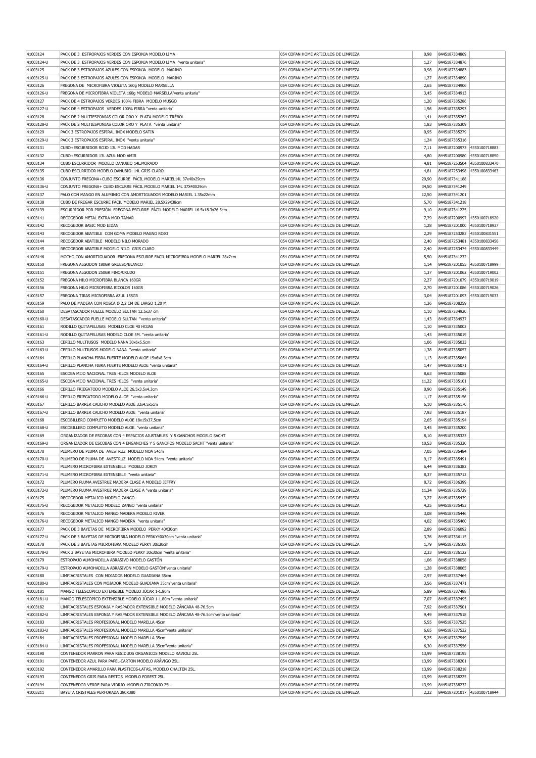| | | | | | |
|---|---|---|---|---|---|
| 41003124 | PACK DE 3 ESTROPAJOS VERDES CON ESPONJA MODELO LIMA | 054 COFAN HOME ARTICULOS DE LIMPIEZA | 0,98 | 8445187334869 | |
| 41003124-U | PACK DE 3 ESTROPAJOS VERDES CON ESPONJA MODELO LIMA "venta unitaria" | 054 COFAN HOME ARTICULOS DE LIMPIEZA | 1,27 | 8445187334876 | |
| 41003125 | PACK DE 3 ESTROPAJOS AZULES CON ESPONJA MODELO MARINO | 054 COFAN HOME ARTICULOS DE LIMPIEZA | 0,98 | 8445187334883 | |
| 41003125-U | PACK DE 3 ESTROPAJOS AZULES CON ESPONJA MODELO MARINO | 054 COFAN HOME ARTICULOS DE LIMPIEZA | 1,27 | 8445187334890 | |
| 41003126 | FREGONA DE MICROFIBRA VIOLETA 160g MODELO MARSELLA | 054 COFAN HOME ARTICULOS DE LIMPIEZA | 2,65 | 8445187334906 | |
| 41003126-U | FREGONA DE MICROFIBRA VIOLETA 160g MODELO MARSELLA"venta unitaria" | 054 COFAN HOME ARTICULOS DE LIMPIEZA | 3,45 | 8445187334913 | |
| 41003127 | PACK DE 4 ESTROPAJOS VERDES 100% FIBRA MODELO MUSGO | 054 COFAN HOME ARTICULOS DE LIMPIEZA | 1,20 | 8445187335286 | |
| 41003127-U | PACK DE 4 ESTROPAJOS VERDES 100% FIBRA "venta unitaria" | 054 COFAN HOME ARTICULOS DE LIMPIEZA | 1,56 | 8445187335293 | |
| 41003128 | PACK DE 2 MULTIESPONJAS COLOR ORO Y PLATA MODELO TRÉBOL | 054 COFAN HOME ARTICULOS DE LIMPIEZA | 1,41 | 8445187335262 | |
| 41003128-U | PACK DE 2 MULTIESPONJAS COLOR ORO Y PLATA "venta unitaria" | 054 COFAN HOME ARTICULOS DE LIMPIEZA | 1,83 | 8445187335309 | |
| 41003129 | PACK 3 ESTROPAJOS ESPIRAL INOX MODELO SATIN | 054 COFAN HOME ARTICULOS DE LIMPIEZA | 0,95 | 8445187335279 | |
| 41003129-U | PACK 3 ESTROPAJOS ESPIRAL INOX "venta unitaria" | 054 COFAN HOME ARTICULOS DE LIMPIEZA | 1,24 | 8445187335316 | |
| 41003131 | CUBO+ESCURRIDOR ROJO 13L MOD HADAR | 054 COFAN HOME ARTICULOS DE LIMPIEZA | 7,11 | 8445187200973 | 4350100718883 |
| 41003132 | CUBO+ESCURRIDOR 13L AZUL MOD AMIR | 054 COFAN HOME ARTICULOS DE LIMPIEZA | 4,80 | 8445187200980 | 4350100718890 |
| 41003134 | CUBO ESCURRIDOR MODELO DANUBIO 14L.MORADO | 054 COFAN HOME ARTICULOS DE LIMPIEZA | 4,81 | 8445187253504 | 4350100833470 |
| 41003135 | CUBO ESCURRIDOR MODELO DANUBIO 14L GRIS CLARO | 054 COFAN HOME ARTICULOS DE LIMPIEZA | 4,81 | 8445187253498 | 4350100833463 |
| 41003136 | CONJUNTO FREGONA+CUBO ESCURRE FÁCIL MODELO MARIEL14L 37x40x29cm | 054 COFAN HOME ARTICULOS DE LIMPIEZA | 29,90 | 8445187341188 | |
| 41003136-U | CONJUNTO FREGONA+ CUBO ESCURRE FÁCIL MODELO MARIEL 14L 37X40X29cm | 054 COFAN HOME ARTICULOS DE LIMPIEZA | 34,50 | 8445187341249 | |
| 41003137 | PALO CON MANGO EN ALUMINIO CON AMORTIGUADOR MODELO MARIEL 1.35x22mm | 054 COFAN HOME ARTICULOS DE LIMPIEZA | 12,50 | 8445187341201 | |
| 41003138 | CUBO DE FREGAR ESCURRE FÁCIL MODELO MARIEL 28.5X29X38cm | 054 COFAN HOME ARTICULOS DE LIMPIEZA | 5,70 | 8445187341218 | |
| 41003139 | ESCURRIDOR POR PRESIÓN FREGONA ESCURRE FÁCIL MODELO MARIEL 16.5x18.3x26.5cm | 054 COFAN HOME ARTICULOS DE LIMPIEZA | 9,10 | 8445187341225 | |
| 41003141 | RECOGEDOR METAL EXTRA MOD TAMAR | 054 COFAN HOME ARTICULOS DE LIMPIEZA | 7,79 | 8445187200997 | 4350100718920 |
| 41003142 | RECOGEDOR BASIC MOD EIDAN | 054 COFAN HOME ARTICULOS DE LIMPIEZA | 1,28 | 8445187201000 | 4350100718937 |
| 41003143 | RECOGEDOR ABATIBLE CON GOMA MODELO MAGNO ROJO | 054 COFAN HOME ARTICULOS DE LIMPIEZA | 2,29 | 8445187253283 | 4350100831551 |
| 41003144 | RECOGEDOR ABATIBLE MODELO NILO MORADO | 054 COFAN HOME ARTICULOS DE LIMPIEZA | 2,40 | 8445187253481 | 4350100833456 |
| 41003145 | RECOGEDOR ABATIBLE MODELO NILO GRIS CLARO | 054 COFAN HOME ARTICULOS DE LIMPIEZA | 2,40 | 8445187253474 | 4350100833449 |
| 41003146 | MOCHO CON AMORTIGUADOR FREGONA ESCURRE FACIL MICROFIBRA MODELO MARIEL 28x7cm | 054 COFAN HOME ARTICULOS DE LIMPIEZA | 5,50 | 8445187341232 | |
| 41003150 | FREGONA ALGODON 180GR GRUESO/BLANCO | 054 COFAN HOME ARTICULOS DE LIMPIEZA | 1,14 | 8445187201055 | 4350100718999 |
| 41003151 | FREGONA ALGODON 250GR FINO/CRUDO | 054 COFAN HOME ARTICULOS DE LIMPIEZA | 1,37 | 8445187201062 | 4350100719002 |
| 41003152 | FREGONA HILO MICROFIBRA BLANCA 160GR | 054 COFAN HOME ARTICULOS DE LIMPIEZA | 2,27 | 8445187201079 | 4350100719019 |
| 41003156 | FREGONA HILO MICROFIBRA BICOLOR 160GR | 054 COFAN HOME ARTICULOS DE LIMPIEZA | 2,70 | 8445187201086 | 4350100719026 |
| 41003157 | FREGONA TIRAS MICROFIBRA AZUL 155GR | 054 COFAN HOME ARTICULOS DE LIMPIEZA | 3,04 | 8445187201093 | 4350100719033 |
| 41003159 | PALO DE MADERA CON ROSCA Ø 2,2 CM DE LARGO 1,20 M | 054 COFAN HOME ARTICULOS DE LIMPIEZA | 1,36 | 8445187308259 | |
| 41003160 | DESATASCADOR FUELLE MODELO SULTAN 12.5x37 cm | 054 COFAN HOME ARTICULOS DE LIMPIEZA | 1,10 | 8445187334920 | |
| 41003160-U | DESATASCADOR FUELLE MODELO SULTAN "venta unitaria" | 054 COFAN HOME ARTICULOS DE LIMPIEZA | 1,43 | 8445187334937 | |
| 41003161 | RODILLO QUITAPELUSAS MODELO CLOE 40 HOJAS | 054 COFAN HOME ARTICULOS DE LIMPIEZA | 1,10 | 8445187335002 | |
| 41003161-U | RODILLO QUITAPELUSAS MODELO CLOE 5M. "venta unitaria" | 054 COFAN HOME ARTICULOS DE LIMPIEZA | 1,43 | 8445187335019 | |
| 41003163 | CEPILLO MULTIUSOS MODELO NANA 30x6x5.5cm | 054 COFAN HOME ARTICULOS DE LIMPIEZA | 1,06 | 8445187335033 | |
| 41003163-U | CEPILLO MULTIUSOS MODELO NANA "venta unitaria" | 054 COFAN HOME ARTICULOS DE LIMPIEZA | 1,38 | 8445187335057 | |
| 41003164 | CEPILLO PLANCHA FIBRA FUERTE MODELO ALOE 15x6x8.3cm | 054 COFAN HOME ARTICULOS DE LIMPIEZA | 1,13 | 8445187335064 | |
| 41003164-U | CEPILLO PLANCHA FIBRA FUERTE MODELO ALOE "venta unitaria" | 054 COFAN HOME ARTICULOS DE LIMPIEZA | 1,47 | 8445187335071 | |
| 41003165 | ESCOBA MIJO NACIONAL TRES HILOS MODELO ALOE | 054 COFAN HOME ARTICULOS DE LIMPIEZA | 8,63 | 8445187335088 | |
| 41003165-U | ESCOBA MIJO NACIONAL TRES HILOS "venta unitaria" | 054 COFAN HOME ARTICULOS DE LIMPIEZA | 11,22 | 8445187335101 | |
| 41003166 | CEPILLO FRIEGATODO MODELO ALOE 26.5x3.5x4.3cm | 054 COFAN HOME ARTICULOS DE LIMPIEZA | 0,90 | 8445187335149 | |
| 41003166-U | CEPILLO FRIEGATODO MODELO ALOE "venta unitaria" | 054 COFAN HOME ARTICULOS DE LIMPIEZA | 1,17 | 8445187335156 | |
| 41003167 | CEPILLO BARRER CAUCHO MODELO ALOE 32x4.5x5cm | 054 COFAN HOME ARTICULOS DE LIMPIEZA | 6,10 | 8445187335170 | |
| 41003167-U | CEPILLO BARRER CAUCHO MODELO ALOE "venta unitaria" | 054 COFAN HOME ARTICULOS DE LIMPIEZA | 7,93 | 8445187335187 | |
| 41003168 | ESCOBILLERO COMPLETO MODELO ALOE 18x15x37,5cm | 054 COFAN HOME ARTICULOS DE LIMPIEZA | 2,65 | 8445187335194 | |
| 41003168-U | ESCOBILLERO COMPLETO MODELO ALOE. "venta unitaria" | 054 COFAN HOME ARTICULOS DE LIMPIEZA | 3,45 | 8445187335200 | |
| 41003169 | ORGANIZADOR DE ESCOBAS CON 4 ESPACIOS AJUSTABLES Y 5 GANCHOS MODELO SACHT | 054 COFAN HOME ARTICULOS DE LIMPIEZA | 8,10 | 8445187335323 | |
| 41003169-U | ORGANIZADOR DE ESCOBAS CON 4 ENGANCHES Y 5 GANCHOS MODELO SACHT "venta unitaria" | 054 COFAN HOME ARTICULOS DE LIMPIEZA | 10,53 | 8445187335330 | |
| 41003170 | PLUMERO DE PLUMA DE AVESTRUZ MODELO NOA 54cm | 054 COFAN HOME ARTICULOS DE LIMPIEZA | 7,05 | 8445187335484 | |
| 41003170-U | PLUMERO DE PLUMA DE AVESTRUZ MODELO NOA 54cm "venta unitaria" | 054 COFAN HOME ARTICULOS DE LIMPIEZA | 9,17 | 8445187335491 | |
| 41003171 | PLUMERO MICROFIBRA EXTENSIBLE MODELO JORDY | 054 COFAN HOME ARTICULOS DE LIMPIEZA | 6,44 | 8445187336382 | |
| 41003171-U | PLUMERO MICROFIBRA EXTENSIBLE "venta unitaria" | 054 COFAN HOME ARTICULOS DE LIMPIEZA | 8,37 | 8445187335712 | |
| 41003172 | PLUMERO PLUMA AVESTRUZ MADERA CLASE A MODELO JEFFRY | 054 COFAN HOME ARTICULOS DE LIMPIEZA | 8,72 | 8445187336399 | |
| 41003172-U | PLUMERO PLUMA AVESTRUZ MADERA CLASE A "venta unitaria" | 054 COFAN HOME ARTICULOS DE LIMPIEZA | 11,34 | 8445187335729 | |
| 41003175 | RECOGEDOR METALICO MODELO ZANGO | 054 COFAN HOME ARTICULOS DE LIMPIEZA | 3,27 | 8445187335439 | |
| 41003175-U | RECOGEDOR METALICO MODELO ZANGO "venta unitaria" | 054 COFAN HOME ARTICULOS DE LIMPIEZA | 4,25 | 8445187335453 | |
| 41003176 | RECOGEDOR METALICO MANGO MADERA MODELO RIVER | 054 COFAN HOME ARTICULOS DE LIMPIEZA | 3,08 | 8445187335446 | |
| 41003176-U | RECOGEDOR METALICO MANGO MADERA "venta unitaria" | 054 COFAN HOME ARTICULOS DE LIMPIEZA | 4,02 | 8445187335460 | |
| 41003177 | PACK DE 3 BAYETAS DE MICROFIBRA MODELO PERKY 40X30cm | 054 COFAN HOME ARTICULOS DE LIMPIEZA | 2,89 | 8445187336092 | |
| 41003177-U | PACK DE 3 BAYETAS DE MICROFIBRA MODELO PERKY40X30cm "venta unitaria" | 054 COFAN HOME ARTICULOS DE LIMPIEZA | 3,76 | 8445187336115 | |
| 41003178 | PACK DE 3 BAYETAS MICROFIBRA MODELO PERKY 30x30cm | 054 COFAN HOME ARTICULOS DE LIMPIEZA | 1,79 | 8445187336108 | |
| 41003178-U | PACK 3 BAYETAS MICROFIBRA MODELO PERKY 30x30cm "venta unitaria" | 054 COFAN HOME ARTICULOS DE LIMPIEZA | 2,33 | 8445187336122 | |
| 41003179 | ESTROPAJO ALMOHADILLA ABRASIVO MODELO GASTÓN | 054 COFAN HOME ARTICULOS DE LIMPIEZA | 1,06 | 8445187338058 | |
| 41003179-U | ESTROPAJO ALMOHADILLA ABRASIVON MODELO GASTÓN"venta unitaria" | 054 COFAN HOME ARTICULOS DE LIMPIEZA | 1,28 | 8445187338065 | |
| 41003180 | LIMPIACRISTALES CON MOJADOR MODELO GUADIANA 35cm | 054 COFAN HOME ARTICULOS DE LIMPIEZA | 2,97 | 8445187337464 | |
| 41003180-U | LIMPIACRISTALES CON MOJADOR MODELO GUADIANA 35cm"venta unitaria" | 054 COFAN HOME ARTICULOS DE LIMPIEZA | 3,56 | 8445187337471 | |
| 41003181 | MANGO TELESCOPICO EXTENSIBLE MODELO JÚCAR 1-1.80m | 054 COFAN HOME ARTICULOS DE LIMPIEZA | 5,89 | 8445187337488 | |
| 41003181-U | MANGO TELESCOPICO EXTENSIBLE MODELO JÚCAR 1-1.80m "venta unitaria" | 054 COFAN HOME ARTICULOS DE LIMPIEZA | 7,07 | 8445187337495 | |
| 41003182 | LIMPIACRISTALES ESPONJA Y RASPADOR EXTENSIBLE MODELO ZÁNCARA 48-76.5cm | 054 COFAN HOME ARTICULOS DE LIMPIEZA | 7,92 | 8445187337501 | |
| 41003182-U | LIMPIACRISTALES ESPONJA Y RASPADOR EXTENSIBLE MODELO ZÁNCARA 48-76.5cm"venta unitaria" | 054 COFAN HOME ARTICULOS DE LIMPIEZA | 9,49 | 8445187337518 | |
| 41003183 | LIMPIACRISTALES PROFESIONAL MODELO MARELLA 45cm | 054 COFAN HOME ARTICULOS DE LIMPIEZA | 5,55 | 8445187337525 | |
| 41003183-U | LIMPIACRISTALES PROFESIONAL MODELO MARELLA 45cm"venta unitaria" | 054 COFAN HOME ARTICULOS DE LIMPIEZA | 6,65 | 8445187337532 | |
| 41003184 | LIMPIACRISTALES PROFESIONAL MODELO MARELLA 35cm | 054 COFAN HOME ARTICULOS DE LIMPIEZA | 5,25 | 8445187337549 | |
| 41003184-U | LIMPIACRISTALES PROFESIONAL MODELO MARELLA 35cm"venta unitaria" | 054 COFAN HOME ARTICULOS DE LIMPIEZA | 6,30 | 8445187337556 | |
| 41003190 | CONTENEDOR MARRON PARA RESIDUOS ORGANICOS MODELO RAVIOLI 25L | 054 COFAN HOME ARTICULOS DE LIMPIEZA | 13,99 | 8445187338195 | |
| 41003191 | CONTENEDOR AZUL PARA PAPEL-CARTON MODELO ARÁVIGO 25L. | 054 COFAN HOME ARTICULOS DE LIMPIEZA | 13,99 | 8445187338201 | |
| 41003192 | CONTENEDOR AMARILLO PARA PLASTICOS-LATAS, MODELO CHALTEN 25L. | 054 COFAN HOME ARTICULOS DE LIMPIEZA | 13,99 | 8445187338218 | |
| 41003193 | CONTENEDOR GRIS PARA RESTOS MODELO FOREST 25L. | 054 COFAN HOME ARTICULOS DE LIMPIEZA | 13,99 | 8445187338225 | |
| 41003194 | CONTENEDOR VERDE PARA VIDRIO MODELO ZIRCONIO 25L. | 054 COFAN HOME ARTICULOS DE LIMPIEZA | 13,99 | 8445187338232 | |
| 41003211 | BAYETA CRISTALES PERFORADA 380X380 | 054 COFAN HOME ARTICULOS DE LIMPIEZA | 2,22 | 8445187201017 | 4350100718944 |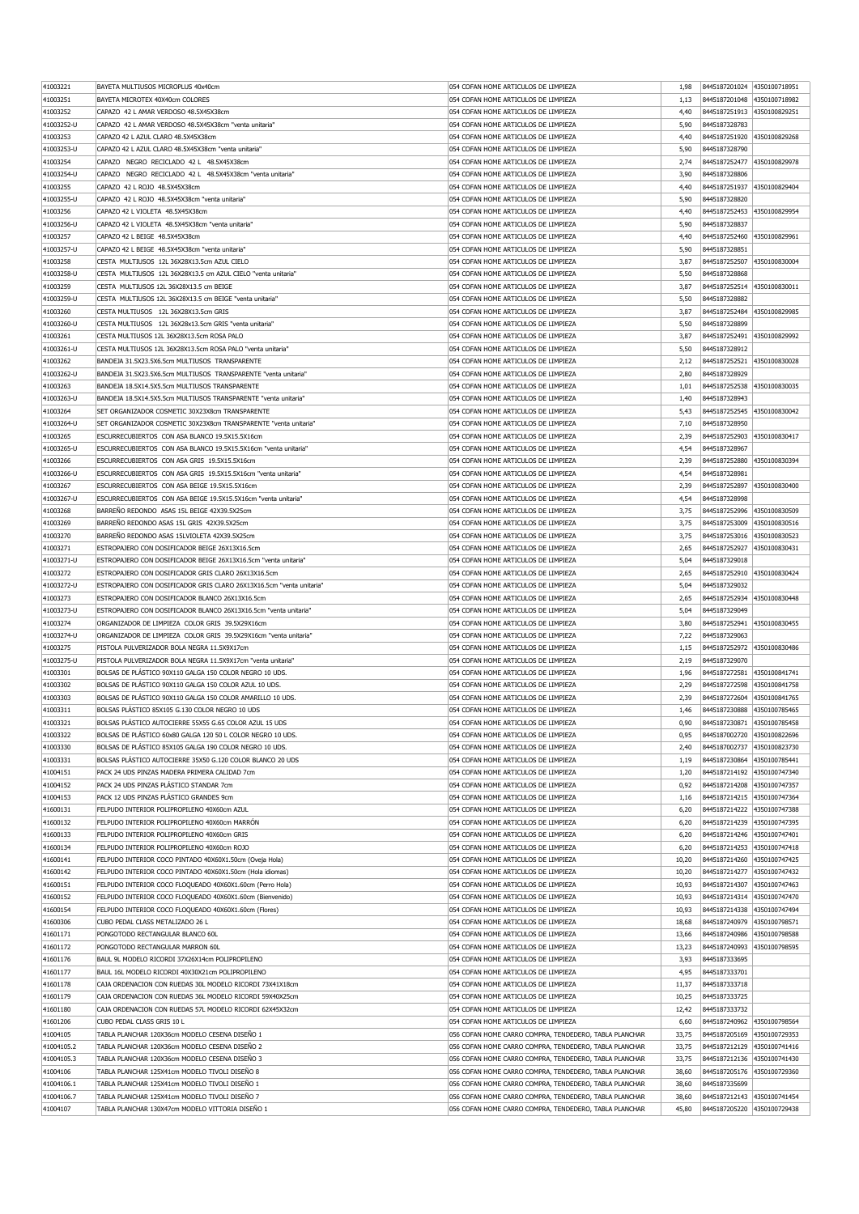| | | | | | |
|---|---|---|---|---|---|
| 41003221 | BAYETA MULTIUSOS MICROPLUS 40x40cm | 054 COFAN HOME ARTICULOS DE LIMPIEZA | 1,98 | 8445187201024 | 4350100718951 |
| 41003251 | BAYETA MICROTEX 40X40cm COLORES | 054 COFAN HOME ARTICULOS DE LIMPIEZA | 1,13 | 8445187201048 | 4350100718982 |
| 41003252 | CAPAZO 42 L AMAR VERDOSO 48.5X45X38cm | 054 COFAN HOME ARTICULOS DE LIMPIEZA | 4,40 | 8445187251913 | 4350100829251 |
| 41003252-U | CAPAZO 42 L AMAR VERDOSO 48.5X45X38cm "venta unitaria" | 054 COFAN HOME ARTICULOS DE LIMPIEZA | 5,90 | 8445187328783 | |
| 41003253 | CAPAZO 42 L AZUL CLARO 48.5X45X38cm | 054 COFAN HOME ARTICULOS DE LIMPIEZA | 4,40 | 8445187251920 | 4350100829268 |
| 41003253-U | CAPAZO 42 L AZUL CLARO 48.5X45X38cm "venta unitaria" | 054 COFAN HOME ARTICULOS DE LIMPIEZA | 5,90 | 8445187328790 | |
| 41003254 | CAPAZO NEGRO RECICLADO 42 L 48.5X45X38cm | 054 COFAN HOME ARTICULOS DE LIMPIEZA | 2,74 | 8445187252477 | 4350100829978 |
| 41003254-U | CAPAZO NEGRO RECICLADO 42 L 48.5X45X38cm "venta unitaria" | 054 COFAN HOME ARTICULOS DE LIMPIEZA | 3,90 | 8445187328806 | |
| 41003255 | CAPAZO 42 L ROJO 48.5X45X38cm | 054 COFAN HOME ARTICULOS DE LIMPIEZA | 4,40 | 8445187251937 | 4350100829404 |
| 41003255-U | CAPAZO 42 L ROJO 48.5X45X38cm "venta unitaria" | 054 COFAN HOME ARTICULOS DE LIMPIEZA | 5,90 | 8445187328820 | |
| 41003256 | CAPAZO 42 L VIOLETA 48.5X45X38cm | 054 COFAN HOME ARTICULOS DE LIMPIEZA | 4,40 | 8445187252453 | 4350100829954 |
| 41003256-U | CAPAZO 42 L VIOLETA 48.5X45X38cm "venta unitaria" | 054 COFAN HOME ARTICULOS DE LIMPIEZA | 5,90 | 8445187328837 | |
| 41003257 | CAPAZO 42 L BEIGE 48.5X45X38cm | 054 COFAN HOME ARTICULOS DE LIMPIEZA | 4,40 | 8445187252460 | 4350100829961 |
| 41003257-U | CAPAZO 42 L BEIGE 48.5X45X38cm "venta unitaria" | 054 COFAN HOME ARTICULOS DE LIMPIEZA | 5,90 | 8445187328851 | |
| 41003258 | CESTA MULTIUSOS 12L 36X28X13.5cm AZUL CIELO | 054 COFAN HOME ARTICULOS DE LIMPIEZA | 3,87 | 8445187252507 | 4350100830004 |
| 41003258-U | CESTA MULTIUSOS 12L 36X28X13.5 cm AZUL CIELO "venta unitaria" | 054 COFAN HOME ARTICULOS DE LIMPIEZA | 5,50 | 8445187328868 | |
| 41003259 | CESTA MULTIUSOS 12L 36X28X13.5 cm BEIGE | 054 COFAN HOME ARTICULOS DE LIMPIEZA | 3,87 | 8445187252514 | 4350100830011 |
| 41003259-U | CESTA MULTIUSOS 12L 36X28X13.5 cm BEIGE "venta unitaria" | 054 COFAN HOME ARTICULOS DE LIMPIEZA | 5,50 | 8445187328882 | |
| 41003260 | CESTA MULTIUSOS 12L 36X28X13.5cm GRIS | 054 COFAN HOME ARTICULOS DE LIMPIEZA | 3,87 | 8445187252484 | 4350100829985 |
| 41003260-U | CESTA MULTIUSOS 12L 36X28X13.5cm GRIS "venta unitaria" | 054 COFAN HOME ARTICULOS DE LIMPIEZA | 5,50 | 8445187328899 | |
| 41003261 | CESTA MULTIUSOS 12L 36X28X13.5cm ROSA PALO | 054 COFAN HOME ARTICULOS DE LIMPIEZA | 3,87 | 8445187252491 | 4350100829992 |
| 41003261-U | CESTA MULTIUSOS 12L 36X28X13.5cm ROSA PALO "venta unitaria" | 054 COFAN HOME ARTICULOS DE LIMPIEZA | 5,50 | 8445187328912 | |
| 41003262 | BANDEJA 31.5X23.5X6.5cm MULTIUSOS TRANSPARENTE | 054 COFAN HOME ARTICULOS DE LIMPIEZA | 2,12 | 8445187252521 | 4350100830028 |
| 41003262-U | BANDEJA 31.5X23.5X6.5cm MULTIUSOS TRANSPARENTE "venta unitaria" | 054 COFAN HOME ARTICULOS DE LIMPIEZA | 2,80 | 8445187328929 | |
| 41003263 | BANDEJA 18.5X14.5X5.5cm MULTIUSOS TRANSPARENTE | 054 COFAN HOME ARTICULOS DE LIMPIEZA | 1,01 | 8445187252538 | 4350100830035 |
| 41003263-U | BANDEJA 18.5X14.5X5.5cm MULTIUSOS TRANSPARENTE "venta unitaria" | 054 COFAN HOME ARTICULOS DE LIMPIEZA | 1,40 | 8445187328943 | |
| 41003264 | SET ORGANIZADOR COSMETIC 30X23X8cm TRANSPARENTE | 054 COFAN HOME ARTICULOS DE LIMPIEZA | 5,43 | 8445187252545 | 4350100830042 |
| 41003264-U | SET ORGANIZADOR COSMETIC 30X23X8cm TRANSPARENTE "venta unitaria" | 054 COFAN HOME ARTICULOS DE LIMPIEZA | 7,10 | 8445187328950 | |
| 41003265 | ESCURRECUBIERTOS CON ASA BLANCO 19.5X15.5X16cm | 054 COFAN HOME ARTICULOS DE LIMPIEZA | 2,39 | 8445187252903 | 4350100830417 |
| 41003265-U | ESCURRECUBIERTOS CON ASA BLANCO 19.5X15.5X16cm "venta unitaria" | 054 COFAN HOME ARTICULOS DE LIMPIEZA | 4,54 | 8445187328967 | |
| 41003266 | ESCURRECUBIERTOS CON ASA GRIS 19.5X15.5X16cm | 054 COFAN HOME ARTICULOS DE LIMPIEZA | 2,39 | 8445187252880 | 4350100830394 |
| 41003266-U | ESCURRECUBIERTOS CON ASA GRIS 19.5X15.5X16cm "venta unitaria" | 054 COFAN HOME ARTICULOS DE LIMPIEZA | 4,54 | 8445187328981 | |
| 41003267 | ESCURRECUBIERTOS CON ASA BEIGE 19.5X15.5X16cm | 054 COFAN HOME ARTICULOS DE LIMPIEZA | 2,39 | 8445187252897 | 4350100830400 |
| 41003267-U | ESCURRECUBIERTOS CON ASA BEIGE 19.5X15.5X16cm "venta unitaria" | 054 COFAN HOME ARTICULOS DE LIMPIEZA | 4,54 | 8445187328998 | |
| 41003268 | BARREÑO REDONDO ASAS 15L BEIGE 42X39.5X25cm | 054 COFAN HOME ARTICULOS DE LIMPIEZA | 3,75 | 8445187252996 | 4350100830509 |
| 41003269 | BARREÑO REDONDO ASAS 15L GRIS 42X39.5X25cm | 054 COFAN HOME ARTICULOS DE LIMPIEZA | 3,75 | 8445187253009 | 4350100830516 |
| 41003270 | BARREÑO REDONDO ASAS 15LVIOLETA 42X39.5X25cm | 054 COFAN HOME ARTICULOS DE LIMPIEZA | 3,75 | 8445187253016 | 4350100830523 |
| 41003271 | ESTROPAJERO CON DOSIFICADOR BEIGE 26X13X16.5cm | 054 COFAN HOME ARTICULOS DE LIMPIEZA | 2,65 | 8445187252927 | 4350100830431 |
| 41003271-U | ESTROPAJERO CON DOSIFICADOR BEIGE 26X13X16.5cm "venta unitaria" | 054 COFAN HOME ARTICULOS DE LIMPIEZA | 5,04 | 8445187329018 | |
| 41003272 | ESTROPAJERO CON DOSIFICADOR GRIS CLARO 26X13X16.5cm | 054 COFAN HOME ARTICULOS DE LIMPIEZA | 2,65 | 8445187252910 | 4350100830424 |
| 41003272-U | ESTROPAJERO CON DOSIFICADOR GRIS CLARO 26X13X16.5cm "venta unitaria" | 054 COFAN HOME ARTICULOS DE LIMPIEZA | 5,04 | 8445187329032 | |
| 41003273 | ESTROPAJERO CON DOSIFICADOR BLANCO 26X13X16.5cm | 054 COFAN HOME ARTICULOS DE LIMPIEZA | 2,65 | 8445187252934 | 4350100830448 |
| 41003273-U | ESTROPAJERO CON DOSIFICADOR BLANCO 26X13X16.5cm "venta unitaria" | 054 COFAN HOME ARTICULOS DE LIMPIEZA | 5,04 | 8445187329049 | |
| 41003274 | ORGANIZADOR DE LIMPIEZA COLOR GRIS 39.5X29X16cm | 054 COFAN HOME ARTICULOS DE LIMPIEZA | 3,80 | 8445187252941 | 4350100830455 |
| 41003274-U | ORGANIZADOR DE LIMPIEZA COLOR GRIS 39.5X29X16cm "venta unitaria" | 054 COFAN HOME ARTICULOS DE LIMPIEZA | 7,22 | 8445187329063 | |
| 41003275 | PISTOLA PULVERIZADOR BOLA NEGRA 11.5X9X17cm | 054 COFAN HOME ARTICULOS DE LIMPIEZA | 1,15 | 8445187252972 | 4350100830486 |
| 41003275-U | PISTOLA PULVERIZADOR BOLA NEGRA 11.5X9X17cm "venta unitaria" | 054 COFAN HOME ARTICULOS DE LIMPIEZA | 2,19 | 8445187329070 | |
| 41003301 | BOLSAS DE PLÁSTICO 90X110 GALGA 150 COLOR NEGRO 10 UDS. | 054 COFAN HOME ARTICULOS DE LIMPIEZA | 1,96 | 8445187272581 | 4350100841741 |
| 41003302 | BOLSAS DE PLÁSTICO 90X110 GALGA 150 COLOR AZUL 10 UDS. | 054 COFAN HOME ARTICULOS DE LIMPIEZA | 2,29 | 8445187272598 | 4350100841758 |
| 41003303 | BOLSAS DE PLÁSTICO 90X110 GALGA 150 COLOR AMARILLO 10 UDS. | 054 COFAN HOME ARTICULOS DE LIMPIEZA | 2,39 | 8445187272604 | 4350100841765 |
| 41003311 | BOLSAS PLÁSTICO 85X105 G.130 COLOR NEGRO 10 UDS | 054 COFAN HOME ARTICULOS DE LIMPIEZA | 1,46 | 8445187230888 | 4350100785465 |
| 41003321 | BOLSAS PLÁSTICO AUTOCIERRE 55X55 G.65 COLOR AZUL 15 UDS | 054 COFAN HOME ARTICULOS DE LIMPIEZA | 0,90 | 8445187230871 | 4350100785458 |
| 41003322 | BOLSAS DE PLÁSTICO 60x80 GALGA 120 50 L COLOR NEGRO 10 UDS. | 054 COFAN HOME ARTICULOS DE LIMPIEZA | 0,95 | 8445187002720 | 4350100822696 |
| 41003330 | BOLSAS DE PLÁSTICO 85X105 GALGA 190 COLOR NEGRO 10 UDS. | 054 COFAN HOME ARTICULOS DE LIMPIEZA | 2,40 | 8445187002737 | 4350100823730 |
| 41003331 | BOLSAS PLÁSTICO AUTOCIERRE 35X50 G.120 COLOR BLANCO 20 UDS | 054 COFAN HOME ARTICULOS DE LIMPIEZA | 1,19 | 8445187230864 | 4350100785441 |
| 41004151 | PACK 24 UDS PINZAS MADERA PRIMERA CALIDAD 7cm | 054 COFAN HOME ARTICULOS DE LIMPIEZA | 1,20 | 8445187214192 | 4350100747340 |
| 41004152 | PACK 24 UDS PINZAS PLÁSTICO STANDAR 7cm | 054 COFAN HOME ARTICULOS DE LIMPIEZA | 0,92 | 8445187214208 | 4350100747357 |
| 41004153 | PACK 12 UDS PINZAS PLÁSTICO GRANDES 9cm | 054 COFAN HOME ARTICULOS DE LIMPIEZA | 1,16 | 8445187214215 | 4350100747364 |
| 41600131 | FELPUDO INTERIOR POLIPROPILENO 40X60cm AZUL | 054 COFAN HOME ARTICULOS DE LIMPIEZA | 6,20 | 8445187214222 | 4350100747388 |
| 41600132 | FELPUDO INTERIOR POLIPROPILENO 40X60cm MARRÓN | 054 COFAN HOME ARTICULOS DE LIMPIEZA | 6,20 | 8445187214239 | 4350100747395 |
| 41600133 | FELPUDO INTERIOR POLIPROPILENO 40X60cm GRIS | 054 COFAN HOME ARTICULOS DE LIMPIEZA | 6,20 | 8445187214246 | 4350100747401 |
| 41600134 | FELPUDO INTERIOR POLIPROPILENO 40X60cm ROJO | 054 COFAN HOME ARTICULOS DE LIMPIEZA | 6,20 | 8445187214253 | 4350100747418 |
| 41600141 | FELPUDO INTERIOR COCO PINTADO 40X60X1.50cm (Oveja Hola) | 054 COFAN HOME ARTICULOS DE LIMPIEZA | 10,20 | 8445187214260 | 4350100747425 |
| 41600142 | FELPUDO INTERIOR COCO PINTADO 40X60X1.50cm (Hola idiomas) | 054 COFAN HOME ARTICULOS DE LIMPIEZA | 10,20 | 8445187214277 | 4350100747432 |
| 41600151 | FELPUDO INTERIOR COCO FLOQUEADO 40X60X1.60cm (Perro Hola) | 054 COFAN HOME ARTICULOS DE LIMPIEZA | 10,93 | 8445187214307 | 4350100747463 |
| 41600152 | FELPUDO INTERIOR COCO FLOQUEADO 40X60X1.60cm (Bienvenido) | 054 COFAN HOME ARTICULOS DE LIMPIEZA | 10,93 | 8445187214314 | 4350100747470 |
| 41600154 | FELPUDO INTERIOR COCO FLOQUEADO 40X60X1.60cm (Flores) | 054 COFAN HOME ARTICULOS DE LIMPIEZA | 10,93 | 8445187214338 | 4350100747494 |
| 41600306 | CUBO PEDAL CLASS METALIZADO 26 L | 054 COFAN HOME ARTICULOS DE LIMPIEZA | 18,68 | 8445187240979 | 4350100798571 |
| 41601171 | PONGOTODO RECTANGULAR BLANCO 60L | 054 COFAN HOME ARTICULOS DE LIMPIEZA | 13,66 | 8445187240986 | 4350100798588 |
| 41601172 | PONGOTODO RECTANGULAR MARRON 60L | 054 COFAN HOME ARTICULOS DE LIMPIEZA | 13,23 | 8445187240993 | 4350100798595 |
| 41601176 | BAUL 9L MODELO RICORDI 37X26X14cm POLIPROPILENO | 054 COFAN HOME ARTICULOS DE LIMPIEZA | 3,93 | 8445187333695 | |
| 41601177 | BAUL 16L MODELO RICORDI 40X30X21cm POLIPROPILENO | 054 COFAN HOME ARTICULOS DE LIMPIEZA | 4,95 | 8445187333701 | |
| 41601178 | CAJA ORDENACION CON RUEDAS 30L MODELO RICORDI 73X41X18cm | 054 COFAN HOME ARTICULOS DE LIMPIEZA | 11,37 | 8445187333718 | |
| 41601179 | CAJA ORDENACION CON RUEDAS 36L MODELO RICORDI 59X40X25cm | 054 COFAN HOME ARTICULOS DE LIMPIEZA | 10,25 | 8445187333725 | |
| 41601180 | CAJA ORDENACION CON RUEDAS 57L MODELO RICORDI 62X45X32cm | 054 COFAN HOME ARTICULOS DE LIMPIEZA | 12,42 | 8445187333732 | |
| 41601206 | CUBO PEDAL CLASS GRIS 10 L | 054 COFAN HOME ARTICULOS DE LIMPIEZA | 6,60 | 8445187240962 | 4350100798564 |
| 41004105 | TABLA PLANCHAR 120X36cm MODELO CESENA DISEÑO 1 | 056 COFAN HOME CARRO COMPRA, TENDEDERO, TABLA PLANCHAR | 33,75 | 8445187205169 | 4350100729353 |
| 41004105.2 | TABLA PLANCHAR 120X36cm MODELO CESENA DISEÑO 2 | 056 COFAN HOME CARRO COMPRA, TENDEDERO, TABLA PLANCHAR | 33,75 | 8445187212129 | 4350100741416 |
| 41004105.3 | TABLA PLANCHAR 120X36cm MODELO CESENA DISEÑO 3 | 056 COFAN HOME CARRO COMPRA, TENDEDERO, TABLA PLANCHAR | 33,75 | 8445187212136 | 4350100741430 |
| 41004106 | TABLA PLANCHAR 125X41cm MODELO TIVOLI DISEÑO 8 | 056 COFAN HOME CARRO COMPRA, TENDEDERO, TABLA PLANCHAR | 38,60 | 8445187205176 | 4350100729360 |
| 41004106.1 | TABLA PLANCHAR 125X41cm MODELO TIVOLI DISEÑO 1 | 056 COFAN HOME CARRO COMPRA, TENDEDERO, TABLA PLANCHAR | 38,60 | 8445187335699 | |
| 41004106.7 | TABLA PLANCHAR 125X41cm MODELO TIVOLI DISEÑO 7 | 056 COFAN HOME CARRO COMPRA, TENDEDERO, TABLA PLANCHAR | 38,60 | 8445187212143 | 4350100741454 |
| 41004107 | TABLA PLANCHAR 130X47cm MODELO VITTORIA DISEÑO 1 | 056 COFAN HOME CARRO COMPRA, TENDEDERO, TABLA PLANCHAR | 45,80 | 8445187205220 | 4350100729438 |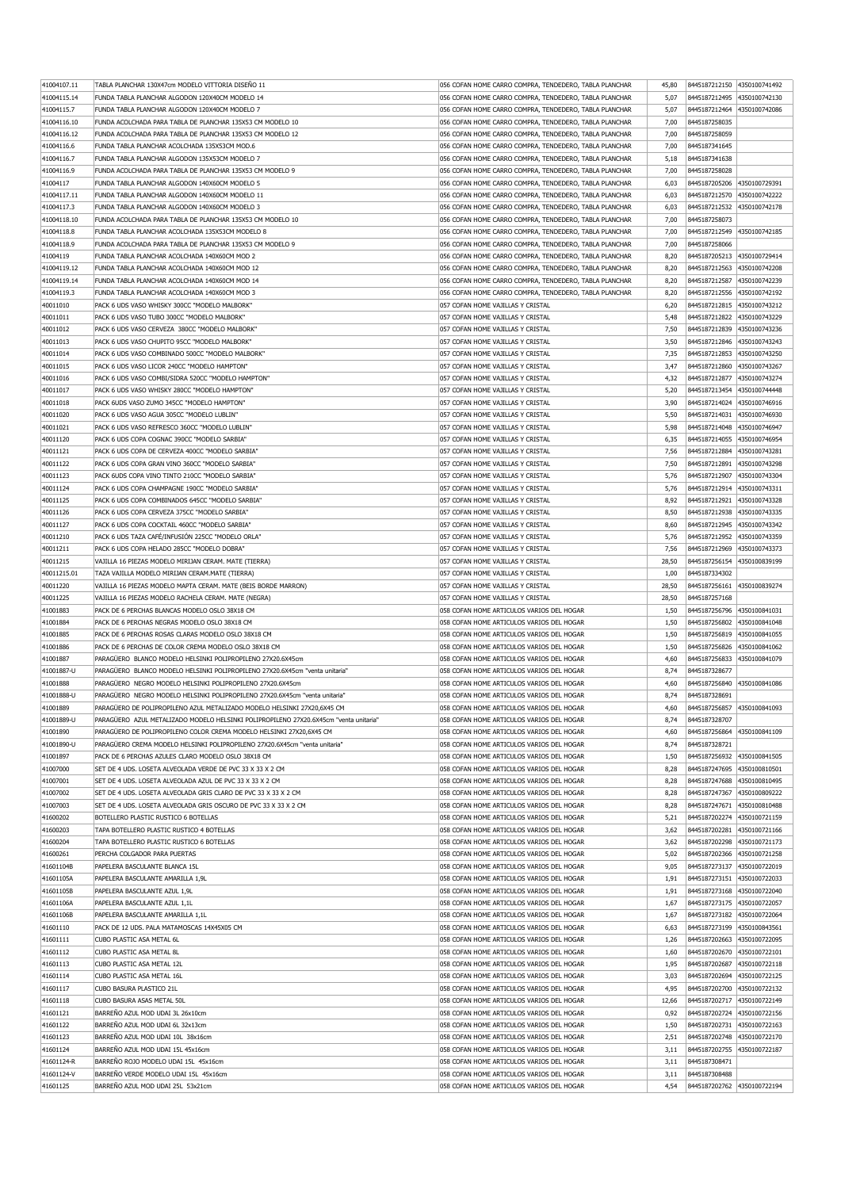| | | | | | |
|---|---|---|---|---|---|
| 41004107.11 | TABLA PLANCHAR 130X47cm MODELO VITTORIA DISEÑO 11 | 056 COFAN HOME CARRO COMPRA, TENDEDERO, TABLA PLANCHAR | 45,80 | 8445187212150 | 4350100741492 |
| 41004115.14 | FUNDA TABLA PLANCHAR ALGODON 120X40CM MODELO 14 | 056 COFAN HOME CARRO COMPRA, TENDEDERO, TABLA PLANCHAR | 5,07 | 8445187212495 | 4350100742130 |
| 41004115.7 | FUNDA TABLA PLANCHAR ALGODON 120X40CM MODELO 7 | 056 COFAN HOME CARRO COMPRA, TENDEDERO, TABLA PLANCHAR | 5,07 | 8445187212464 | 4350100742086 |
| 41004116.10 | FUNDA ACOLCHADA PARA TABLA DE PLANCHAR 135X53 CM MODELO 10 | 056 COFAN HOME CARRO COMPRA, TENDEDERO, TABLA PLANCHAR | 7,00 | 8445187258035 | |
| 41004116.12 | FUNDA ACOLCHADA PARA TABLA DE PLANCHAR 135X53 CM MODELO 12 | 056 COFAN HOME CARRO COMPRA, TENDEDERO, TABLA PLANCHAR | 7,00 | 8445187258059 | |
| 41004116.6 | FUNDA TABLA PLANCHAR ACOLCHADA 135X53CM MOD.6 | 056 COFAN HOME CARRO COMPRA, TENDEDERO, TABLA PLANCHAR | 7,00 | 8445187341645 | |
| 41004116.7 | FUNDA TABLA PLANCHAR ALGODON 135X53CM MODELO 7 | 056 COFAN HOME CARRO COMPRA, TENDEDERO, TABLA PLANCHAR | 5,18 | 8445187341638 | |
| 41004116.9 | FUNDA ACOLCHADA PARA TABLA DE PLANCHAR 135X53 CM MODELO 9 | 056 COFAN HOME CARRO COMPRA, TENDEDERO, TABLA PLANCHAR | 7,00 | 8445187258028 | |
| 41004117 | FUNDA TABLA PLANCHAR ALGODON 140X60CM MODELO 5 | 056 COFAN HOME CARRO COMPRA, TENDEDERO, TABLA PLANCHAR | 6,03 | 8445187205206 | 4350100729391 |
| 41004117.11 | FUNDA TABLA PLANCHAR ALGODON 140X60CM MODELO 11 | 056 COFAN HOME CARRO COMPRA, TENDEDERO, TABLA PLANCHAR | 6,03 | 8445187212570 | 4350100742222 |
| 41004117.3 | FUNDA TABLA PLANCHAR ALGODON 140X60CM MODELO 3 | 056 COFAN HOME CARRO COMPRA, TENDEDERO, TABLA PLANCHAR | 6,03 | 8445187212532 | 4350100742178 |
| 41004118.10 | FUNDA ACOLCHADA PARA TABLA DE PLANCHAR 135X53 CM MODELO 10 | 056 COFAN HOME CARRO COMPRA, TENDEDERO, TABLA PLANCHAR | 7,00 | 8445187258073 | |
| 41004118.8 | FUNDA TABLA PLANCHAR ACOLCHADA 135X53CM MODELO 8 | 056 COFAN HOME CARRO COMPRA, TENDEDERO, TABLA PLANCHAR | 7,00 | 8445187212549 | 4350100742185 |
| 41004118.9 | FUNDA ACOLCHADA PARA TABLA DE PLANCHAR 135X53 CM MODELO 9 | 056 COFAN HOME CARRO COMPRA, TENDEDERO, TABLA PLANCHAR | 7,00 | 8445187258066 | |
| 41004119 | FUNDA TABLA PLANCHAR ACOLCHADA 140X60CM MOD 2 | 056 COFAN HOME CARRO COMPRA, TENDEDERO, TABLA PLANCHAR | 8,20 | 8445187205213 | 4350100729414 |
| 41004119.12 | FUNDA TABLA PLANCHAR ACOLCHADA 140X60CM MOD 12 | 056 COFAN HOME CARRO COMPRA, TENDEDERO, TABLA PLANCHAR | 8,20 | 8445187212563 | 4350100742208 |
| 41004119.14 | FUNDA TABLA PLANCHAR ACOLCHADA 140X60CM MOD 14 | 056 COFAN HOME CARRO COMPRA, TENDEDERO, TABLA PLANCHAR | 8,20 | 8445187212587 | 4350100742239 |
| 41004119.3 | FUNDA TABLA PLANCHAR ACOLCHADA 140X60CM MOD 3 | 056 COFAN HOME CARRO COMPRA, TENDEDERO, TABLA PLANCHAR | 8,20 | 8445187212556 | 4350100742192 |
| 40011010 | PACK 6 UDS VASO WHISKY 300CC "MODELO MALBORK" | 057 COFAN HOME VAJILLAS Y CRISTAL | 6,20 | 8445187212815 | 4350100743212 |
| 40011011 | PACK 6 UDS VASO TUBO 300CC "MODELO MALBORK" | 057 COFAN HOME VAJILLAS Y CRISTAL | 5,48 | 8445187212822 | 4350100743229 |
| 40011012 | PACK 6 UDS VASO CERVEZA 380CC "MODELO MALBORK" | 057 COFAN HOME VAJILLAS Y CRISTAL | 7,50 | 8445187212839 | 4350100743236 |
| 40011013 | PACK 6 UDS VASO CHUPITO 95CC "MODELO MALBORK" | 057 COFAN HOME VAJILLAS Y CRISTAL | 3,50 | 8445187212846 | 4350100743243 |
| 40011014 | PACK 6 UDS VASO COMBINADO 500CC "MODELO MALBORK" | 057 COFAN HOME VAJILLAS Y CRISTAL | 7,35 | 8445187212853 | 4350100743250 |
| 40011015 | PACK 6 UDS VASO LICOR 240CC "MODELO HAMPTON" | 057 COFAN HOME VAJILLAS Y CRISTAL | 3,47 | 8445187212860 | 4350100743267 |
| 40011016 | PACK 6 UDS VASO COMBI/SIDRA 520CC "MODELO HAMPTON" | 057 COFAN HOME VAJILLAS Y CRISTAL | 4,32 | 8445187212877 | 4350100743274 |
| 40011017 | PACK 6 UDS VASO WHISKY 280CC "MODELO HAMPTON" | 057 COFAN HOME VAJILLAS Y CRISTAL | 5,20 | 8445187213454 | 4350100744448 |
| 40011018 | PACK 6UDS VASO ZUMO 345CC "MODELO HAMPTON" | 057 COFAN HOME VAJILLAS Y CRISTAL | 3,90 | 8445187214024 | 4350100746916 |
| 40011020 | PACK 6 UDS VASO AGUA 305CC "MODELO LUBLIN" | 057 COFAN HOME VAJILLAS Y CRISTAL | 5,50 | 8445187214031 | 4350100746930 |
| 40011021 | PACK 6 UDS VASO REFRESCO 360CC "MODELO LUBLIN" | 057 COFAN HOME VAJILLAS Y CRISTAL | 5,98 | 8445187214048 | 4350100746947 |
| 40011120 | PACK 6 UDS COPA COGNAC 390CC "MODELO SARBIA" | 057 COFAN HOME VAJILLAS Y CRISTAL | 6,35 | 8445187214055 | 4350100746954 |
| 40011121 | PACK 6 UDS COPA DE CERVEZA 400CC "MODELO SARBIA" | 057 COFAN HOME VAJILLAS Y CRISTAL | 7,56 | 8445187212884 | 4350100743281 |
| 40011122 | PACK 6 UDS COPA GRAN VINO 360CC "MODELO SARBIA" | 057 COFAN HOME VAJILLAS Y CRISTAL | 7,50 | 8445187212891 | 4350100743298 |
| 40011123 | PACK 6UDS COPA VINO TINTO 210CC "MODELO SARBIA" | 057 COFAN HOME VAJILLAS Y CRISTAL | 5,76 | 8445187212907 | 4350100743304 |
| 40011124 | PACK 6 UDS COPA CHAMPAGNE 190CC "MODELO SARBIA" | 057 COFAN HOME VAJILLAS Y CRISTAL | 5,76 | 8445187212914 | 4350100743311 |
| 40011125 | PACK 6 UDS COPA COMBINADOS 645CC "MODELO SARBIA" | 057 COFAN HOME VAJILLAS Y CRISTAL | 8,92 | 8445187212921 | 4350100743328 |
| 40011126 | PACK 6 UDS COPA CERVEZA 375CC "MODELO SARBIA" | 057 COFAN HOME VAJILLAS Y CRISTAL | 8,50 | 8445187212938 | 4350100743335 |
| 40011127 | PACK 6 UDS COPA COCKTAIL 460CC "MODELO SARBIA" | 057 COFAN HOME VAJILLAS Y CRISTAL | 8,60 | 8445187212945 | 4350100743342 |
| 40011210 | PACK 6 UDS TAZA CAFÉ/INFUSIÓN 225CC "MODELO ORLA" | 057 COFAN HOME VAJILLAS Y CRISTAL | 5,76 | 8445187212952 | 4350100743359 |
| 40011211 | PACK 6 UDS COPA HELADO 285CC "MODELO DOBRA" | 057 COFAN HOME VAJILLAS Y CRISTAL | 7,56 | 8445187212969 | 4350100743373 |
| 40011215 | VAJILLA 16 PIEZAS MODELO MIRIJAN CERAM. MATE (TIERRA) | 057 COFAN HOME VAJILLAS Y CRISTAL | 28,50 | 8445187256154 | 4350100839199 |
| 40011215.01 | TAZA VAJILLA MODELO MIRIJAN CERAM.MATE (TIERRA) | 057 COFAN HOME VAJILLAS Y CRISTAL | 1,00 | 8445187334302 | |
| 40011220 | VAJILLA 16 PIEZAS MODELO MAPTA CERAM. MATE (BEIS BORDE MARRON) | 057 COFAN HOME VAJILLAS Y CRISTAL | 28,50 | 8445187256161 | 4350100839274 |
| 40011225 | VAJILLA 16 PIEZAS MODELO RACHELA CERAM. MATE (NEGRA) | 057 COFAN HOME VAJILLAS Y CRISTAL | 28,50 | 8445187257168 | |
| 41001883 | PACK DE 6 PERCHAS BLANCAS MODELO OSLO 38X18 CM | 058 COFAN HOME ARTICULOS VARIOS DEL HOGAR | 1,50 | 8445187256796 | 4350100841031 |
| 41001884 | PACK DE 6 PERCHAS NEGRAS MODELO OSLO 38X18 CM | 058 COFAN HOME ARTICULOS VARIOS DEL HOGAR | 1,50 | 8445187256802 | 4350100841048 |
| 41001885 | PACK DE 6 PERCHAS ROSAS CLARAS MODELO OSLO 38X18 CM | 058 COFAN HOME ARTICULOS VARIOS DEL HOGAR | 1,50 | 8445187256819 | 4350100841055 |
| 41001886 | PACK DE 6 PERCHAS DE COLOR CREMA MODELO OSLO 38X18 CM | 058 COFAN HOME ARTICULOS VARIOS DEL HOGAR | 1,50 | 8445187256826 | 4350100841062 |
| 41001887 | PARAGÜERO BLANCO MODELO HELSINKI POLIPROPILENO 27X20.6X45cm | 058 COFAN HOME ARTICULOS VARIOS DEL HOGAR | 4,60 | 8445187256833 | 4350100841079 |
| 41001887-U | PARAGÜERO BLANCO MODELO HELSINKI POLIPROPILENO 27X20.6X45cm "venta unitaria" | 058 COFAN HOME ARTICULOS VARIOS DEL HOGAR | 8,74 | 8445187328677 | |
| 41001888 | PARAGÜERO NEGRO MODELO HELSINKI POLIPROPILENO 27X20.6X45cm | 058 COFAN HOME ARTICULOS VARIOS DEL HOGAR | 4,60 | 8445187256840 | 4350100841086 |
| 41001888-U | PARAGÜERO NEGRO MODELO HELSINKI POLIPROPILENO 27X20.6X45cm "venta unitaria" | 058 COFAN HOME ARTICULOS VARIOS DEL HOGAR | 8,74 | 8445187328691 | |
| 41001889 | PARAGÜERO DE POLIPROPILENO AZUL METALIZADO MODELO HELSINKI 27X20,6X45 CM | 058 COFAN HOME ARTICULOS VARIOS DEL HOGAR | 4,60 | 8445187256857 | 4350100841093 |
| 41001889-U | PARAGÜERO AZUL METALIZADO MODELO HELSINKI POLIPROPILENO 27X20.6X45cm "venta unitaria" | 058 COFAN HOME ARTICULOS VARIOS DEL HOGAR | 8,74 | 8445187328707 | |
| 41001890 | PARAGÜERO DE POLIPROPILENO COLOR CREMA MODELO HELSINKI 27X20,6X45 CM | 058 COFAN HOME ARTICULOS VARIOS DEL HOGAR | 4,60 | 8445187256864 | 4350100841109 |
| 41001890-U | PARAGÜERO CREMA MODELO HELSINKI POLIPROPILENO 27X20.6X45cm "venta unitaria" | 058 COFAN HOME ARTICULOS VARIOS DEL HOGAR | 8,74 | 8445187328721 | |
| 41001897 | PACK DE 6 PERCHAS AZULES CLARO MODELO OSLO 38X18 CM | 058 COFAN HOME ARTICULOS VARIOS DEL HOGAR | 1,50 | 8445187256932 | 4350100841505 |
| 41007000 | SET DE 4 UDS. LOSETA ALVEOLADA VERDE DE PVC 33 X 33 X 2 CM | 058 COFAN HOME ARTICULOS VARIOS DEL HOGAR | 8,28 | 8445187247695 | 4350100810501 |
| 41007001 | SET DE 4 UDS. LOSETA ALVEOLADA AZUL DE PVC 33 X 33 X 2 CM | 058 COFAN HOME ARTICULOS VARIOS DEL HOGAR | 8,28 | 8445187247688 | 4350100810495 |
| 41007002 | SET DE 4 UDS. LOSETA ALVEOLADA GRIS CLARO DE PVC 33 X 33 X 2 CM | 058 COFAN HOME ARTICULOS VARIOS DEL HOGAR | 8,28 | 8445187247367 | 4350100809222 |
| 41007003 | SET DE 4 UDS. LOSETA ALVEOLADA GRIS OSCURO DE PVC 33 X 33 X 2 CM | 058 COFAN HOME ARTICULOS VARIOS DEL HOGAR | 8,28 | 8445187247671 | 4350100810488 |
| 41600202 | BOTELLERO PLASTIC RUSTICO 6 BOTELLAS | 058 COFAN HOME ARTICULOS VARIOS DEL HOGAR | 5,21 | 8445187202274 | 4350100721159 |
| 41600203 | TAPA BOTELLERO PLASTIC RUSTICO 4 BOTELLAS | 058 COFAN HOME ARTICULOS VARIOS DEL HOGAR | 3,62 | 8445187202281 | 4350100721166 |
| 41600204 | TAPA BOTELLERO PLASTIC RUSTICO 6 BOTELLAS | 058 COFAN HOME ARTICULOS VARIOS DEL HOGAR | 3,62 | 8445187202298 | 4350100721173 |
| 41600261 | PERCHA COLGADOR PARA PUERTAS | 058 COFAN HOME ARTICULOS VARIOS DEL HOGAR | 5,02 | 8445187202366 | 4350100721258 |
| 41601104B | PAPELERA BASCULANTE BLANCA 15L | 058 COFAN HOME ARTICULOS VARIOS DEL HOGAR | 9,05 | 8445187273137 | 4350100722019 |
| 41601105A | PAPELERA BASCULANTE AMARILLA 1,9L | 058 COFAN HOME ARTICULOS VARIOS DEL HOGAR | 1,91 | 8445187273151 | 4350100722033 |
| 41601105B | PAPELERA BASCULANTE AZUL 1,9L | 058 COFAN HOME ARTICULOS VARIOS DEL HOGAR | 1,91 | 8445187273168 | 4350100722040 |
| 41601106A | PAPELERA BASCULANTE AZUL 1,1L | 058 COFAN HOME ARTICULOS VARIOS DEL HOGAR | 1,67 | 8445187273175 | 4350100722057 |
| 41601106B | PAPELERA BASCULANTE AMARILLA 1,1L | 058 COFAN HOME ARTICULOS VARIOS DEL HOGAR | 1,67 | 8445187273182 | 4350100722064 |
| 41601110 | PACK DE 12 UDS. PALA MATAMOSCAS 14X45X05 CM | 058 COFAN HOME ARTICULOS VARIOS DEL HOGAR | 6,63 | 8445187273199 | 4350100843561 |
| 41601111 | CUBO PLASTIC ASA METAL 6L | 058 COFAN HOME ARTICULOS VARIOS DEL HOGAR | 1,26 | 8445187202663 | 4350100722095 |
| 41601112 | CUBO PLASTIC ASA METAL 8L | 058 COFAN HOME ARTICULOS VARIOS DEL HOGAR | 1,60 | 8445187202670 | 4350100722101 |
| 41601113 | CUBO PLASTIC ASA METAL 12L | 058 COFAN HOME ARTICULOS VARIOS DEL HOGAR | 1,95 | 8445187202687 | 4350100722118 |
| 41601114 | CUBO PLASTIC ASA METAL 16L | 058 COFAN HOME ARTICULOS VARIOS DEL HOGAR | 3,03 | 8445187202694 | 4350100722125 |
| 41601117 | CUBO BASURA PLASTICO 21L | 058 COFAN HOME ARTICULOS VARIOS DEL HOGAR | 4,95 | 8445187202700 | 4350100722132 |
| 41601118 | CUBO BASURA ASAS METAL 50L | 058 COFAN HOME ARTICULOS VARIOS DEL HOGAR | 12,66 | 8445187202717 | 4350100722149 |
| 41601121 | BARREÑO AZUL MOD UDAI 3L 26x10cm | 058 COFAN HOME ARTICULOS VARIOS DEL HOGAR | 0,92 | 8445187202724 | 4350100722156 |
| 41601122 | BARREÑO AZUL MOD UDAI 6L 32x13cm | 058 COFAN HOME ARTICULOS VARIOS DEL HOGAR | 1,50 | 8445187202731 | 4350100722163 |
| 41601123 | BARREÑO AZUL MOD UDAI 10L 38x16cm | 058 COFAN HOME ARTICULOS VARIOS DEL HOGAR | 2,51 | 8445187202748 | 4350100722170 |
| 41601124 | BARREÑO AZUL MOD UDAI 15L 45x16cm | 058 COFAN HOME ARTICULOS VARIOS DEL HOGAR | 3,11 | 8445187202755 | 4350100722187 |
| 41601124-R | BARREÑO ROJO MODELO UDAI 15L 45x16cm | 058 COFAN HOME ARTICULOS VARIOS DEL HOGAR | 3,11 | 8445187308471 | |
| 41601124-V | BARREÑO VERDE MODELO UDAI 15L 45x16cm | 058 COFAN HOME ARTICULOS VARIOS DEL HOGAR | 3,11 | 8445187308488 | |
| 41601125 | BARREÑO AZUL MOD UDAI 25L 53x21cm | 058 COFAN HOME ARTICULOS VARIOS DEL HOGAR | 4,54 | 8445187202762 | 4350100722194 |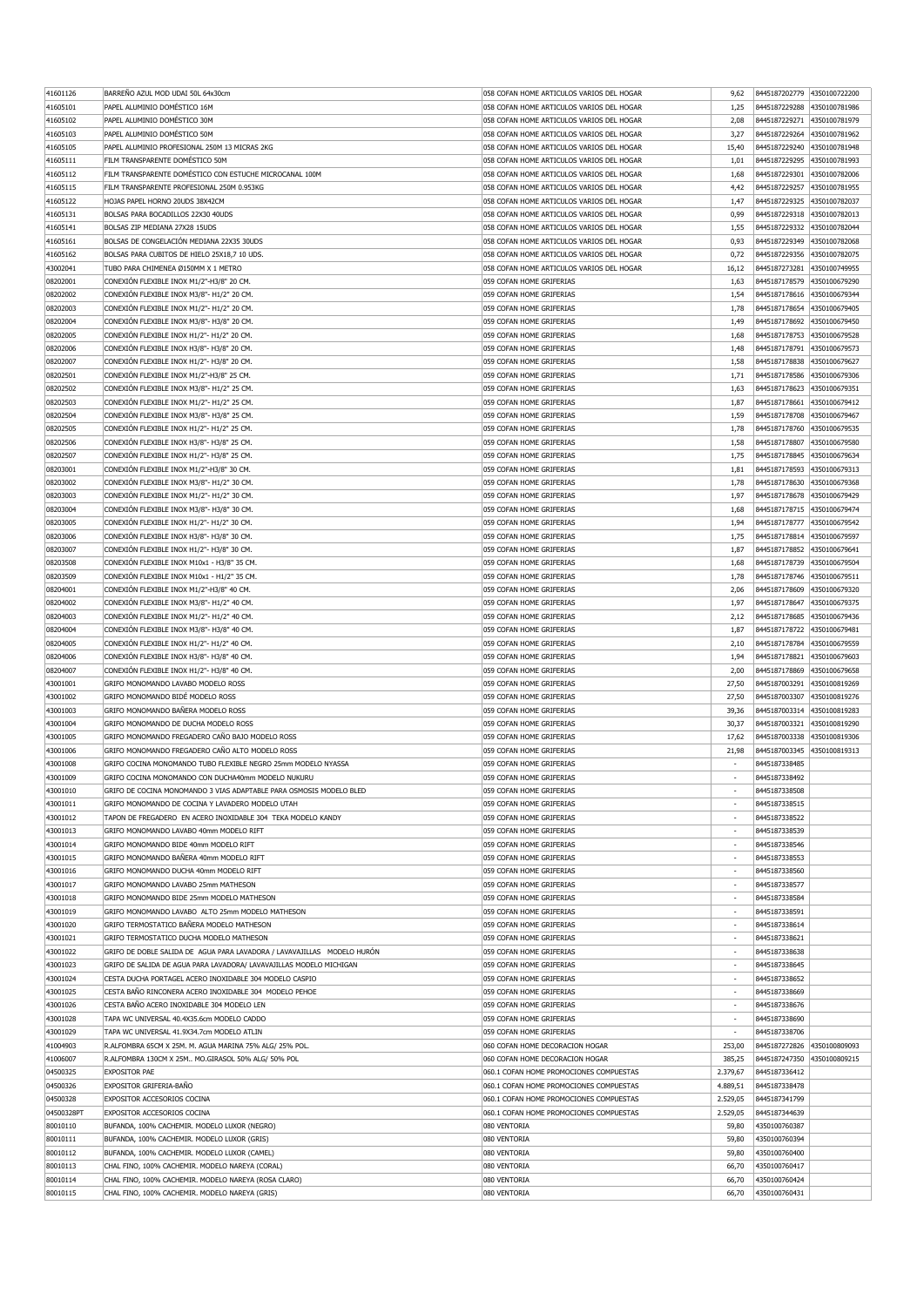| | | | | | |
|---|---|---|---|---|---|
| 41601126 | BARREÑO AZUL MOD UDAI 50L 64x30cm | 058 COFAN HOME ARTICULOS VARIOS DEL HOGAR | 9,62 | 8445187202779 | 4350100722200 |
| 41605101 | PAPEL ALUMINIO DOMÉSTICO 16M | 058 COFAN HOME ARTICULOS VARIOS DEL HOGAR | 1,25 | 8445187229288 | 4350100781986 |
| 41605102 | PAPEL ALUMINIO DOMÉSTICO 30M | 058 COFAN HOME ARTICULOS VARIOS DEL HOGAR | 2,08 | 8445187229271 | 4350100781979 |
| 41605103 | PAPEL ALUMINIO DOMÉSTICO 50M | 058 COFAN HOME ARTICULOS VARIOS DEL HOGAR | 3,27 | 8445187229264 | 4350100781962 |
| 41605105 | PAPEL ALUMINIO PROFESIONAL 250M 13 MICRAS 2KG | 058 COFAN HOME ARTICULOS VARIOS DEL HOGAR | 15,40 | 8445187229240 | 4350100781948 |
| 41605111 | FILM TRANSPARENTE DOMÉSTICO 50M | 058 COFAN HOME ARTICULOS VARIOS DEL HOGAR | 1,01 | 8445187229295 | 4350100781993 |
| 41605112 | FILM TRANSPARENTE DOMÉSTICO CON ESTUCHE MICROCANAL 100M | 058 COFAN HOME ARTICULOS VARIOS DEL HOGAR | 1,68 | 8445187229301 | 4350100782006 |
| 41605115 | FILM TRANSPARENTE PROFESIONAL 250M 0.953KG | 058 COFAN HOME ARTICULOS VARIOS DEL HOGAR | 4,42 | 8445187229257 | 4350100781955 |
| 41605122 | HOJAS PAPEL HORNO 20UDS 38X42CM | 058 COFAN HOME ARTICULOS VARIOS DEL HOGAR | 1,47 | 8445187229325 | 4350100782037 |
| 41605131 | BOLSAS PARA BOCADILLOS 22X30 40UDS | 058 COFAN HOME ARTICULOS VARIOS DEL HOGAR | 0,99 | 8445187229318 | 4350100782013 |
| 41605141 | BOLSAS ZIP MEDIANA 27X28 15UDS | 058 COFAN HOME ARTICULOS VARIOS DEL HOGAR | 1,55 | 8445187229332 | 4350100782044 |
| 41605161 | BOLSAS DE CONGELACIÓN MEDIANA 22X35 30UDS | 058 COFAN HOME ARTICULOS VARIOS DEL HOGAR | 0,93 | 8445187229349 | 4350100782068 |
| 41605162 | BOLSAS PARA CUBITOS DE HIELO 25X18,7 10 UDS. | 058 COFAN HOME ARTICULOS VARIOS DEL HOGAR | 0,72 | 8445187229356 | 4350100782075 |
| 43002041 | TUBO PARA CHIMENEA Ø150MM X 1 METRO | 058 COFAN HOME ARTICULOS VARIOS DEL HOGAR | 16,12 | 8445187273281 | 4350100749955 |
| 08202001 | CONEXIÓN FLEXIBLE INOX M1/2"-H3/8" 20 CM. | 059 COFAN HOME GRIFERIAS | 1,63 | 8445187178579 | 4350100679290 |
| 08202002 | CONEXIÓN FLEXIBLE INOX M3/8"- H1/2" 20 CM. | 059 COFAN HOME GRIFERIAS | 1,54 | 8445187178616 | 4350100679344 |
| 08202003 | CONEXIÓN FLEXIBLE INOX M1/2"- H1/2" 20 CM. | 059 COFAN HOME GRIFERIAS | 1,78 | 8445187178654 | 4350100679405 |
| 08202004 | CONEXIÓN FLEXIBLE INOX M3/8"- H3/8" 20 CM. | 059 COFAN HOME GRIFERIAS | 1,49 | 8445187178692 | 4350100679450 |
| 08202005 | CONEXIÓN FLEXIBLE INOX H1/2"- H1/2" 20 CM. | 059 COFAN HOME GRIFERIAS | 1,68 | 8445187178753 | 4350100679528 |
| 08202006 | CONEXIÓN FLEXIBLE INOX H3/8"- H3/8" 20 CM. | 059 COFAN HOME GRIFERIAS | 1,48 | 8445187178791 | 4350100679573 |
| 08202007 | CONEXIÓN FLEXIBLE INOX H1/2"- H3/8" 20 CM. | 059 COFAN HOME GRIFERIAS | 1,58 | 8445187178838 | 4350100679627 |
| 08202501 | CONEXIÓN FLEXIBLE INOX M1/2"-H3/8" 25 CM. | 059 COFAN HOME GRIFERIAS | 1,71 | 8445187178586 | 4350100679306 |
| 08202502 | CONEXIÓN FLEXIBLE INOX M3/8"- H1/2" 25 CM. | 059 COFAN HOME GRIFERIAS | 1,63 | 8445187178623 | 4350100679351 |
| 08202503 | CONEXIÓN FLEXIBLE INOX M1/2"- H1/2" 25 CM. | 059 COFAN HOME GRIFERIAS | 1,87 | 8445187178661 | 4350100679412 |
| 08202504 | CONEXIÓN FLEXIBLE INOX M3/8"- H3/8" 25 CM. | 059 COFAN HOME GRIFERIAS | 1,59 | 8445187178708 | 4350100679467 |
| 08202505 | CONEXIÓN FLEXIBLE INOX H1/2"- H1/2" 25 CM. | 059 COFAN HOME GRIFERIAS | 1,78 | 8445187178760 | 4350100679535 |
| 08202506 | CONEXIÓN FLEXIBLE INOX H3/8"- H3/8" 25 CM. | 059 COFAN HOME GRIFERIAS | 1,58 | 8445187178807 | 4350100679580 |
| 08202507 | CONEXIÓN FLEXIBLE INOX H1/2"- H3/8" 25 CM. | 059 COFAN HOME GRIFERIAS | 1,75 | 8445187178845 | 4350100679634 |
| 08203001 | CONEXIÓN FLEXIBLE INOX M1/2"-H3/8" 30 CM. | 059 COFAN HOME GRIFERIAS | 1,81 | 8445187178593 | 4350100679313 |
| 08203002 | CONEXIÓN FLEXIBLE INOX M3/8"- H1/2" 30 CM. | 059 COFAN HOME GRIFERIAS | 1,78 | 8445187178630 | 4350100679368 |
| 08203003 | CONEXIÓN FLEXIBLE INOX M1/2"- H1/2" 30 CM. | 059 COFAN HOME GRIFERIAS | 1,97 | 8445187178678 | 4350100679429 |
| 08203004 | CONEXIÓN FLEXIBLE INOX M3/8"- H3/8" 30 CM. | 059 COFAN HOME GRIFERIAS | 1,68 | 8445187178715 | 4350100679474 |
| 08203005 | CONEXIÓN FLEXIBLE INOX H1/2"- H1/2" 30 CM. | 059 COFAN HOME GRIFERIAS | 1,94 | 8445187178777 | 4350100679542 |
| 08203006 | CONEXIÓN FLEXIBLE INOX H3/8"- H3/8" 30 CM. | 059 COFAN HOME GRIFERIAS | 1,75 | 8445187178814 | 4350100679597 |
| 08203007 | CONEXIÓN FLEXIBLE INOX H1/2"- H3/8" 30 CM. | 059 COFAN HOME GRIFERIAS | 1,87 | 8445187178852 | 4350100679641 |
| 08203508 | CONEXIÓN FLEXIBLE INOX M10x1 - H3/8" 35 CM. | 059 COFAN HOME GRIFERIAS | 1,68 | 8445187178739 | 4350100679504 |
| 08203509 | CONEXIÓN FLEXIBLE INOX M10x1 - H1/2" 35 CM. | 059 COFAN HOME GRIFERIAS | 1,78 | 8445187178746 | 4350100679511 |
| 08204001 | CONEXIÓN FLEXIBLE INOX M1/2"-H3/8" 40 CM. | 059 COFAN HOME GRIFERIAS | 2,06 | 8445187178609 | 4350100679320 |
| 08204002 | CONEXIÓN FLEXIBLE INOX M3/8"- H1/2" 40 CM. | 059 COFAN HOME GRIFERIAS | 1,97 | 8445187178647 | 4350100679375 |
| 08204003 | CONEXIÓN FLEXIBLE INOX M1/2"- H1/2" 40 CM. | 059 COFAN HOME GRIFERIAS | 2,12 | 8445187178685 | 4350100679436 |
| 08204004 | CONEXIÓN FLEXIBLE INOX M3/8"- H3/8" 40 CM. | 059 COFAN HOME GRIFERIAS | 1,87 | 8445187178722 | 4350100679481 |
| 08204005 | CONEXIÓN FLEXIBLE INOX H1/2"- H1/2" 40 CM. | 059 COFAN HOME GRIFERIAS | 2,10 | 8445187178784 | 4350100679559 |
| 08204006 | CONEXIÓN FLEXIBLE INOX H3/8"- H3/8" 40 CM. | 059 COFAN HOME GRIFERIAS | 1,94 | 8445187178821 | 4350100679603 |
| 08204007 | CONEXIÓN FLEXIBLE INOX H1/2"- H3/8" 40 CM. | 059 COFAN HOME GRIFERIAS | 2,00 | 8445187178869 | 4350100679658 |
| 43001001 | GRIFO MONOMANDO LAVABO MODELO ROSS | 059 COFAN HOME GRIFERIAS | 27,50 | 8445187003291 | 4350100819269 |
| 43001002 | GRIFO MONOMANDO BIDÉ MODELO ROSS | 059 COFAN HOME GRIFERIAS | 27,50 | 8445187003307 | 4350100819276 |
| 43001003 | GRIFO MONOMANDO BAÑERA MODELO ROSS | 059 COFAN HOME GRIFERIAS | 39,36 | 8445187003314 | 4350100819283 |
| 43001004 | GRIFO MONOMANDO DE DUCHA MODELO ROSS | 059 COFAN HOME GRIFERIAS | 30,37 | 8445187003321 | 4350100819290 |
| 43001005 | GRIFO MONOMANDO FREGADERO CAÑO BAJO MODELO ROSS | 059 COFAN HOME GRIFERIAS | 17,62 | 8445187003338 | 4350100819306 |
| 43001006 | GRIFO MONOMANDO FREGADERO CAÑO ALTO MODELO ROSS | 059 COFAN HOME GRIFERIAS | 21,98 | 8445187003345 | 4350100819313 |
| 43001008 | GRIFO COCINA MONOMANDO TUBO FLEXIBLE NEGRO 25mm MODELO NYASSA | 059 COFAN HOME GRIFERIAS | - | 8445187338485 | |
| 43001009 | GRIFO COCINA MONOMANDO CON DUCHA40mm MODELO NUKURU | 059 COFAN HOME GRIFERIAS | - | 8445187338492 | |
| 43001010 | GRIFO DE COCINA MONOMANDO 3 VIAS ADAPTABLE PARA OSMOSIS MODELO BLED | 059 COFAN HOME GRIFERIAS | - | 8445187338508 | |
| 43001011 | GRIFO MONOMANDO DE COCINA Y LAVADERO MODELO UTAH | 059 COFAN HOME GRIFERIAS | - | 8445187338515 | |
| 43001012 | TAPON DE FREGADERO EN ACERO INOXIDABLE 304 TEKA MODELO KANDY | 059 COFAN HOME GRIFERIAS | - | 8445187338522 | |
| 43001013 | GRIFO MONOMANDO LAVABO 40mm MODELO RIFT | 059 COFAN HOME GRIFERIAS | - | 8445187338539 | |
| 43001014 | GRIFO MONOMANDO BIDE 40mm MODELO RIFT | 059 COFAN HOME GRIFERIAS | - | 8445187338546 | |
| 43001015 | GRIFO MONOMANDO BAÑERA 40mm MODELO RIFT | 059 COFAN HOME GRIFERIAS | - | 8445187338553 | |
| 43001016 | GRIFO MONOMANDO DUCHA 40mm MODELO RIFT | 059 COFAN HOME GRIFERIAS | - | 8445187338560 | |
| 43001017 | GRIFO MONOMANDO LAVABO 25mm MATHESON | 059 COFAN HOME GRIFERIAS | - | 8445187338577 | |
| 43001018 | GRIFO MONOMANDO BIDE 25mm MODELO MATHESON | 059 COFAN HOME GRIFERIAS | - | 8445187338584 | |
| 43001019 | GRIFO MONOMANDO LAVABO ALTO 25mm MODELO MATHESON | 059 COFAN HOME GRIFERIAS | - | 8445187338591 | |
| 43001020 | GRIFO TERMOSTATICO BAÑERA MODELO MATHESON | 059 COFAN HOME GRIFERIAS | - | 8445187338614 | |
| 43001021 | GRIFO TERMOSTATICO DUCHA MODELO MATHESON | 059 COFAN HOME GRIFERIAS | - | 8445187338621 | |
| 43001022 | GRIFO DE DOBLE SALIDA DE AGUA PARA LAVADORA / LAVAVAJILLAS MODELO HURÓN | 059 COFAN HOME GRIFERIAS | - | 8445187338638 | |
| 43001023 | GRIFO DE SALIDA DE AGUA PARA LAVADORA/ LAVAVAJILLAS MODELO MICHIGAN | 059 COFAN HOME GRIFERIAS | - | 8445187338645 | |
| 43001024 | CESTA DUCHA PORTAGEL ACERO INOXIDABLE 304 MODELO CASPIO | 059 COFAN HOME GRIFERIAS | - | 8445187338652 | |
| 43001025 | CESTA BAÑO RINCONERA ACERO INOXIDABLE 304 MODELO PEHOE | 059 COFAN HOME GRIFERIAS | - | 8445187338669 | |
| 43001026 | CESTA BAÑO ACERO INOXIDABLE 304 MODELO LEN | 059 COFAN HOME GRIFERIAS | - | 8445187338676 | |
| 43001028 | TAPA WC UNIVERSAL 40.4X35.6cm MODELO CADDO | 059 COFAN HOME GRIFERIAS | - | 8445187338690 | |
| 43001029 | TAPA WC UNIVERSAL 41.9X34.7cm MODELO ATLIN | 059 COFAN HOME GRIFERIAS | - | 8445187338706 | |
| 41004903 | R.ALFOMBRA 65CM X 25M. M. AGUA MARINA 75% ALG/ 25% POL. | 060 COFAN HOME DECORACION HOGAR | 253,00 | 8445187272826 | 4350100809093 |
| 41006007 | R.ALFOMBRA 130CM X 25M.. MO.GIRASOL 50% ALG/ 50% POL | 060 COFAN HOME DECORACION HOGAR | 385,25 | 8445187247350 | 4350100809215 |
| 04500325 | EXPOSITOR PAE | 060.1 COFAN HOME PROMOCIONES COMPUESTAS | 2.379,67 | 8445187336412 | |
| 04500326 | EXPOSITOR GRIFERIA-BAÑO | 060.1 COFAN HOME PROMOCIONES COMPUESTAS | 4.889,51 | 8445187338478 | |
| 04500328 | EXPOSITOR ACCESORIOS COCINA | 060.1 COFAN HOME PROMOCIONES COMPUESTAS | 2.529,05 | 8445187341799 | |
| 04500328PT | EXPOSITOR ACCESORIOS COCINA | 060.1 COFAN HOME PROMOCIONES COMPUESTAS | 2.529,05 | 8445187344639 | |
| 80010110 | BUFANDA, 100% CACHEMIR. MODELO LUXOR (NEGRO) | 080 VENTORIA | 59,80 | 4350100760387 | |
| 80010111 | BUFANDA, 100% CACHEMIR. MODELO LUXOR (GRIS) | 080 VENTORIA | 59,80 | 4350100760394 | |
| 80010112 | BUFANDA, 100% CACHEMIR. MODELO LUXOR (CAMEL) | 080 VENTORIA | 59,80 | 4350100760400 | |
| 80010113 | CHAL FINO, 100% CACHEMIR. MODELO NAREYA (CORAL) | 080 VENTORIA | 66,70 | 4350100760417 | |
| 80010114 | CHAL FINO, 100% CACHEMIR. MODELO NAREYA (ROSA CLARO) | 080 VENTORIA | 66,70 | 4350100760424 | |
| 80010115 | CHAL FINO, 100% CACHEMIR. MODELO NAREYA (GRIS) | 080 VENTORIA | 66,70 | 4350100760431 | |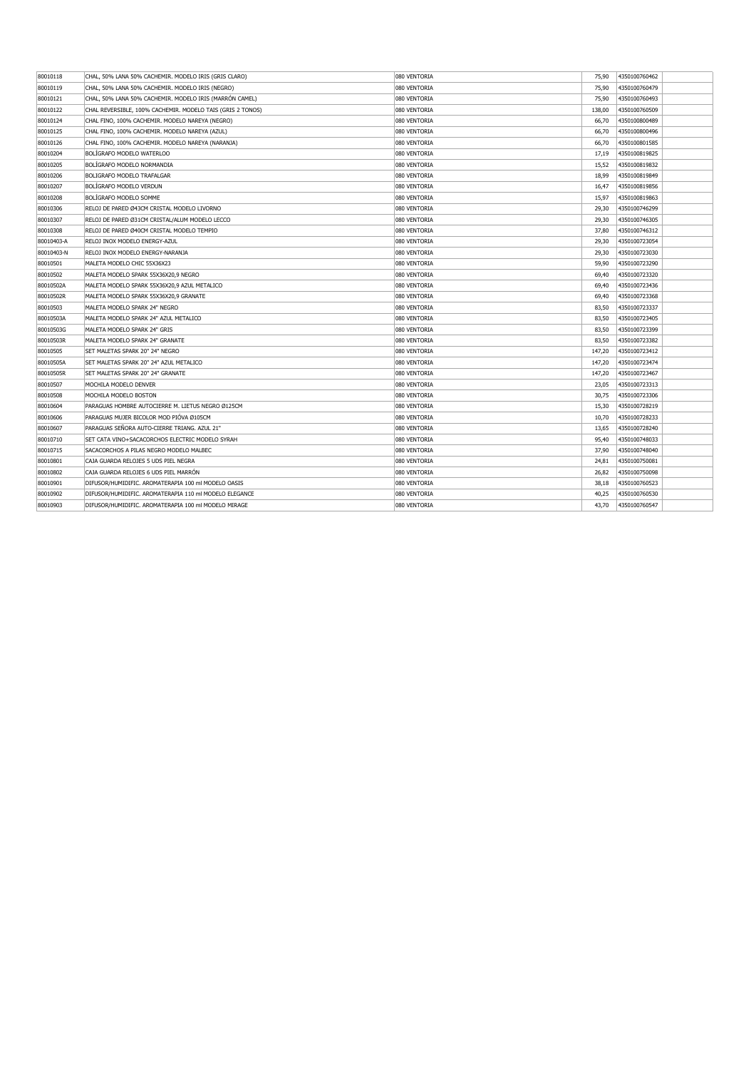| | | | | | |
|---|---|---|---|---|---|
| 80010118 | CHAL, 50% LANA 50% CACHEMIR. MODELO IRIS (GRIS CLARO) | 080 VENTORIA | 75,90 | 4350100760462 | |
| 80010119 | CHAL, 50% LANA 50% CACHEMIR. MODELO IRIS (NEGRO) | 080 VENTORIA | 75,90 | 4350100760479 | |
| 80010121 | CHAL, 50% LANA 50% CACHEMIR. MODELO IRIS (MARRÓN CAMEL) | 080 VENTORIA | 75,90 | 4350100760493 | |
| 80010122 | CHAL REVERSIBLE, 100% CACHEMIR. MODELO TAIS (GRIS 2 TONOS) | 080 VENTORIA | 138,00 | 4350100760509 | |
| 80010124 | CHAL FINO, 100% CACHEMIR. MODELO NAREYA (NEGRO) | 080 VENTORIA | 66,70 | 4350100800489 | |
| 80010125 | CHAL FINO, 100% CACHEMIR. MODELO NAREYA (AZUL) | 080 VENTORIA | 66,70 | 4350100800496 | |
| 80010126 | CHAL FINO, 100% CACHEMIR. MODELO NAREYA (NARANJA) | 080 VENTORIA | 66,70 | 4350100801585 | |
| 80010204 | BOLÍGRAFO MODELO WATERLOO | 080 VENTORIA | 17,19 | 4350100819825 | |
| 80010205 | BOLÍGRAFO MODELO NORMANDIA | 080 VENTORIA | 15,52 | 4350100819832 | |
| 80010206 | BOLIGRAFO MODELO TRAFALGAR | 080 VENTORIA | 18,99 | 4350100819849 | |
| 80010207 | BOLÍGRAFO MODELO VERDUN | 080 VENTORIA | 16,47 | 4350100819856 | |
| 80010208 | BOLÍGRAFO MODELO SOMME | 080 VENTORIA | 15,97 | 4350100819863 | |
| 80010306 | RELOJ DE PARED Ø43CM CRISTAL MODELO LIVORNO | 080 VENTORIA | 29,30 | 4350100746299 | |
| 80010307 | RELOJ DE PARED Ø31CM CRISTAL/ALUM MODELO LECCO | 080 VENTORIA | 29,30 | 4350100746305 | |
| 80010308 | RELOJ DE PARED Ø40CM CRISTAL MODELO TEMPIO | 080 VENTORIA | 37,80 | 4350100746312 | |
| 80010403-A | RELOJ INOX MODELO ENERGY-AZUL | 080 VENTORIA | 29,30 | 4350100723054 | |
| 80010403-N | RELOJ INOX MODELO ENERGY-NARANJA | 080 VENTORIA | 29,30 | 4350100723030 | |
| 80010501 | MALETA MODELO CHIC 55X36X23 | 080 VENTORIA | 59,90 | 4350100723290 | |
| 80010502 | MALETA MODELO SPARK 55X36X20,9 NEGRO | 080 VENTORIA | 69,40 | 4350100723320 | |
| 80010502A | MALETA MODELO SPARK 55X36X20,9 AZUL METALICO | 080 VENTORIA | 69,40 | 4350100723436 | |
| 80010502R | MALETA MODELO SPARK 55X36X20,9 GRANATE | 080 VENTORIA | 69,40 | 4350100723368 | |
| 80010503 | MALETA MODELO SPARK 24" NEGRO | 080 VENTORIA | 83,50 | 4350100723337 | |
| 80010503A | MALETA MODELO SPARK 24" AZUL METALICO | 080 VENTORIA | 83,50 | 4350100723405 | |
| 80010503G | MALETA MODELO SPARK 24" GRIS | 080 VENTORIA | 83,50 | 4350100723399 | |
| 80010503R | MALETA MODELO SPARK 24" GRANATE | 080 VENTORIA | 83,50 | 4350100723382 | |
| 80010505 | SET MALETAS SPARK 20" 24" NEGRO | 080 VENTORIA | 147,20 | 4350100723412 | |
| 80010505A | SET MALETAS SPARK 20" 24" AZUL METALICO | 080 VENTORIA | 147,20 | 4350100723474 | |
| 80010505R | SET MALETAS SPARK 20" 24" GRANATE | 080 VENTORIA | 147,20 | 4350100723467 | |
| 80010507 | MOCHILA MODELO DENVER | 080 VENTORIA | 23,05 | 4350100723313 | |
| 80010508 | MOCHILA MODELO BOSTON | 080 VENTORIA | 30,75 | 4350100723306 | |
| 80010604 | PARAGUAS HOMBRE AUTOCIERRE M. LIETUS NEGRO Ø125CM | 080 VENTORIA | 15,30 | 4350100728219 | |
| 80010606 | PARAGUAS MUJER BICOLOR MOD PIÓVA Ø105CM | 080 VENTORIA | 10,70 | 4350100728233 | |
| 80010607 | PARAGUAS SEÑORA AUTO-CIERRE TRIANG. AZUL 21" | 080 VENTORIA | 13,65 | 4350100728240 | |
| 80010710 | SET CATA VINO+SACACORCHOS ELECTRIC MODELO SYRAH | 080 VENTORIA | 95,40 | 4350100748033 | |
| 80010715 | SACACORCHOS A PILAS NEGRO MODELO MALBEC | 080 VENTORIA | 37,90 | 4350100748040 | |
| 80010801 | CAJA GUARDA RELOJES 5 UDS PIEL NEGRA | 080 VENTORIA | 24,81 | 4350100750081 | |
| 80010802 | CAJA GUARDA RELOJES 6 UDS PIEL MARRÓN | 080 VENTORIA | 26,82 | 4350100750098 | |
| 80010901 | DIFUSOR/HUMIDIFIC. AROMATERAPIA 100 ml MODELO OASIS | 080 VENTORIA | 38,18 | 4350100760523 | |
| 80010902 | DIFUSOR/HUMIDIFIC. AROMATERAPIA 110 ml MODELO ELEGANCE | 080 VENTORIA | 40,25 | 4350100760530 | |
| 80010903 | DIFUSOR/HUMIDIFIC. AROMATERAPIA 100 ml MODELO MIRAGE | 080 VENTORIA | 43,70 | 4350100760547 | |